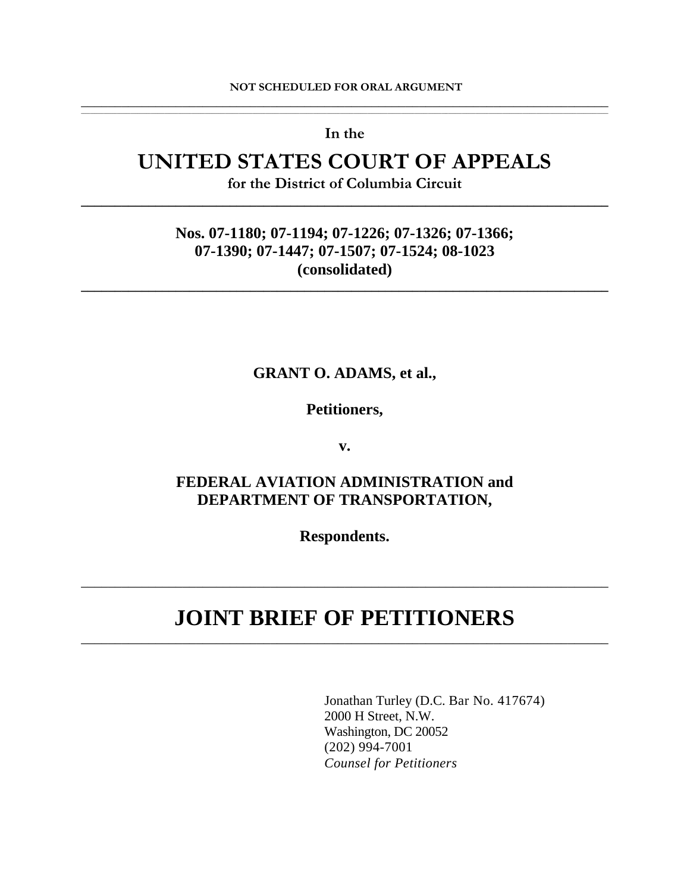**NOT SCHEDULED FOR ORAL ARGUMENT**

---

**In the**

# UNITED STATES COURT OF APPEALS

**for the District of Columbia Circuit**

---

**Nos. 07-1180; 07-1194; 07-1226; 07-1326; 07-1366; 07-1390; 07-1447; 07-1507; 07-1524; 08-1023 (consolidated)**

---

**GRANT O. ADAMS, et al.,**

**Petitioners,**

**v.**

**FEDERAL AVIATION ADMINISTRATION and DEPARTMENT OF TRANSPORTATION,**

**Respondents.**

---

# JOINT BRIEF OF PETITIONERS

---

Jonathan Turley (D.C. Bar No. 417674)
2000 H Street, N.W.
Washington, DC 20052
(202) 994-7001
*Counsel for Petitioners*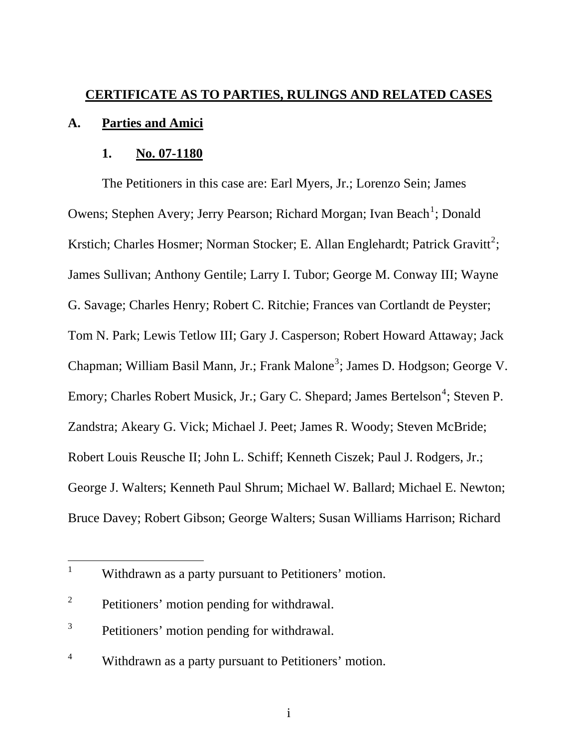## CERTIFICATE AS TO PARTIES, RULINGS AND RELATED CASES

### A. Parties and Amici

#### 1. No. 07-1180

The Petitioners in this case are: Earl Myers, Jr.; Lorenzo Sein; James Owens; Stephen Avery; Jerry Pearson; Richard Morgan; Ivan Beach[1]; Donald Krstich; Charles Hosmer; Norman Stocker; E. Allan Englehardt; Patrick Gravitt[2]; James Sullivan; Anthony Gentile; Larry I. Tubor; George M. Conway III; Wayne G. Savage; Charles Henry; Robert C. Ritchie; Frances van Cortlandt de Peyster; Tom N. Park; Lewis Tetlow III; Gary J. Casperson; Robert Howard Attaway; Jack Chapman; William Basil Mann, Jr.; Frank Malone[3]; James D. Hodgson; George V. Emory; Charles Robert Musick, Jr.; Gary C. Shepard; James Bertelson[4]; Steven P. Zandstra; Akeary G. Vick; Michael J. Peet; James R. Woody; Steven McBride; Robert Louis Reusche II; John L. Schiff; Kenneth Ciszek; Paul J. Rodgers, Jr.; George J. Walters; Kenneth Paul Shrum; Michael W. Ballard; Michael E. Newton; Bruce Davey; Robert Gibson; George Walters; Susan Williams Harrison; Richard

---

[1] Withdrawn as a party pursuant to Petitioners' motion.

[2] Petitioners' motion pending for withdrawal.

[3] Petitioners' motion pending for withdrawal.

[4] Withdrawn as a party pursuant to Petitioners' motion.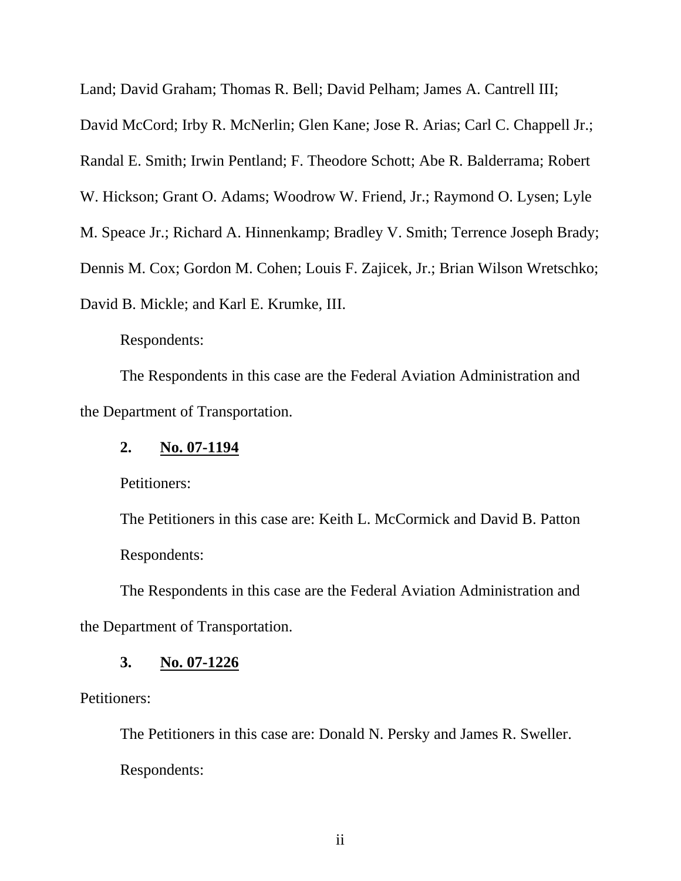Land; David Graham; Thomas R. Bell; David Pelham; James A. Cantrell III; David McCord; Irby R. McNerlin; Glen Kane; Jose R. Arias; Carl C. Chappell Jr.; Randal E. Smith; Irwin Pentland; F. Theodore Schott; Abe R. Balderrama; Robert W. Hickson; Grant O. Adams; Woodrow W. Friend, Jr.; Raymond O. Lysen; Lyle M. Speace Jr.; Richard A. Hinnenkamp; Bradley V. Smith; Terrence Joseph Brady; Dennis M. Cox; Gordon M. Cohen; Louis F. Zajicek, Jr.; Brian Wilson Wretschko; David B. Mickle; and Karl E. Krumke, III.

Respondents:

The Respondents in this case are the Federal Aviation Administration and the Department of Transportation.

**2. No. 07-1194**

Petitioners:

The Petitioners in this case are: Keith L. McCormick and David B. Patton

Respondents:

The Respondents in this case are the Federal Aviation Administration and the Department of Transportation.

**3. No. 07-1226**

Petitioners:

The Petitioners in this case are: Donald N. Persky and James R. Sweller.

Respondents: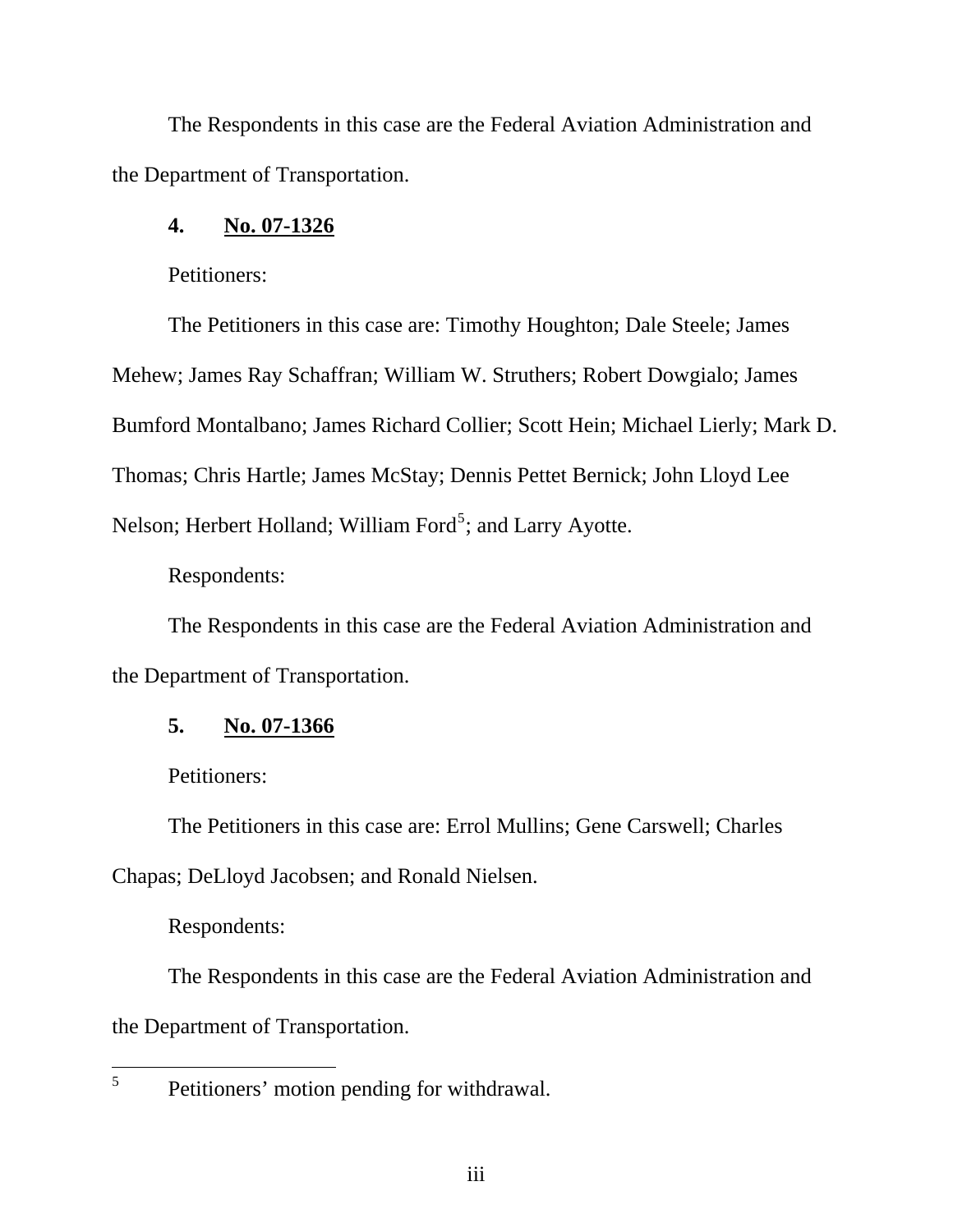The Respondents in this case are the Federal Aviation Administration and the Department of Transportation.

**4. No. 07-1326**

Petitioners:

The Petitioners in this case are: Timothy Houghton; Dale Steele; James Mehew; James Ray Schaffran; William W. Struthers; Robert Dowgialo; James Bumford Montalbano; James Richard Collier; Scott Hein; Michael Lierly; Mark D. Thomas; Chris Hartle; James McStay; Dennis Pettet Bernick; John Lloyd Lee Nelson; Herbert Holland; William Ford[5]; and Larry Ayotte.

Respondents:

The Respondents in this case are the Federal Aviation Administration and the Department of Transportation.

**5. No. 07-1366**

Petitioners:

The Petitioners in this case are: Errol Mullins; Gene Carswell; Charles Chapas; DeLloyd Jacobsen; and Ronald Nielsen.

Respondents:

The Respondents in this case are the Federal Aviation Administration and the Department of Transportation.

---

[5] Petitioners' motion pending for withdrawal.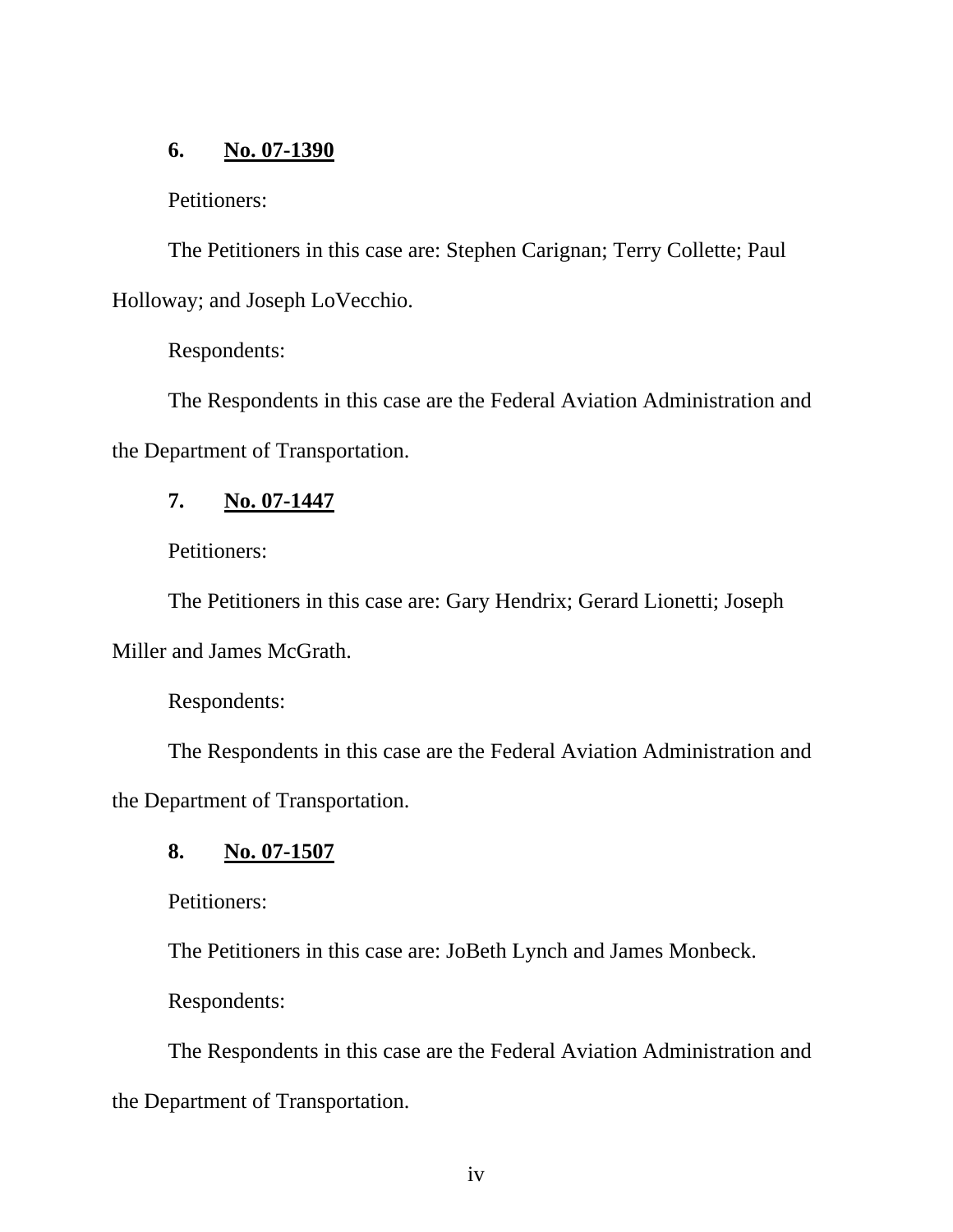**6.** **No. 07-1390**

Petitioners:

The Petitioners in this case are: Stephen Carignan; Terry Collette; Paul Holloway; and Joseph LoVecchio.

Respondents:

The Respondents in this case are the Federal Aviation Administration and the Department of Transportation.

**7.** **No. 07-1447**

Petitioners:

The Petitioners in this case are: Gary Hendrix; Gerard Lionetti; Joseph Miller and James McGrath.

Respondents:

The Respondents in this case are the Federal Aviation Administration and the Department of Transportation.

**8.** **No. 07-1507**

Petitioners:

The Petitioners in this case are: JoBeth Lynch and James Monbeck.

Respondents:

The Respondents in this case are the Federal Aviation Administration and the Department of Transportation.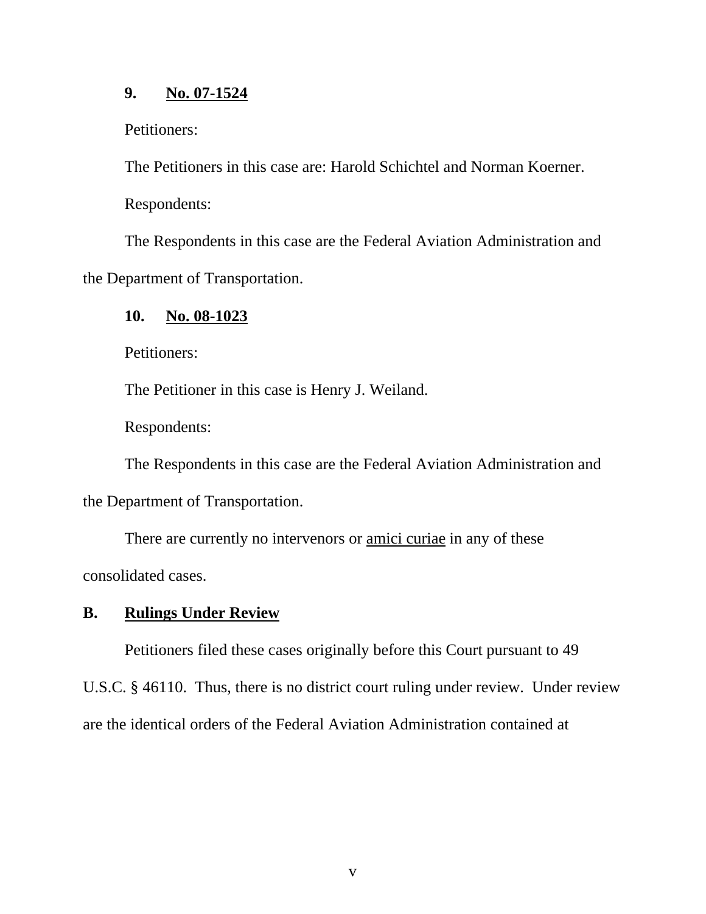**9. No. 07-1524**

Petitioners:

The Petitioners in this case are: Harold Schichtel and Norman Koerner.

Respondents:

The Respondents in this case are the Federal Aviation Administration and the Department of Transportation.

**10. No. 08-1023**

Petitioners:

The Petitioner in this case is Henry J. Weiland.

Respondents:

The Respondents in this case are the Federal Aviation Administration and the Department of Transportation.

There are currently no intervenors or amici curiae in any of these consolidated cases.

## B. Rulings Under Review

Petitioners filed these cases originally before this Court pursuant to 49 U.S.C. § 46110. Thus, there is no district court ruling under review. Under review are the identical orders of the Federal Aviation Administration contained at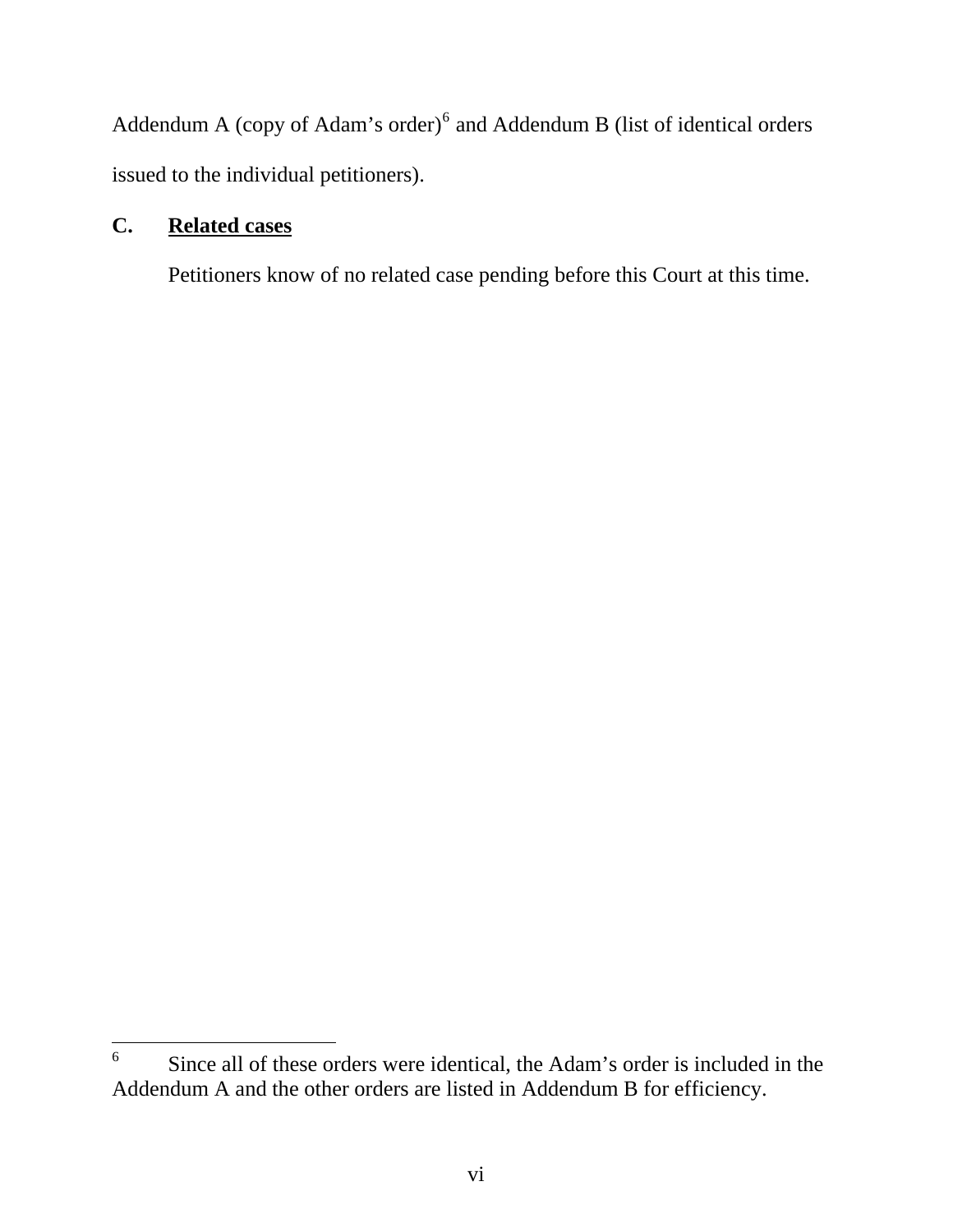Addendum A (copy of Adam's order)[6] and Addendum B (list of identical orders issued to the individual petitioners).

### C. **Related cases**

Petitioners know of no related case pending before this Court at this time.

---

[6] Since all of these orders were identical, the Adam's order is included in the Addendum A and the other orders are listed in Addendum B for efficiency.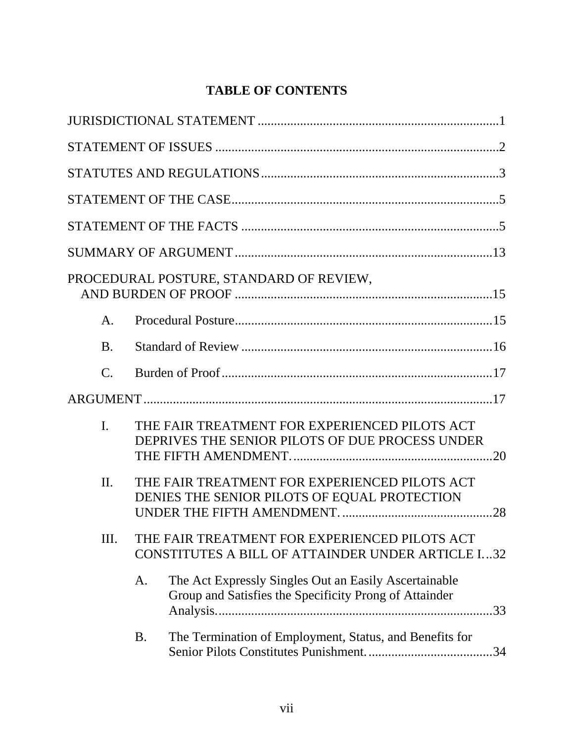# TABLE OF CONTENTS

JURISDICTIONAL STATEMENT ..........................................................................1

STATEMENT OF ISSUES ......................................................................................2

STATUTES AND REGULATIONS........................................................................3

STATEMENT OF THE CASE.................................................................................5

STATEMENT OF THE FACTS ..............................................................................5

SUMMARY OF ARGUMENT ...............................................................................13

PROCEDURAL POSTURE, STANDARD OF REVIEW, AND BURDEN OF PROOF ...............................................................................15

- A. Procedural Posture...............................................................................15
- B. Standard of Review .............................................................................16
- C. Burden of Proof....................................................................................17

ARGUMENT ............................................................................................................17

- I. THE FAIR TREATMENT FOR EXPERIENCED PILOTS ACT DEPRIVES THE SENIOR PILOTS OF DUE PROCESS UNDER THE FIFTH AMENDMENT. ............................................................20
- II. THE FAIR TREATMENT FOR EXPERIENCED PILOTS ACT DENIES THE SENIOR PILOTS OF EQUAL PROTECTION UNDER THE FIFTH AMENDMENT. ..............................................28
- III. THE FAIR TREATMENT FOR EXPERIENCED PILOTS ACT CONSTITUTES A BILL OF ATTAINDER UNDER ARTICLE I...32
  - A. The Act Expressly Singles Out an Easily Ascertainable Group and Satisfies the Specificity Prong of Attainder Analysis.....................................................................................33
  - B. The Termination of Employment, Status, and Benefits for Senior Pilots Constitutes Punishment.......................................34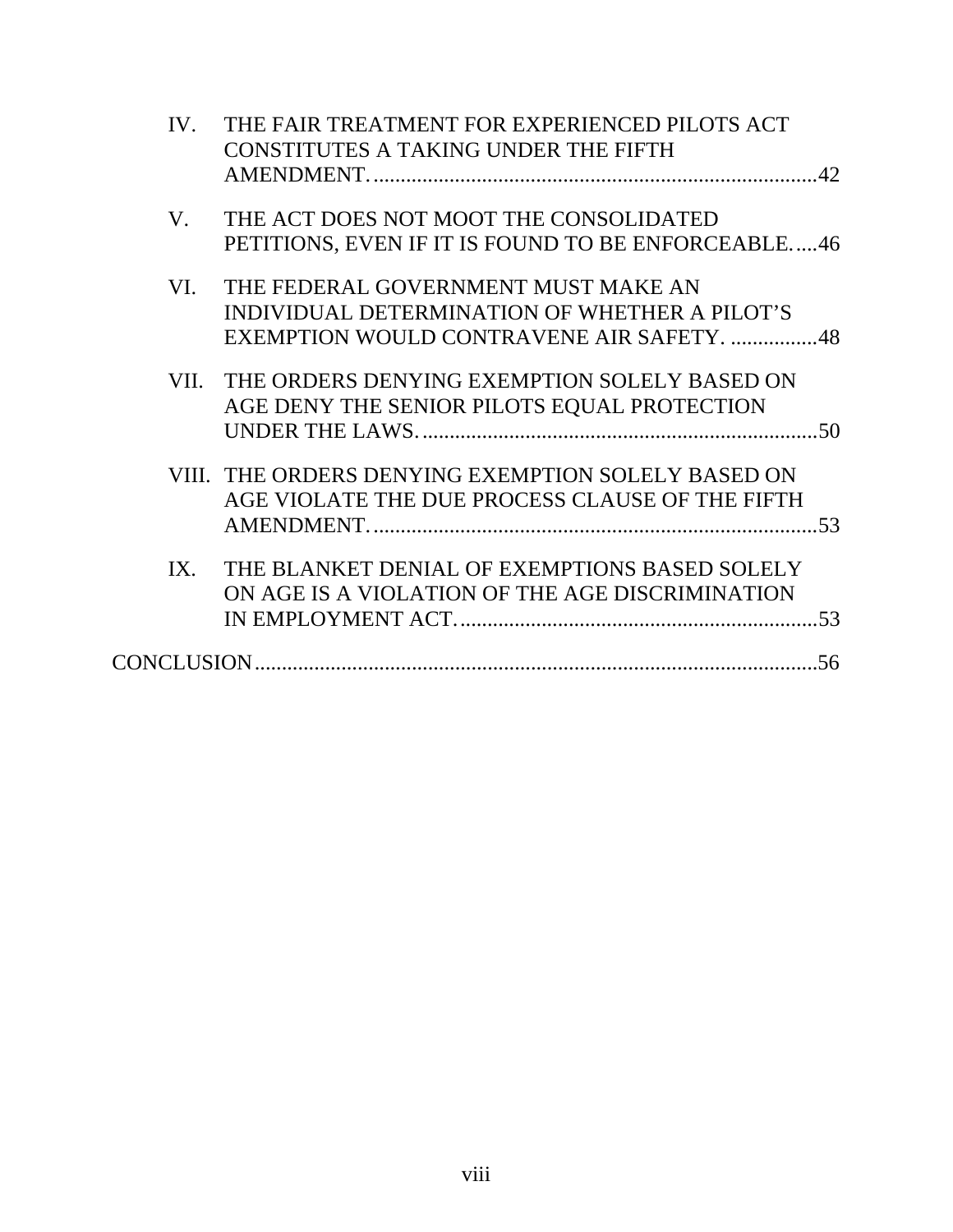IV. THE FAIR TREATMENT FOR EXPERIENCED PILOTS ACT CONSTITUTES A TAKING UNDER THE FIFTH AMENDMENT. ....................................................................................42

V. THE ACT DOES NOT MOOT THE CONSOLIDATED PETITIONS, EVEN IF IT IS FOUND TO BE ENFORCEABLE.....46

VI. THE FEDERAL GOVERNMENT MUST MAKE AN INDIVIDUAL DETERMINATION OF WHETHER A PILOT'S EXEMPTION WOULD CONTRAVENE AIR SAFETY. ................48

VII. THE ORDERS DENYING EXEMPTION SOLELY BASED ON AGE DENY THE SENIOR PILOTS EQUAL PROTECTION UNDER THE LAWS. ..........................................................................50

VIII. THE ORDERS DENYING EXEMPTION SOLELY BASED ON AGE VIOLATE THE DUE PROCESS CLAUSE OF THE FIFTH AMENDMENT. ...................................................................................53

IX. THE BLANKET DENIAL OF EXEMPTIONS BASED SOLELY ON AGE IS A VIOLATION OF THE AGE DISCRIMINATION IN EMPLOYMENT ACT. ...................................................................53

CONCLUSION.........................................................................................................56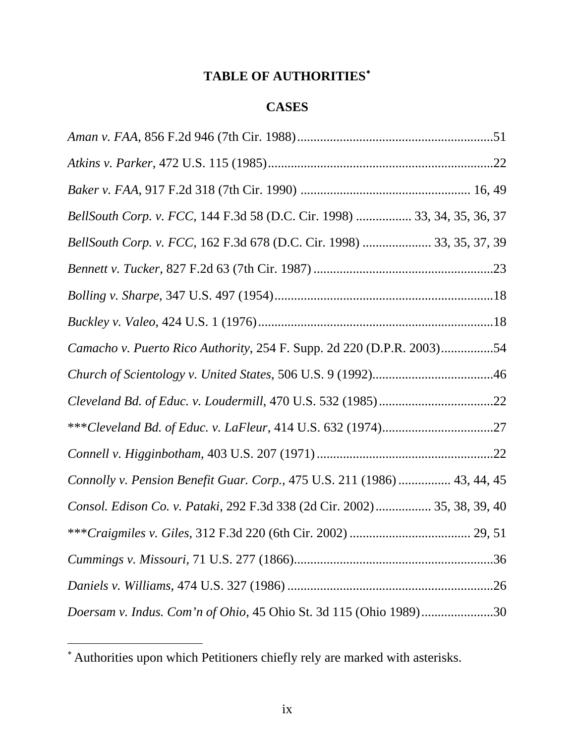# TABLE OF AUTHORITIES[*]

## CASES

*Aman v. FAA*, 856 F.2d 946 (7th Cir. 1988)............................................................51

*Atkins v. Parker*, 472 U.S. 115 (1985).....................................................................22

*Baker v. FAA*, 917 F.2d 318 (7th Cir. 1990) .................................................... 16, 49

*BellSouth Corp. v. FCC*, 144 F.3d 58 (D.C. Cir. 1998) ................. 33, 34, 35, 36, 37

*BellSouth Corp. v. FCC*, 162 F.3d 678 (D.C. Cir. 1998) ..................... 33, 35, 37, 39

*Bennett v. Tucker*, 827 F.2d 63 (7th Cir. 1987) .......................................................23

*Bolling v. Sharpe*, 347 U.S. 497 (1954)...................................................................18

*Buckley v. Valeo*, 424 U.S. 1 (1976)........................................................................18

*Camacho v. Puerto Rico Authority*, 254 F. Supp. 2d 220 (D.P.R. 2003)................54

*Church of Scientology v. United States*, 506 U.S. 9 (1992).....................................46

*Cleveland Bd. of Educ. v. Loudermill*, 470 U.S. 532 (1985)...................................22

***\*Cleveland Bd. of Educ. v. LaFleur*, 414 U.S. 632 (1974)..................................27

*Connell v. Higginbotham*, 403 U.S. 207 (1971).......................................................22

*Connolly v. Pension Benefit Guar. Corp.*, 475 U.S. 211 (1986)................ 43, 44, 45

*Consol. Edison Co. v. Pataki*, 292 F.3d 338 (2d Cir. 2002)................. 35, 38, 39, 40

***\*Craigmiles v. Giles*, 312 F.3d 220 (6th Cir. 2002)..................................... 29, 51

*Cummings v. Missouri*, 71 U.S. 277 (1866).............................................................36

*Daniels v. Williams*, 474 U.S. 327 (1986)................................................................26

*Doersam v. Indus. Com'n of Ohio*, 45 Ohio St. 3d 115 (Ohio 1989)......................30

---

[*] Authorities upon which Petitioners chiefly rely are marked with asterisks.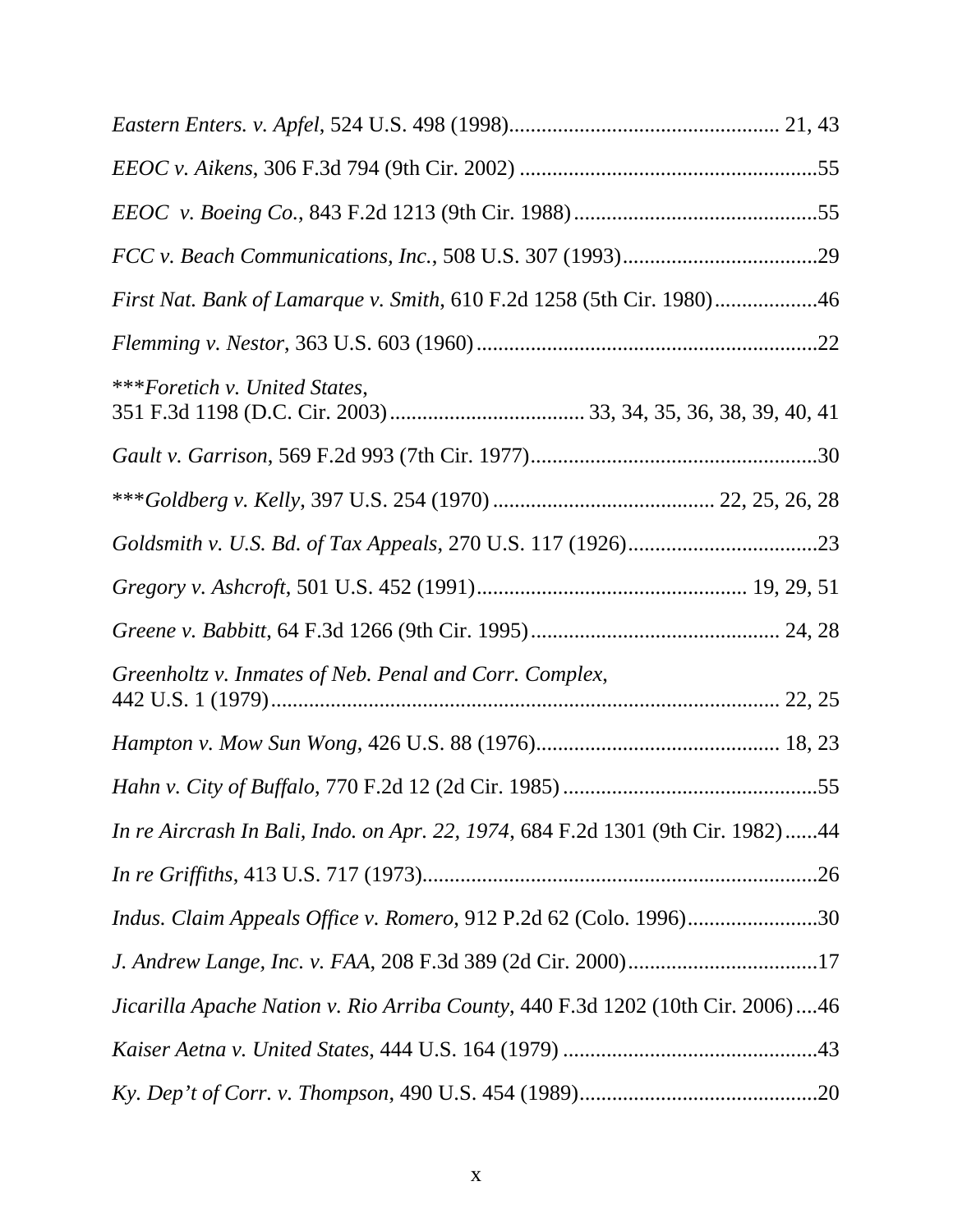*Eastern Enters. v. Apfel*, 524 U.S. 498 (1998)................................................. 21, 43

*EEOC v. Aikens*, 306 F.3d 794 (9th Cir. 2002) .......................................................55

*EEOC v. Boeing Co.*, 843 F.2d 1213 (9th Cir. 1988).............................................55

*FCC v. Beach Communications, Inc.*, 508 U.S. 307 (1993)....................................29

*First Nat. Bank of Lamarque v. Smith*, 610 F.2d 1258 (5th Cir. 1980)..................46

*Flemming v. Nestor*, 363 U.S. 603 (1960)...............................................................22

****Foretich v. United States*, 351 F.3d 1198 (D.C. Cir. 2003).................................... 33, 34, 35, 36, 38, 39, 40, 41

*Gault v. Garrison*, 569 F.2d 993 (7th Cir. 1977).....................................................30

****Goldberg v. Kelly*, 397 U.S. 254 (1970)......................................... 22, 25, 26, 28

*Goldsmith v. U.S. Bd. of Tax Appeals*, 270 U.S. 117 (1926)..................................23

*Gregory v. Ashcroft*, 501 U.S. 452 (1991)................................................. 19, 29, 51

*Greene v. Babbitt*, 64 F.3d 1266 (9th Cir. 1995)............................................. 24, 28

*Greenholtz v. Inmates of Neb. Penal and Corr. Complex*, 442 U.S. 1 (1979)........................................................................................... 22, 25

*Hampton v. Mow Sun Wong*, 426 U.S. 88 (1976)............................................ 18, 23

*Hahn v. City of Buffalo*, 770 F.2d 12 (2d Cir. 1985)...............................................55

*In re Aircrash In Bali, Indo. on Apr. 22, 1974*, 684 F.2d 1301 (9th Cir. 1982)......44

*In re Griffiths*, 413 U.S. 717 (1973)........................................................................26

*Indus. Claim Appeals Office v. Romero*, 912 P.2d 62 (Colo. 1996)........................30

*J. Andrew Lange, Inc. v. FAA*, 208 F.3d 389 (2d Cir. 2000)...................................17

*Jicarilla Apache Nation v. Rio Arriba County*, 440 F.3d 1202 (10th Cir. 2006)....46

*Kaiser Aetna v. United States*, 444 U.S. 164 (1979) ...............................................43

*Ky. Dep't of Corr. v. Thompson*, 490 U.S. 454 (1989)............................................20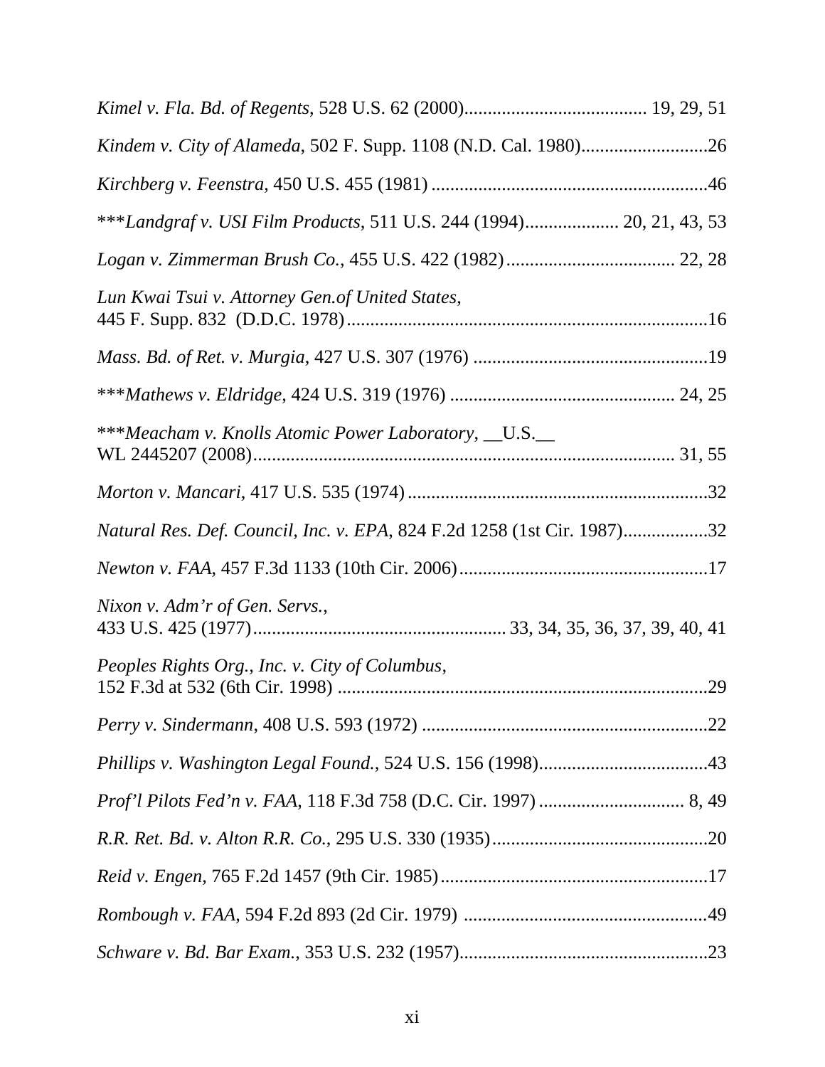*Kimel v. Fla. Bd. of Regents*, 528 U.S. 62 (2000)...................................... 19, 29, 51

*Kindem v. City of Alameda*, 502 F. Supp. 1108 (N.D. Cal. 1980)...........................26

*Kirchberg v. Feenstra*, 450 U.S. 455 (1981) ...........................................................46

****Landgraf v. USI Film Products*, 511 U.S. 244 (1994)................... 20, 21, 43, 53

*Logan v. Zimmerman Brush Co.*, 455 U.S. 422 (1982)................................... 22, 28

*Lun Kwai Tsui v. Attorney Gen.of United States*,
445 F. Supp. 832 (D.D.C. 1978)............................................................................16

*Mass. Bd. of Ret. v. Murgia*, 427 U.S. 307 (1976) ..................................................19

****Mathews v. Eldridge*, 424 U.S. 319 (1976) ............................................... 24, 25

****Meacham v. Knolls Atomic Power Laboratory*, __U.S.__
WL 2445207 (2008)........................................................................................ 31, 55

*Morton v. Mancari*, 417 U.S. 535 (1974) ................................................................32

*Natural Res. Def. Council, Inc. v. EPA*, 824 F.2d 1258 (1st Cir. 1987).................32

*Newton v. FAA*, 457 F.3d 1133 (10th Cir. 2006) ....................................................17

*Nixon v. Adm'r of Gen. Servs.*,
433 U.S. 425 (1977)..................................................... 33, 34, 35, 36, 37, 39, 40, 41

*Peoples Rights Org., Inc. v. City of Columbus*,
152 F.3d at 532 (6th Cir. 1998) ..............................................................................29

*Perry v. Sindermann*, 408 U.S. 593 (1972) .............................................................22

*Phillips v. Washington Legal Found.*, 524 U.S. 156 (1998)....................................43

*Prof'l Pilots Fed'n v. FAA*, 118 F.3d 758 (D.C. Cir. 1997) ............................... 8, 49

*R.R. Ret. Bd. v. Alton R.R. Co.*, 295 U.S. 330 (1935)..............................................20

*Reid v. Engen*, 765 F.2d 1457 (9th Cir. 1985).........................................................17

*Rombough v. FAA*, 594 F.2d 893 (2d Cir. 1979) ....................................................49

*Schware v. Bd. Bar Exam.*, 353 U.S. 232 (1957).....................................................23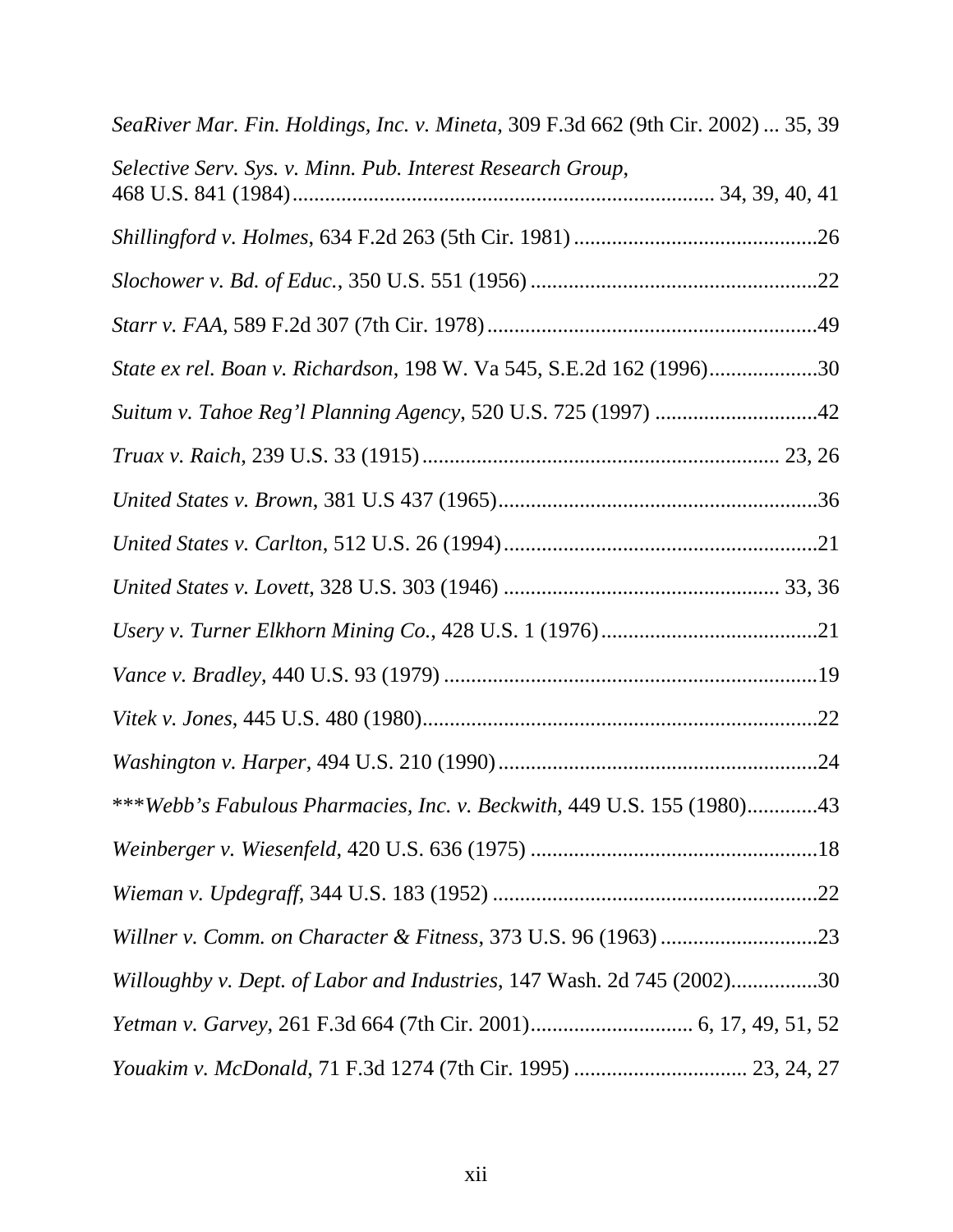*SeaRiver Mar. Fin. Holdings, Inc. v. Mineta*, 309 F.3d 662 (9th Cir. 2002) ... 35, 39

*Selective Serv. Sys. v. Minn. Pub. Interest Research Group*, 468 U.S. 841 (1984).......................................................................... 34, 39, 40, 41

*Shillingford v. Holmes*, 634 F.2d 263 (5th Cir. 1981) ..............................................26

*Slochower v. Bd. of Educ.*, 350 U.S. 551 (1956) ......................................................22

*Starr v. FAA*, 589 F.2d 307 (7th Cir. 1978)..............................................................49

*State ex rel. Boan v. Richardson*, 198 W. Va 545, S.E.2d 162 (1996)....................30

*Suitum v. Tahoe Reg'l Planning Agency*, 520 U.S. 725 (1997) ..............................42

*Truax v. Raich*, 239 U.S. 33 (1915).................................................................. 23, 26

*United States v. Brown*, 381 U.S 437 (1965)...........................................................36

*United States v. Carlton*, 512 U.S. 26 (1994)...........................................................21

*United States v. Lovett*, 328 U.S. 303 (1946) .................................................. 33, 36

*Usery v. Turner Elkhorn Mining Co.*, 428 U.S. 1 (1976).........................................21

*Vance v. Bradley*, 440 U.S. 93 (1979) ......................................................................19

*Vitek v. Jones*, 445 U.S. 480 (1980)..........................................................................22

*Washington v. Harper*, 494 U.S. 210 (1990)............................................................24

****Webb's Fabulous Pharmacies, Inc. v. Beckwith*, 449 U.S. 155 (1980).............43

*Weinberger v. Wiesenfeld*, 420 U.S. 636 (1975) ......................................................18

*Wieman v. Updegraff*, 344 U.S. 183 (1952) .............................................................22

*Willner v. Comm. on Character & Fitness*, 373 U.S. 96 (1963) .............................23

*Willoughby v. Dept. of Labor and Industries*, 147 Wash. 2d 745 (2002)................30

*Yetman v. Garvey*, 261 F.3d 664 (7th Cir. 2001).............................. 6, 17, 49, 51, 52

*Youakim v. McDonald*, 71 F.3d 1274 (7th Cir. 1995) ................................ 23, 24, 27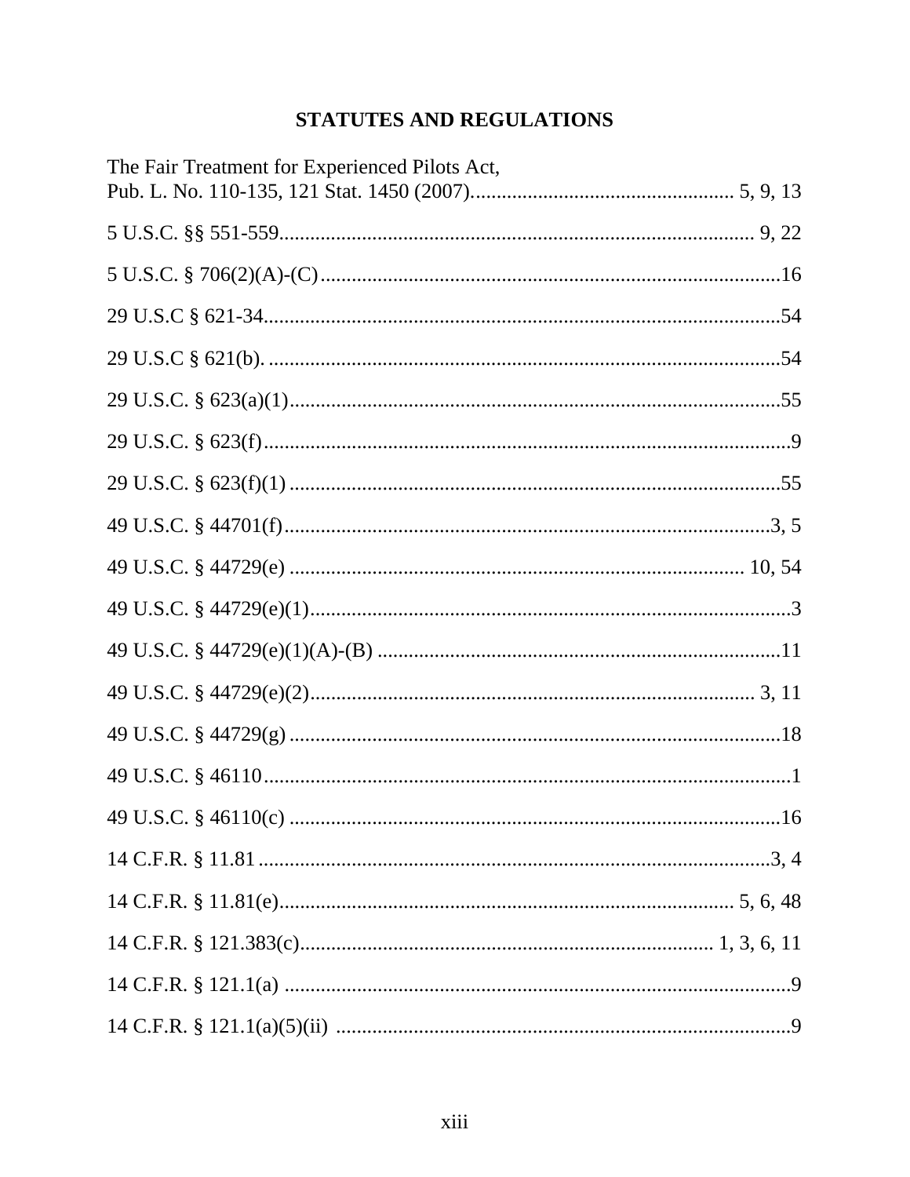## STATUTES AND REGULATIONS

The Fair Treatment for Experienced Pilots Act,
Pub. L. No. 110-135, 121 Stat. 1450 (2007).................................................. 5, 9, 13

5 U.S.C. §§ 551-559.......................................................................................... 9, 22

5 U.S.C. § 706(2)(A)-(C).......................................................................................16

29 U.S.C § 621-34..................................................................................................54

29 U.S.C § 621(b). .................................................................................................54

29 U.S.C. § 623(a)(1).............................................................................................55

29 U.S.C. § 623(f).....................................................................................................9

29 U.S.C. § 623(f)(1) .............................................................................................55

49 U.S.C. § 44701(f)..............................................................................................3, 5

49 U.S.C. § 44729(e) ..................................................................................... 10, 54

49 U.S.C. § 44729(e)(1)............................................................................................3

49 U.S.C. § 44729(e)(1)(A)-(B) ............................................................................11

49 U.S.C. § 44729(e)(2).................................................................................... 3, 11

49 U.S.C. § 44729(g) ..............................................................................................18

49 U.S.C. § 46110.....................................................................................................1

49 U.S.C. § 46110(c) ..............................................................................................16

14 C.F.R. § 11.81 ..................................................................................................3, 4

14 C.F.R. § 11.81(e).................................................................................... 5, 6, 48

14 C.F.R. § 121.383(c)............................................................................ 1, 3, 6, 11

14 C.F.R. § 121.1(a) .................................................................................................9

14 C.F.R. § 121.1(a)(5)(ii) .......................................................................................9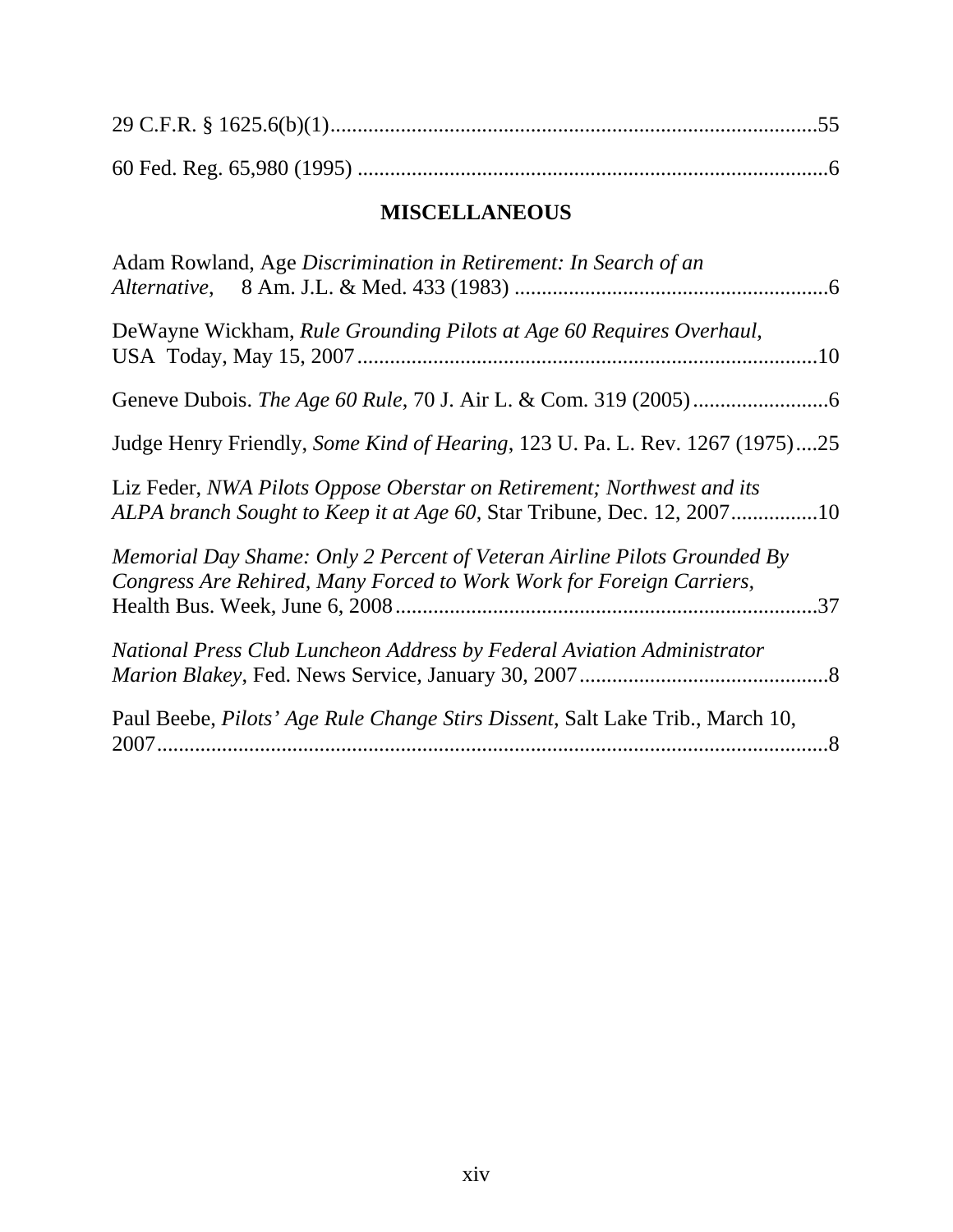29 C.F.R. § 1625.6(b)(1)........................................................................................55

60 Fed. Reg. 65,980 (1995) ......................................................................................6

## MISCELLANEOUS

Adam Rowland, Age *Discrimination in Retirement: In Search of an Alternative*, 8 Am. J.L. & Med. 433 (1983) ..........................................................6

DeWayne Wickham, *Rule Grounding Pilots at Age 60 Requires Overhaul*, USA Today, May 15, 2007....................................................................................10

Geneve Dubois. *The Age 60 Rule*, 70 J. Air L. & Com. 319 (2005).........................6

Judge Henry Friendly, *Some Kind of Hearing*, 123 U. Pa. L. Rev. 1267 (1975)....25

Liz Feder, *NWA Pilots Oppose Oberstar on Retirement; Northwest and its ALPA branch Sought to Keep it at Age 60*, Star Tribune, Dec. 12, 2007................10

*Memorial Day Shame: Only 2 Percent of Veteran Airline Pilots Grounded By Congress Are Rehired, Many Forced to Work Work for Foreign Carriers*, Health Bus. Week, June 6, 2008.............................................................................37

*National Press Club Luncheon Address by Federal Aviation Administrator Marion Blakey*, Fed. News Service, January 30, 2007..............................................8

Paul Beebe, *Pilots' Age Rule Change Stirs Dissent*, Salt Lake Trib., March 10, 2007............................................................................................................8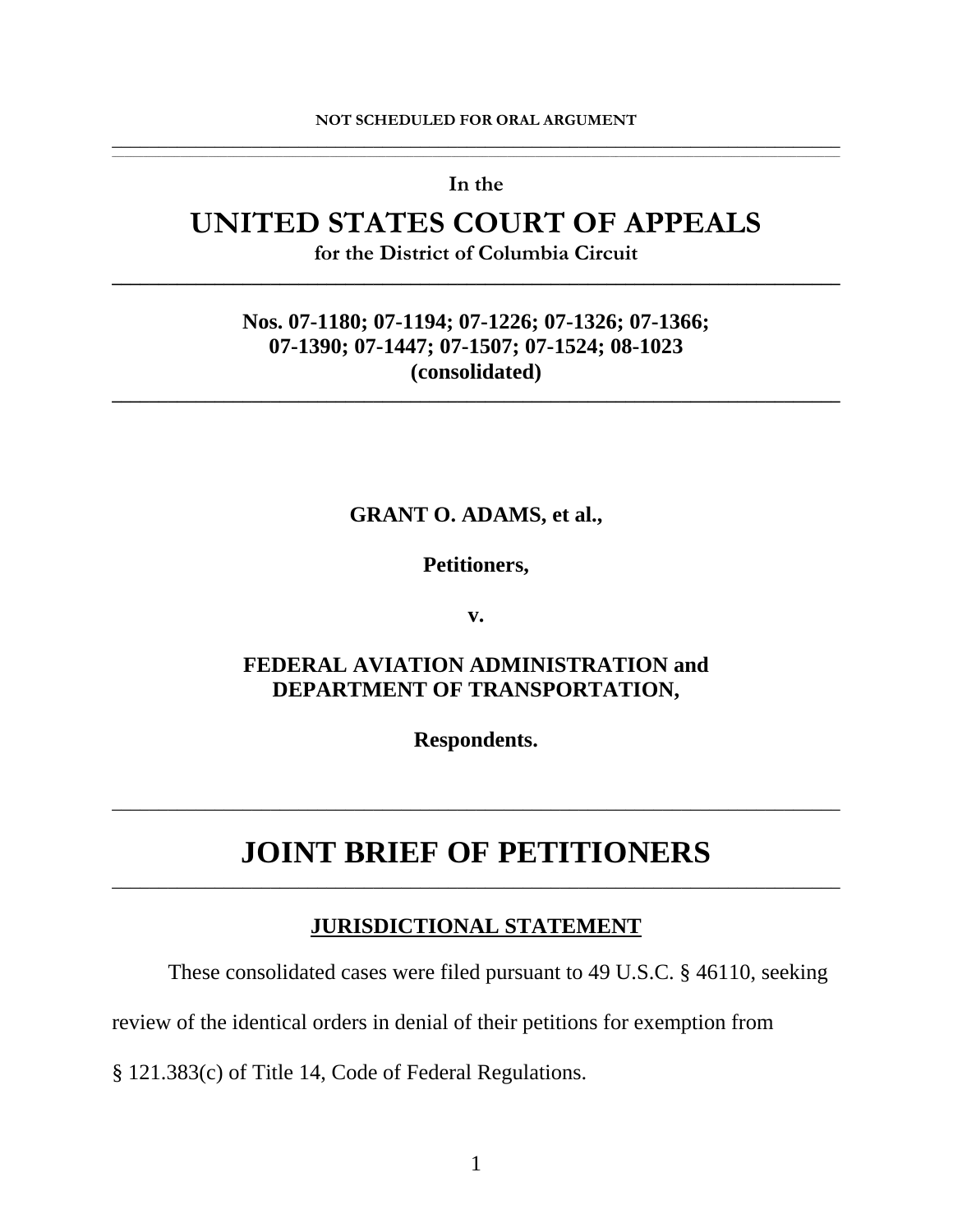NOT SCHEDULED FOR ORAL ARGUMENT

---

In the

# UNITED STATES COURT OF APPEALS

**for the District of Columbia Circuit**

---

**Nos. 07-1180; 07-1194; 07-1226; 07-1326; 07-1366; 07-1390; 07-1447; 07-1507; 07-1524; 08-1023 (consolidated)**

---

**GRANT O. ADAMS, et al.,**

**Petitioners,**

**v.**

**FEDERAL AVIATION ADMINISTRATION and DEPARTMENT OF TRANSPORTATION,**

**Respondents.**

---

# JOINT BRIEF OF PETITIONERS

---

## JURISDICTIONAL STATEMENT

These consolidated cases were filed pursuant to 49 U.S.C. § 46110, seeking review of the identical orders in denial of their petitions for exemption from § 121.383(c) of Title 14, Code of Federal Regulations.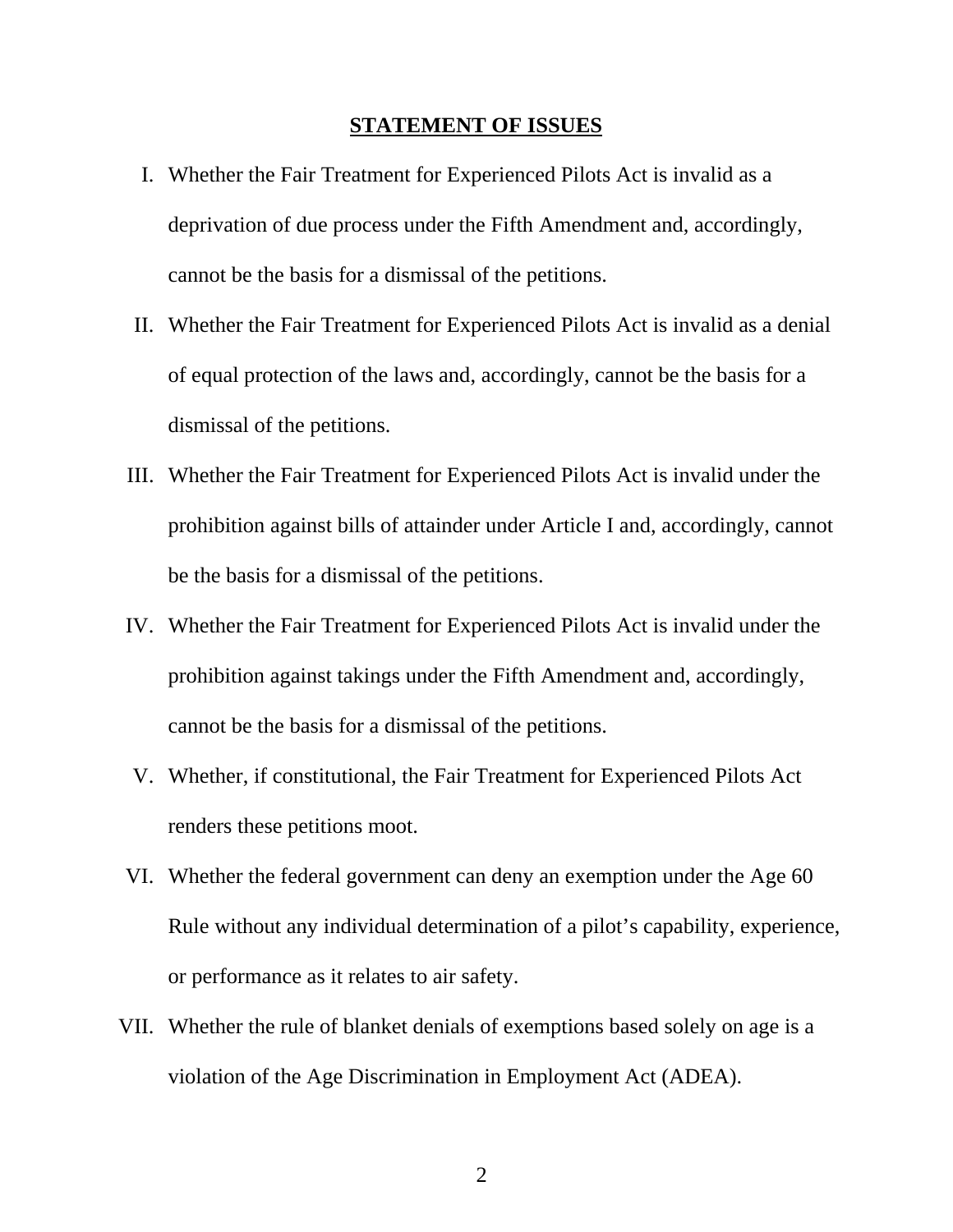## STATEMENT OF ISSUES

I. Whether the Fair Treatment for Experienced Pilots Act is invalid as a deprivation of due process under the Fifth Amendment and, accordingly, cannot be the basis for a dismissal of the petitions.

II. Whether the Fair Treatment for Experienced Pilots Act is invalid as a denial of equal protection of the laws and, accordingly, cannot be the basis for a dismissal of the petitions.

III. Whether the Fair Treatment for Experienced Pilots Act is invalid under the prohibition against bills of attainder under Article I and, accordingly, cannot be the basis for a dismissal of the petitions.

IV. Whether the Fair Treatment for Experienced Pilots Act is invalid under the prohibition against takings under the Fifth Amendment and, accordingly, cannot be the basis for a dismissal of the petitions.

V. Whether, if constitutional, the Fair Treatment for Experienced Pilots Act renders these petitions moot.

VI. Whether the federal government can deny an exemption under the Age 60 Rule without any individual determination of a pilot's capability, experience, or performance as it relates to air safety.

VII. Whether the rule of blanket denials of exemptions based solely on age is a violation of the Age Discrimination in Employment Act (ADEA).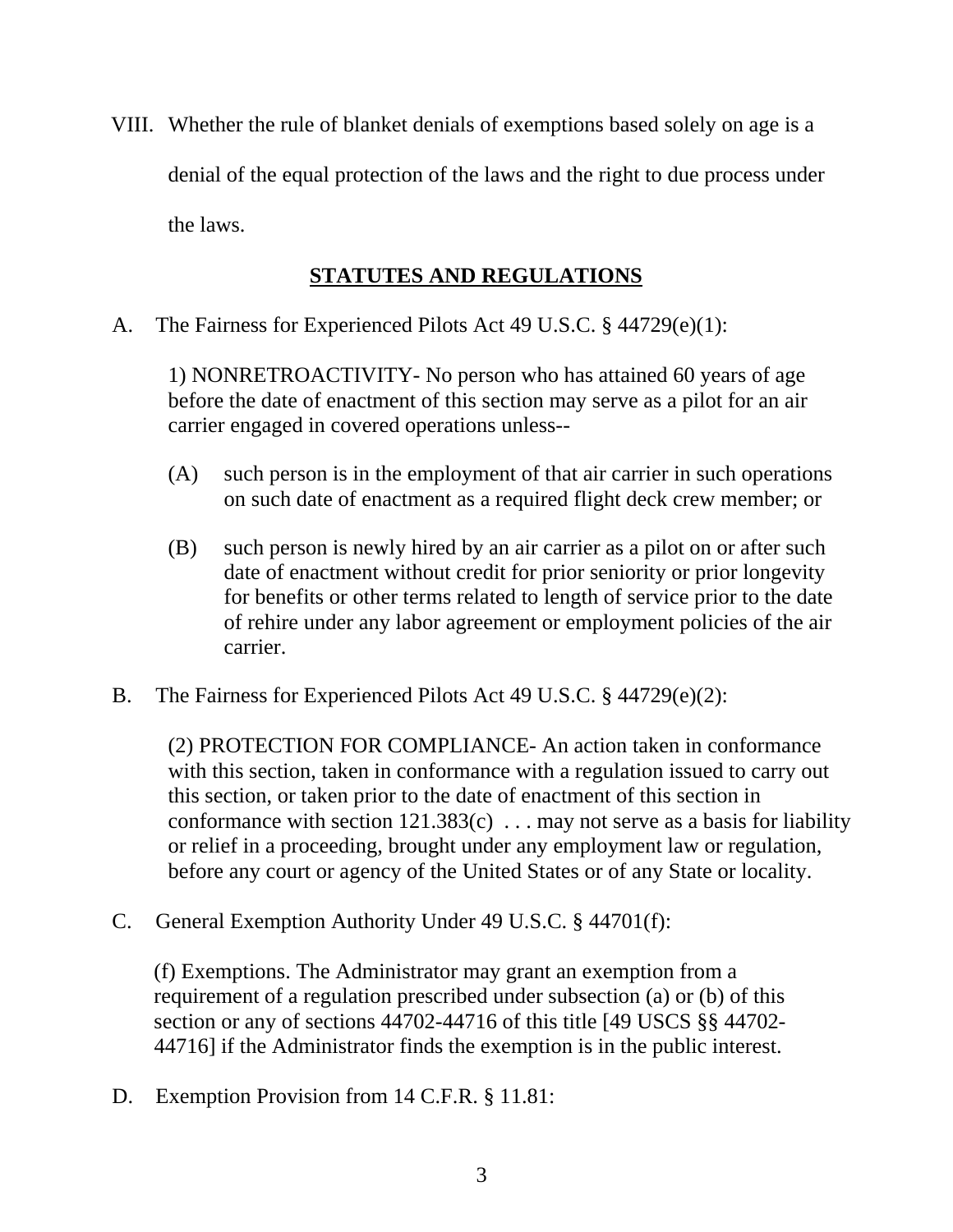VIII. Whether the rule of blanket denials of exemptions based solely on age is a denial of the equal protection of the laws and the right to due process under the laws.

## STATUTES AND REGULATIONS

A. The Fairness for Experienced Pilots Act 49 U.S.C. § 44729(e)(1):

> 1) NONRETROACTIVITY- No person who has attained 60 years of age before the date of enactment of this section may serve as a pilot for an air carrier engaged in covered operations unless--
>
> (A) such person is in the employment of that air carrier in such operations on such date of enactment as a required flight deck crew member; or
>
> (B) such person is newly hired by an air carrier as a pilot on or after such date of enactment without credit for prior seniority or prior longevity for benefits or other terms related to length of service prior to the date of rehire under any labor agreement or employment policies of the air carrier.

B. The Fairness for Experienced Pilots Act 49 U.S.C. § 44729(e)(2):

> (2) PROTECTION FOR COMPLIANCE- An action taken in conformance with this section, taken in conformance with a regulation issued to carry out this section, or taken prior to the date of enactment of this section in conformance with section 121.383(c) . . . may not serve as a basis for liability or relief in a proceeding, brought under any employment law or regulation, before any court or agency of the United States or of any State or locality.

C. General Exemption Authority Under 49 U.S.C. § 44701(f):

> (f) Exemptions. The Administrator may grant an exemption from a requirement of a regulation prescribed under subsection (a) or (b) of this section or any of sections 44702-44716 of this title [49 USCS §§ 44702-44716] if the Administrator finds the exemption is in the public interest.

D. Exemption Provision from 14 C.F.R. § 11.81: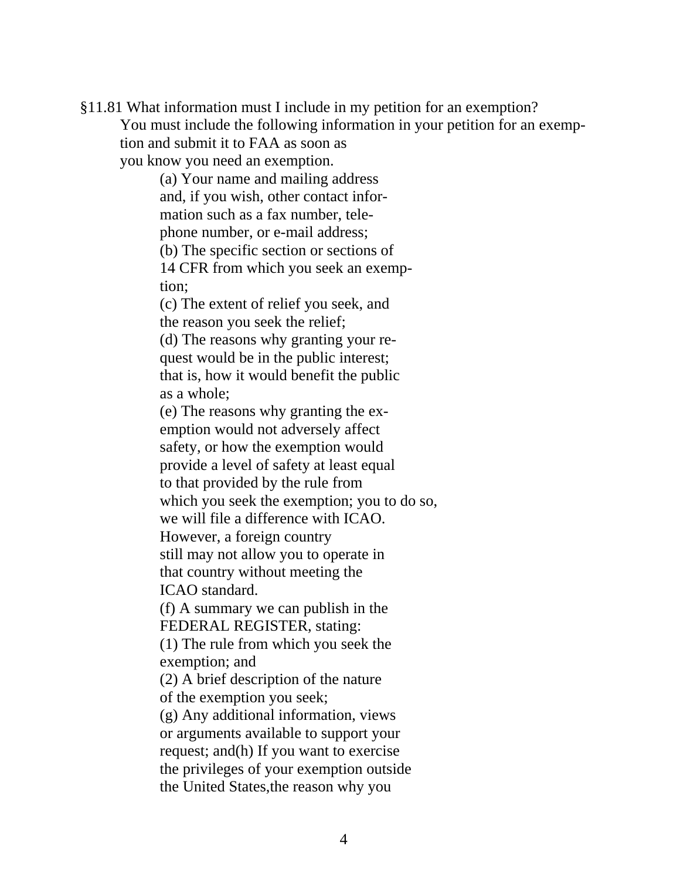§11.81 What information must I include in my petition for an exemption?

You must include the following information in your petition for an exemption and submit it to FAA as soon as you know you need an exemption.

(a) Your name and mailing address and, if you wish, other contact information such as a fax number, telephone number, or e-mail address;

(b) The specific section or sections of 14 CFR from which you seek an exemption;

(c) The extent of relief you seek, and the reason you seek the relief;

(d) The reasons why granting your request would be in the public interest; that is, how it would benefit the public as a whole;

(e) The reasons why granting the exemption would not adversely affect safety, or how the exemption would provide a level of safety at least equal to that provided by the rule from which you seek the exemption; you to do so, we will file a difference with ICAO. However, a foreign country still may not allow you to operate in that country without meeting the ICAO standard.

(f) A summary we can publish in the FEDERAL REGISTER, stating:

(1) The rule from which you seek the exemption; and

(2) A brief description of the nature of the exemption you seek;

(g) Any additional information, views or arguments available to support your request; and(h) If you want to exercise the privileges of your exemption outside the United States,the reason why you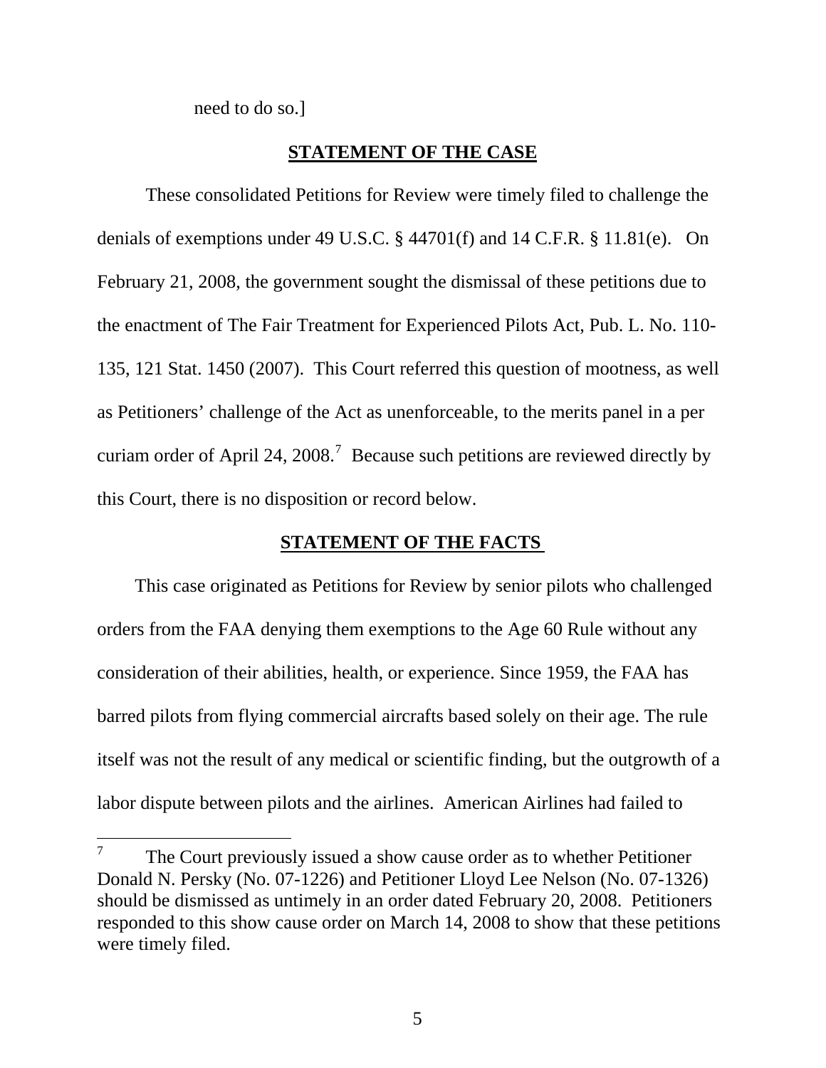need to do so.]

## STATEMENT OF THE CASE

These consolidated Petitions for Review were timely filed to challenge the denials of exemptions under 49 U.S.C. § 44701(f) and 14 C.F.R. § 11.81(e). On February 21, 2008, the government sought the dismissal of these petitions due to the enactment of The Fair Treatment for Experienced Pilots Act, Pub. L. No. 110-135, 121 Stat. 1450 (2007). This Court referred this question of mootness, as well as Petitioners' challenge of the Act as unenforceable, to the merits panel in a per curiam order of April 24, 2008.[7] Because such petitions are reviewed directly by this Court, there is no disposition or record below.

## STATEMENT OF THE FACTS

This case originated as Petitions for Review by senior pilots who challenged orders from the FAA denying them exemptions to the Age 60 Rule without any consideration of their abilities, health, or experience. Since 1959, the FAA has barred pilots from flying commercial aircrafts based solely on their age. The rule itself was not the result of any medical or scientific finding, but the outgrowth of a labor dispute between pilots and the airlines. American Airlines had failed to

[7] The Court previously issued a show cause order as to whether Petitioner Donald N. Persky (No. 07-1226) and Petitioner Lloyd Lee Nelson (No. 07-1326) should be dismissed as untimely in an order dated February 20, 2008. Petitioners responded to this show cause order on March 14, 2008 to show that these petitions were timely filed.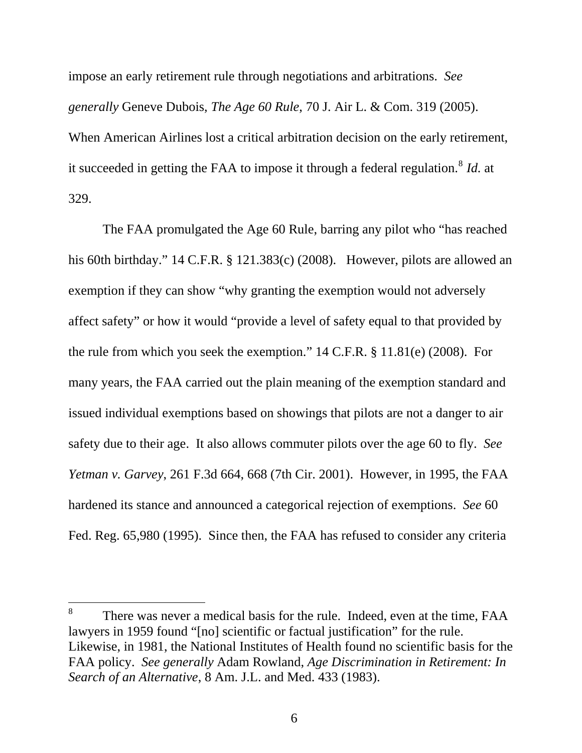impose an early retirement rule through negotiations and arbitrations. *See generally* Geneve Dubois, *The Age 60 Rule*, 70 J. Air L. & Com. 319 (2005). When American Airlines lost a critical arbitration decision on the early retirement, it succeeded in getting the FAA to impose it through a federal regulation.[8] *Id.* at 329.

The FAA promulgated the Age 60 Rule, barring any pilot who "has reached his 60th birthday." 14 C.F.R. § 121.383(c) (2008). However, pilots are allowed an exemption if they can show "why granting the exemption would not adversely affect safety" or how it would "provide a level of safety equal to that provided by the rule from which you seek the exemption." 14 C.F.R. § 11.81(e) (2008). For many years, the FAA carried out the plain meaning of the exemption standard and issued individual exemptions based on showings that pilots are not a danger to air safety due to their age. It also allows commuter pilots over the age 60 to fly. *See Yetman v. Garvey*, 261 F.3d 664, 668 (7th Cir. 2001). However, in 1995, the FAA hardened its stance and announced a categorical rejection of exemptions. *See* 60 Fed. Reg. 65,980 (1995). Since then, the FAA has refused to consider any criteria

---

[8] There was never a medical basis for the rule. Indeed, even at the time, FAA lawyers in 1959 found "[no] scientific or factual justification" for the rule. Likewise, in 1981, the National Institutes of Health found no scientific basis for the FAA policy. *See generally* Adam Rowland, *Age Discrimination in Retirement: In Search of an Alternative*, 8 Am. J.L. and Med. 433 (1983).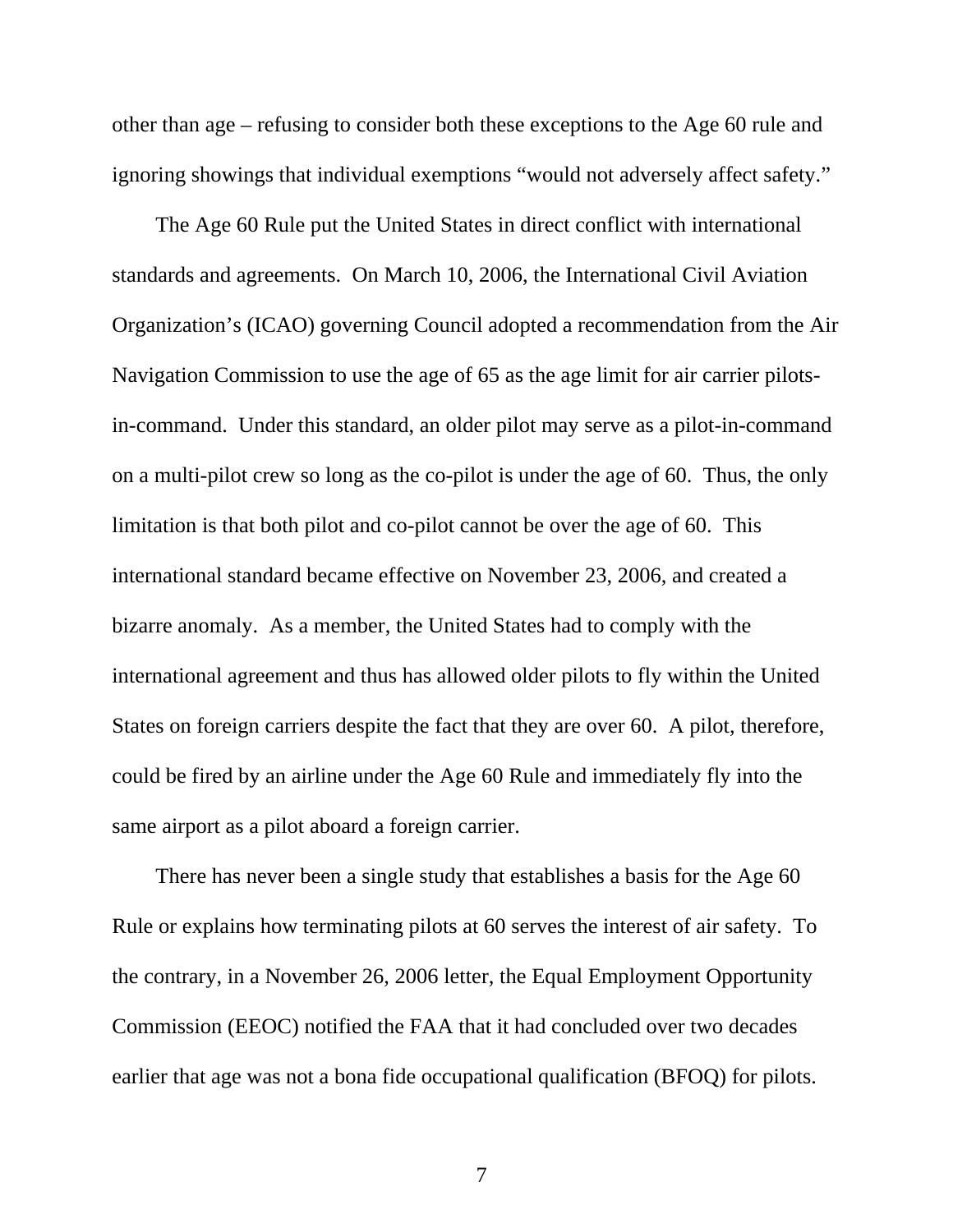other than age – refusing to consider both these exceptions to the Age 60 rule and ignoring showings that individual exemptions "would not adversely affect safety."

The Age 60 Rule put the United States in direct conflict with international standards and agreements. On March 10, 2006, the International Civil Aviation Organization's (ICAO) governing Council adopted a recommendation from the Air Navigation Commission to use the age of 65 as the age limit for air carrier pilots-in-command. Under this standard, an older pilot may serve as a pilot-in-command on a multi-pilot crew so long as the co-pilot is under the age of 60. Thus, the only limitation is that both pilot and co-pilot cannot be over the age of 60. This international standard became effective on November 23, 2006, and created a bizarre anomaly. As a member, the United States had to comply with the international agreement and thus has allowed older pilots to fly within the United States on foreign carriers despite the fact that they are over 60. A pilot, therefore, could be fired by an airline under the Age 60 Rule and immediately fly into the same airport as a pilot aboard a foreign carrier.

There has never been a single study that establishes a basis for the Age 60 Rule or explains how terminating pilots at 60 serves the interest of air safety. To the contrary, in a November 26, 2006 letter, the Equal Employment Opportunity Commission (EEOC) notified the FAA that it had concluded over two decades earlier that age was not a bona fide occupational qualification (BFOQ) for pilots.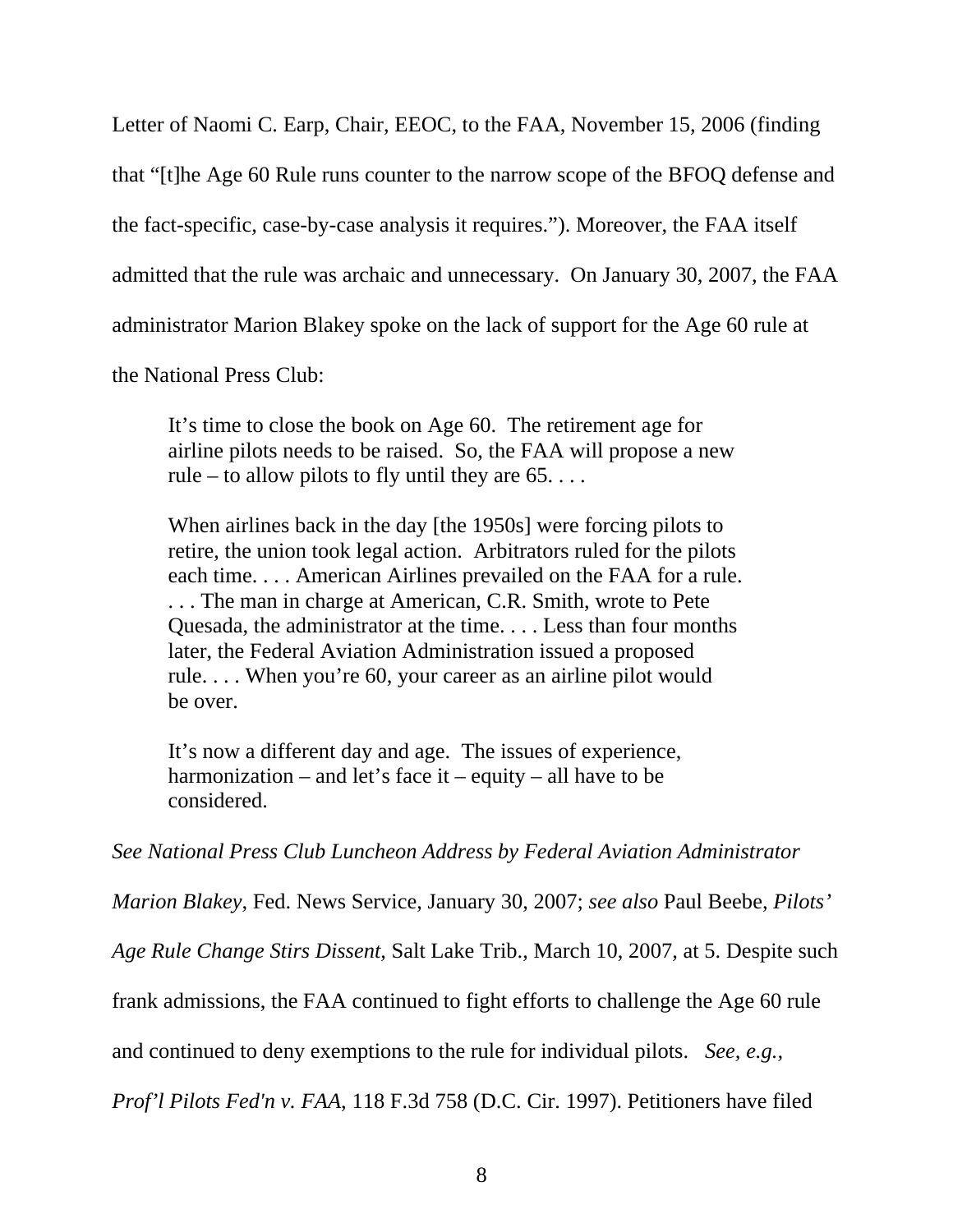Letter of Naomi C. Earp, Chair, EEOC, to the FAA, November 15, 2006 (finding that "[t]he Age 60 Rule runs counter to the narrow scope of the BFOQ defense and the fact-specific, case-by-case analysis it requires."). Moreover, the FAA itself admitted that the rule was archaic and unnecessary. On January 30, 2007, the FAA administrator Marion Blakey spoke on the lack of support for the Age 60 rule at the National Press Club:

> It's time to close the book on Age 60. The retirement age for airline pilots needs to be raised. So, the FAA will propose a new rule – to allow pilots to fly until they are 65. . . .
>
> When airlines back in the day [the 1950s] were forcing pilots to retire, the union took legal action. Arbitrators ruled for the pilots each time. . . . American Airlines prevailed on the FAA for a rule. . . . The man in charge at American, C.R. Smith, wrote to Pete Quesada, the administrator at the time. . . . Less than four months later, the Federal Aviation Administration issued a proposed rule. . . . When you're 60, your career as an airline pilot would be over.
>
> It's now a different day and age. The issues of experience, harmonization – and let's face it – equity – all have to be considered.

*See National Press Club Luncheon Address by Federal Aviation Administrator Marion Blakey*, Fed. News Service, January 30, 2007; *see also* Paul Beebe, *Pilots' Age Rule Change Stirs Dissent*, Salt Lake Trib., March 10, 2007, at 5. Despite such frank admissions, the FAA continued to fight efforts to challenge the Age 60 rule and continued to deny exemptions to the rule for individual pilots. *See, e.g., Prof'l Pilots Fed'n v. FAA*, 118 F.3d 758 (D.C. Cir. 1997). Petitioners have filed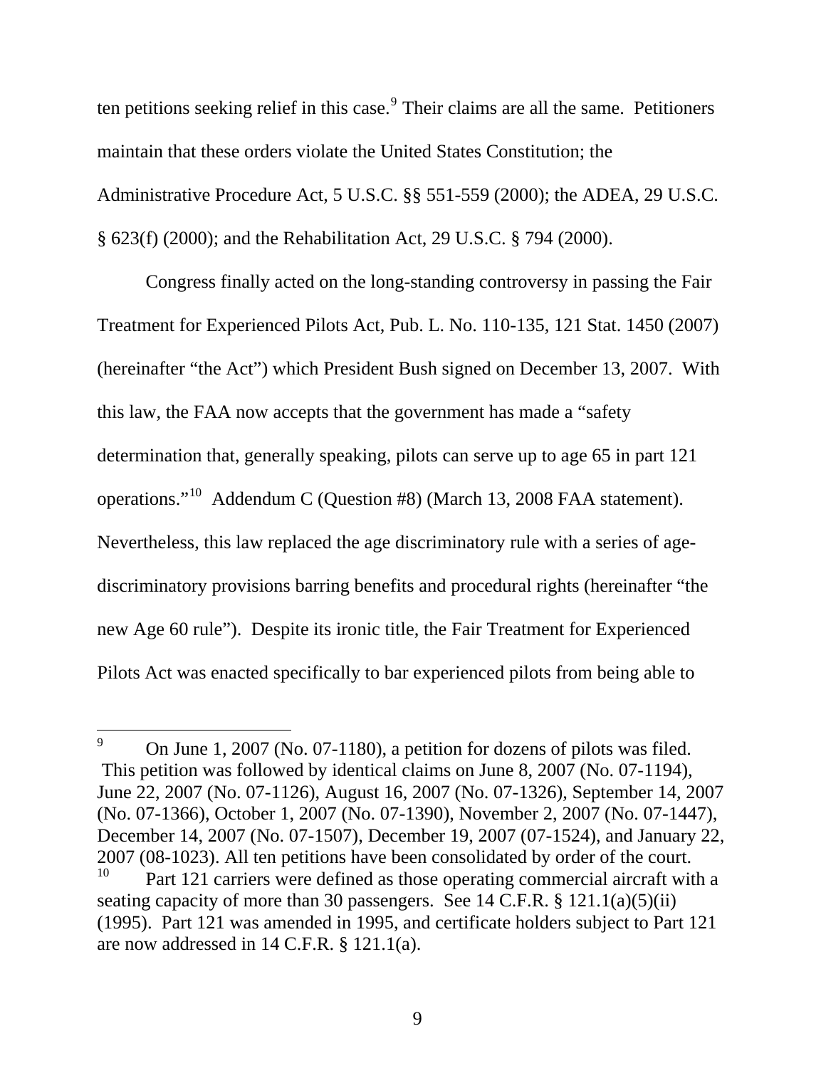ten petitions seeking relief in this case.[9] Their claims are all the same. Petitioners maintain that these orders violate the United States Constitution; the Administrative Procedure Act, 5 U.S.C. §§ 551-559 (2000); the ADEA, 29 U.S.C. § 623(f) (2000); and the Rehabilitation Act, 29 U.S.C. § 794 (2000).

Congress finally acted on the long-standing controversy in passing the Fair Treatment for Experienced Pilots Act, Pub. L. No. 110-135, 121 Stat. 1450 (2007) (hereinafter "the Act") which President Bush signed on December 13, 2007. With this law, the FAA now accepts that the government has made a "safety determination that, generally speaking, pilots can serve up to age 65 in part 121 operations."[10] Addendum C (Question #8) (March 13, 2008 FAA statement). Nevertheless, this law replaced the age discriminatory rule with a series of age-discriminatory provisions barring benefits and procedural rights (hereinafter "the new Age 60 rule"). Despite its ironic title, the Fair Treatment for Experienced Pilots Act was enacted specifically to bar experienced pilots from being able to

---

[9] On June 1, 2007 (No. 07-1180), a petition for dozens of pilots was filed. This petition was followed by identical claims on June 8, 2007 (No. 07-1194), June 22, 2007 (No. 07-1126), August 16, 2007 (No. 07-1326), September 14, 2007 (No. 07-1366), October 1, 2007 (No. 07-1390), November 2, 2007 (No. 07-1447), December 14, 2007 (No. 07-1507), December 19, 2007 (07-1524), and January 22, 2007 (08-1023). All ten petitions have been consolidated by order of the court.

[10] Part 121 carriers were defined as those operating commercial aircraft with a seating capacity of more than 30 passengers. See 14 C.F.R. § 121.1(a)(5)(ii) (1995). Part 121 was amended in 1995, and certificate holders subject to Part 121 are now addressed in 14 C.F.R. § 121.1(a).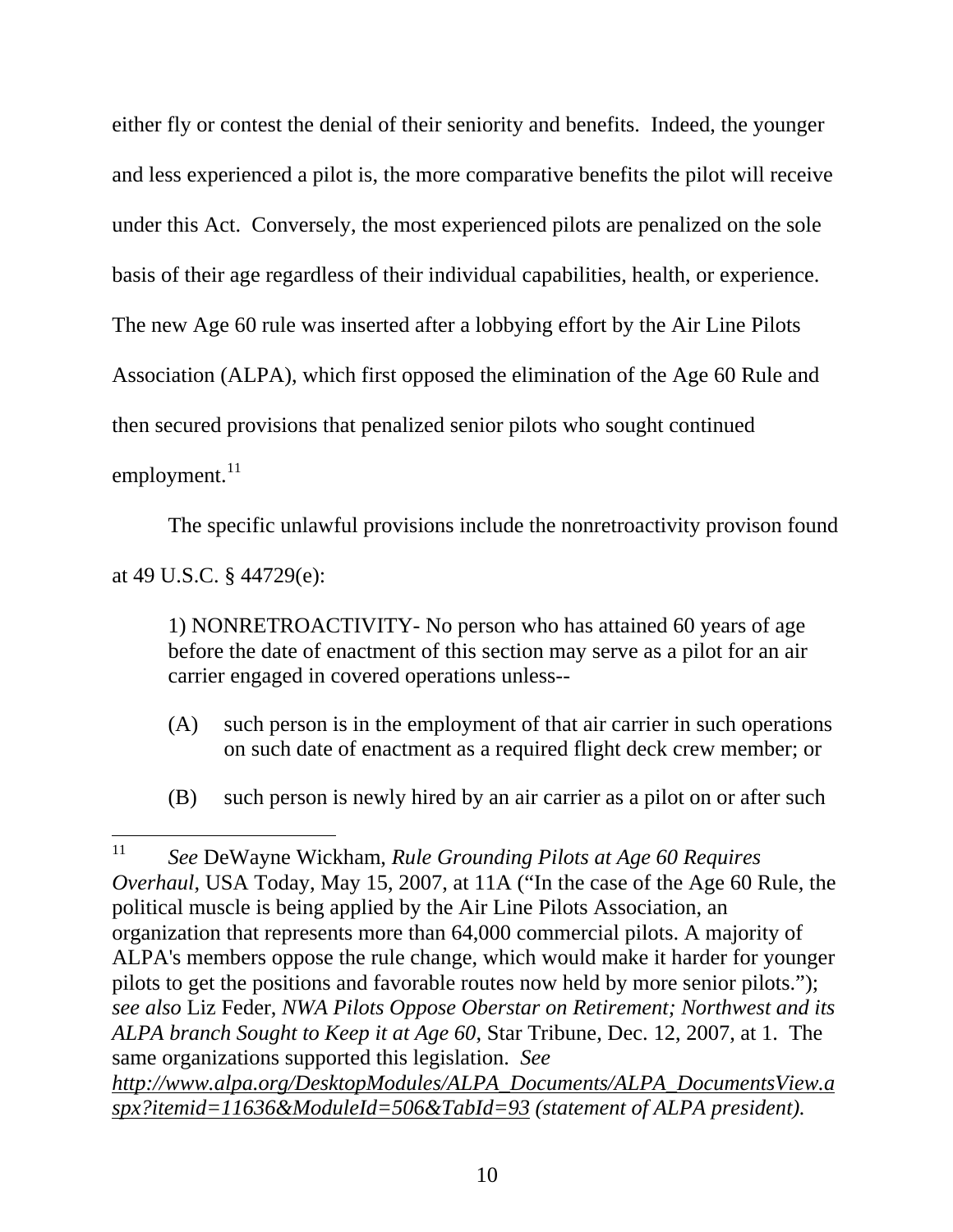either fly or contest the denial of their seniority and benefits. Indeed, the younger and less experienced a pilot is, the more comparative benefits the pilot will receive under this Act. Conversely, the most experienced pilots are penalized on the sole basis of their age regardless of their individual capabilities, health, or experience. The new Age 60 rule was inserted after a lobbying effort by the Air Line Pilots Association (ALPA), which first opposed the elimination of the Age 60 Rule and then secured provisions that penalized senior pilots who sought continued employment.[11]

The specific unlawful provisions include the nonretroactivity provison found at 49 U.S.C. § 44729(e):

> 1) NONRETROACTIVITY- No person who has attained 60 years of age before the date of enactment of this section may serve as a pilot for an air carrier engaged in covered operations unless--
>
> (A) such person is in the employment of that air carrier in such operations on such date of enactment as a required flight deck crew member; or
>
> (B) such person is newly hired by an air carrier as a pilot on or after such

---

[11] *See* DeWayne Wickham, *Rule Grounding Pilots at Age 60 Requires Overhaul*, USA Today, May 15, 2007, at 11A ("In the case of the Age 60 Rule, the political muscle is being applied by the Air Line Pilots Association, an organization that represents more than 64,000 commercial pilots. A majority of ALPA's members oppose the rule change, which would make it harder for younger pilots to get the positions and favorable routes now held by more senior pilots."); *see also* Liz Feder, *NWA Pilots Oppose Oberstar on Retirement; Northwest and its ALPA branch Sought to Keep it at Age 60*, Star Tribune, Dec. 12, 2007, at 1. The same organizations supported this legislation. *See* *http://www.alpa.org/DesktopModules/ALPA_Documents/ALPA_DocumentsView.aspx?itemid=11636&ModuleId=506&TabId=93 (statement of ALPA president).*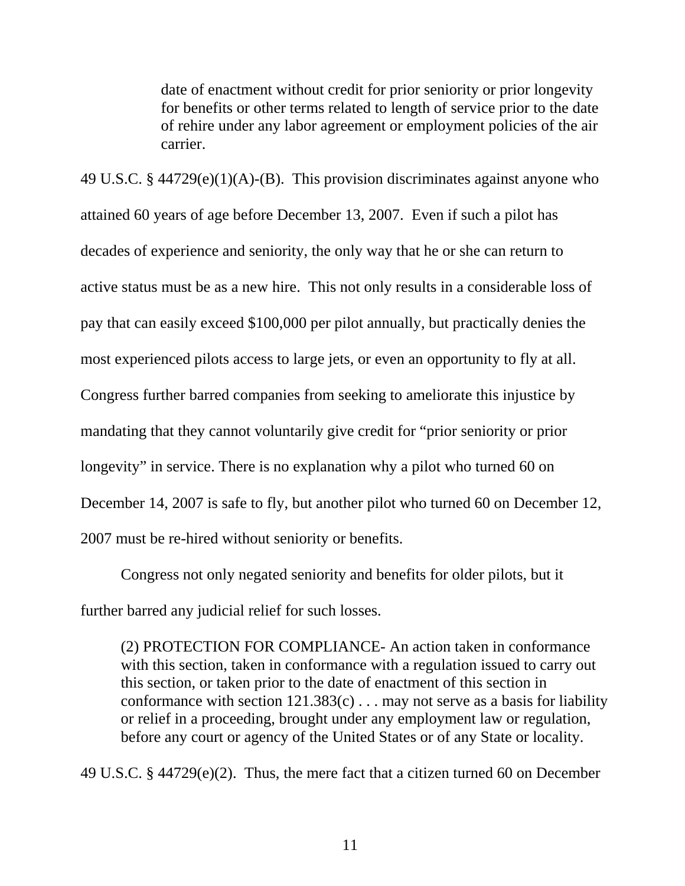> date of enactment without credit for prior seniority or prior longevity for benefits or other terms related to length of service prior to the date of rehire under any labor agreement or employment policies of the air carrier.

49 U.S.C. § 44729(e)(1)(A)-(B). This provision discriminates against anyone who attained 60 years of age before December 13, 2007. Even if such a pilot has decades of experience and seniority, the only way that he or she can return to active status must be as a new hire. This not only results in a considerable loss of pay that can easily exceed $100,000 per pilot annually, but practically denies the most experienced pilots access to large jets, or even an opportunity to fly at all. Congress further barred companies from seeking to ameliorate this injustice by mandating that they cannot voluntarily give credit for "prior seniority or prior longevity" in service. There is no explanation why a pilot who turned 60 on December 14, 2007 is safe to fly, but another pilot who turned 60 on December 12, 2007 must be re-hired without seniority or benefits.

Congress not only negated seniority and benefits for older pilots, but it further barred any judicial relief for such losses.

> (2) PROTECTION FOR COMPLIANCE- An action taken in conformance with this section, taken in conformance with a regulation issued to carry out this section, or taken prior to the date of enactment of this section in conformance with section 121.383(c) . . . may not serve as a basis for liability or relief in a proceeding, brought under any employment law or regulation, before any court or agency of the United States or of any State or locality.

49 U.S.C. § 44729(e)(2). Thus, the mere fact that a citizen turned 60 on December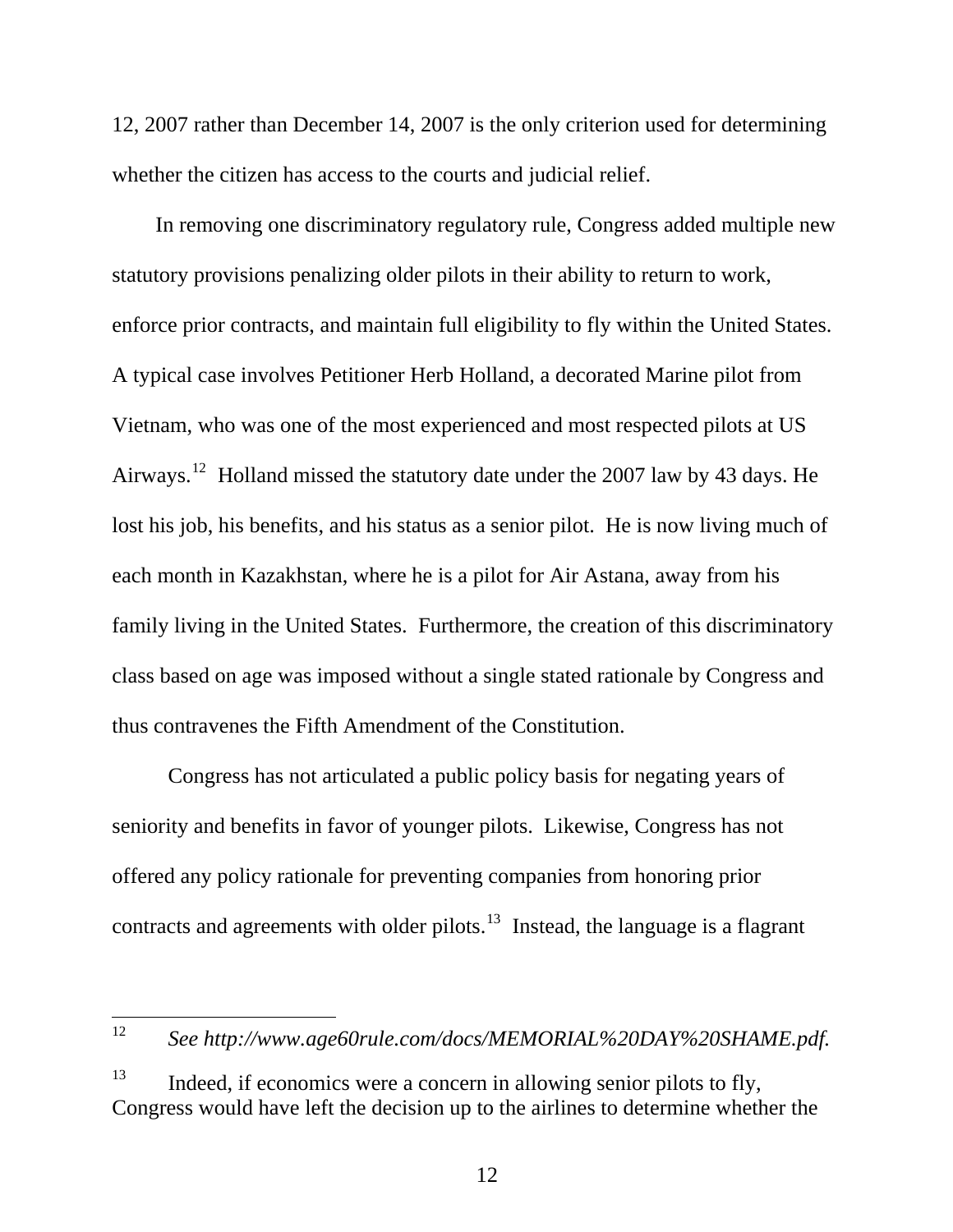12, 2007 rather than December 14, 2007 is the only criterion used for determining whether the citizen has access to the courts and judicial relief.

In removing one discriminatory regulatory rule, Congress added multiple new statutory provisions penalizing older pilots in their ability to return to work, enforce prior contracts, and maintain full eligibility to fly within the United States. A typical case involves Petitioner Herb Holland, a decorated Marine pilot from Vietnam, who was one of the most experienced and most respected pilots at US Airways.[12] Holland missed the statutory date under the 2007 law by 43 days. He lost his job, his benefits, and his status as a senior pilot. He is now living much of each month in Kazakhstan, where he is a pilot for Air Astana, away from his family living in the United States. Furthermore, the creation of this discriminatory class based on age was imposed without a single stated rationale by Congress and thus contravenes the Fifth Amendment of the Constitution.

Congress has not articulated a public policy basis for negating years of seniority and benefits in favor of younger pilots. Likewise, Congress has not offered any policy rationale for preventing companies from honoring prior contracts and agreements with older pilots.[13] Instead, the language is a flagrant

---

[12] *See http://www.age60rule.com/docs/MEMORIAL%20DAY%20SHAME.pdf.*

[13] Indeed, if economics were a concern in allowing senior pilots to fly, Congress would have left the decision up to the airlines to determine whether the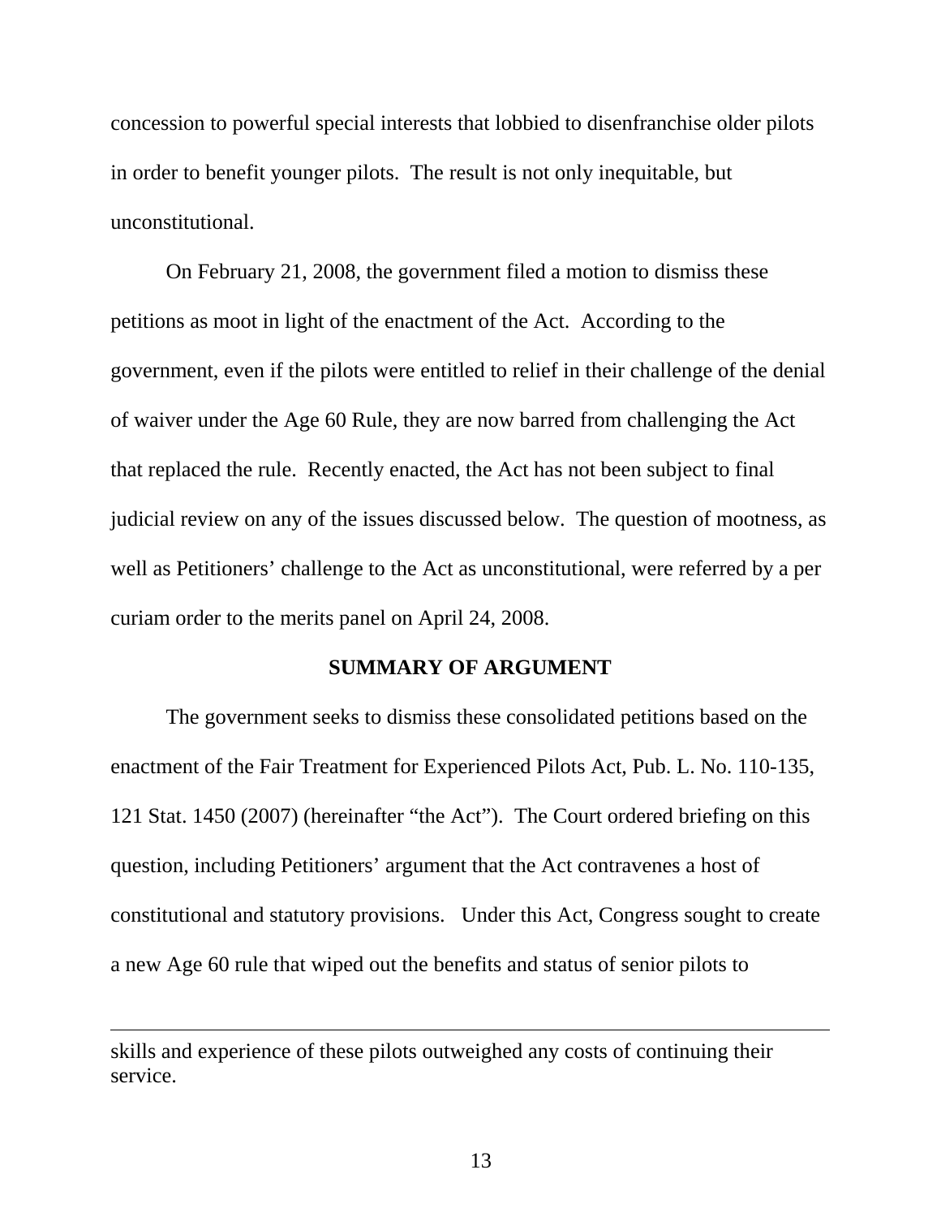concession to powerful special interests that lobbied to disenfranchise older pilots in order to benefit younger pilots. The result is not only inequitable, but unconstitutional.

On February 21, 2008, the government filed a motion to dismiss these petitions as moot in light of the enactment of the Act. According to the government, even if the pilots were entitled to relief in their challenge of the denial of waiver under the Age 60 Rule, they are now barred from challenging the Act that replaced the rule. Recently enacted, the Act has not been subject to final judicial review on any of the issues discussed below. The question of mootness, as well as Petitioners' challenge to the Act as unconstitutional, were referred by a per curiam order to the merits panel on April 24, 2008.

## SUMMARY OF ARGUMENT

The government seeks to dismiss these consolidated petitions based on the enactment of the Fair Treatment for Experienced Pilots Act, Pub. L. No. 110-135, 121 Stat. 1450 (2007) (hereinafter "the Act"). The Court ordered briefing on this question, including Petitioners' argument that the Act contravenes a host of constitutional and statutory provisions. Under this Act, Congress sought to create a new Age 60 rule that wiped out the benefits and status of senior pilots to

---

skills and experience of these pilots outweighed any costs of continuing their service.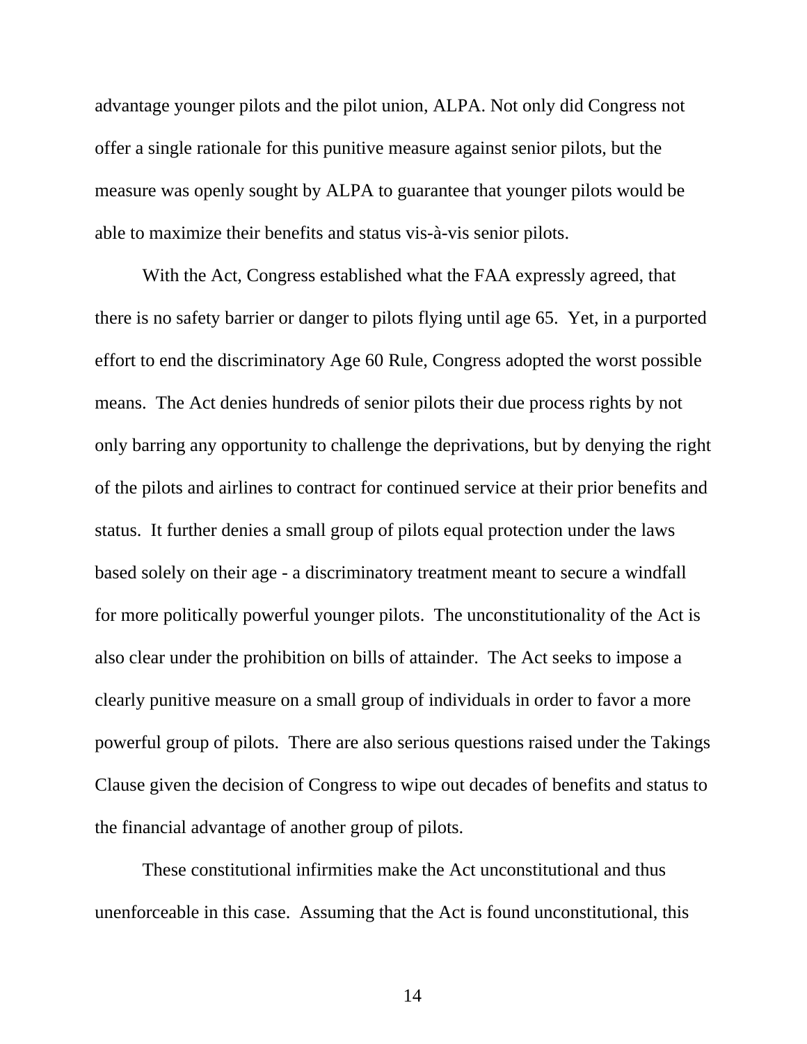advantage younger pilots and the pilot union, ALPA. Not only did Congress not offer a single rationale for this punitive measure against senior pilots, but the measure was openly sought by ALPA to guarantee that younger pilots would be able to maximize their benefits and status vis-à-vis senior pilots.

With the Act, Congress established what the FAA expressly agreed, that there is no safety barrier or danger to pilots flying until age 65. Yet, in a purported effort to end the discriminatory Age 60 Rule, Congress adopted the worst possible means. The Act denies hundreds of senior pilots their due process rights by not only barring any opportunity to challenge the deprivations, but by denying the right of the pilots and airlines to contract for continued service at their prior benefits and status. It further denies a small group of pilots equal protection under the laws based solely on their age - a discriminatory treatment meant to secure a windfall for more politically powerful younger pilots. The unconstitutionality of the Act is also clear under the prohibition on bills of attainder. The Act seeks to impose a clearly punitive measure on a small group of individuals in order to favor a more powerful group of pilots. There are also serious questions raised under the Takings Clause given the decision of Congress to wipe out decades of benefits and status to the financial advantage of another group of pilots.

These constitutional infirmities make the Act unconstitutional and thus unenforceable in this case. Assuming that the Act is found unconstitutional, this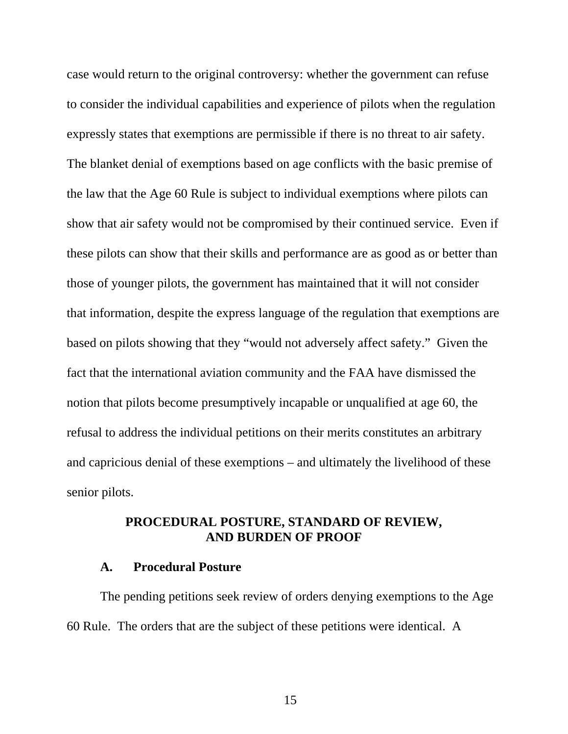case would return to the original controversy: whether the government can refuse to consider the individual capabilities and experience of pilots when the regulation expressly states that exemptions are permissible if there is no threat to air safety. The blanket denial of exemptions based on age conflicts with the basic premise of the law that the Age 60 Rule is subject to individual exemptions where pilots can show that air safety would not be compromised by their continued service. Even if these pilots can show that their skills and performance are as good as or better than those of younger pilots, the government has maintained that it will not consider that information, despite the express language of the regulation that exemptions are based on pilots showing that they "would not adversely affect safety." Given the fact that the international aviation community and the FAA have dismissed the notion that pilots become presumptively incapable or unqualified at age 60, the refusal to address the individual petitions on their merits constitutes an arbitrary and capricious denial of these exemptions – and ultimately the livelihood of these senior pilots.

## PROCEDURAL POSTURE, STANDARD OF REVIEW, AND BURDEN OF PROOF

### A. Procedural Posture

The pending petitions seek review of orders denying exemptions to the Age 60 Rule. The orders that are the subject of these petitions were identical. A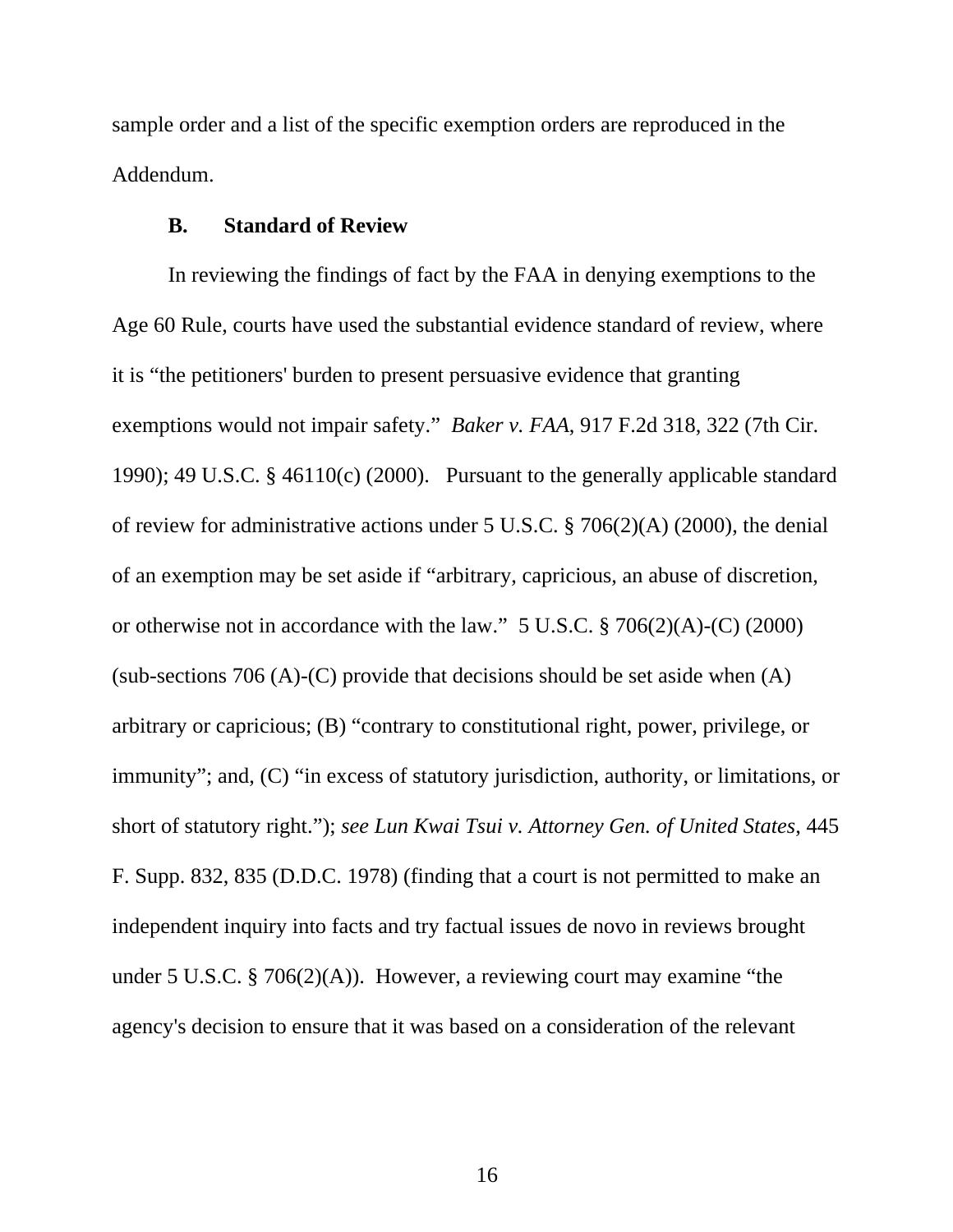sample order and a list of the specific exemption orders are reproduced in the Addendum.

### B. Standard of Review

In reviewing the findings of fact by the FAA in denying exemptions to the Age 60 Rule, courts have used the substantial evidence standard of review, where it is "the petitioners' burden to present persuasive evidence that granting exemptions would not impair safety." *Baker v. FAA*, 917 F.2d 318, 322 (7th Cir. 1990); 49 U.S.C. § 46110(c) (2000). Pursuant to the generally applicable standard of review for administrative actions under 5 U.S.C. § 706(2)(A) (2000), the denial of an exemption may be set aside if "arbitrary, capricious, an abuse of discretion, or otherwise not in accordance with the law." 5 U.S.C. § 706(2)(A)-(C) (2000) (sub-sections 706 (A)-(C) provide that decisions should be set aside when (A) arbitrary or capricious; (B) "contrary to constitutional right, power, privilege, or immunity"; and, (C) "in excess of statutory jurisdiction, authority, or limitations, or short of statutory right."); *see Lun Kwai Tsui v. Attorney Gen. of United States*, 445 F. Supp. 832, 835 (D.D.C. 1978) (finding that a court is not permitted to make an independent inquiry into facts and try factual issues de novo in reviews brought under 5 U.S.C. § 706(2)(A)). However, a reviewing court may examine "the agency's decision to ensure that it was based on a consideration of the relevant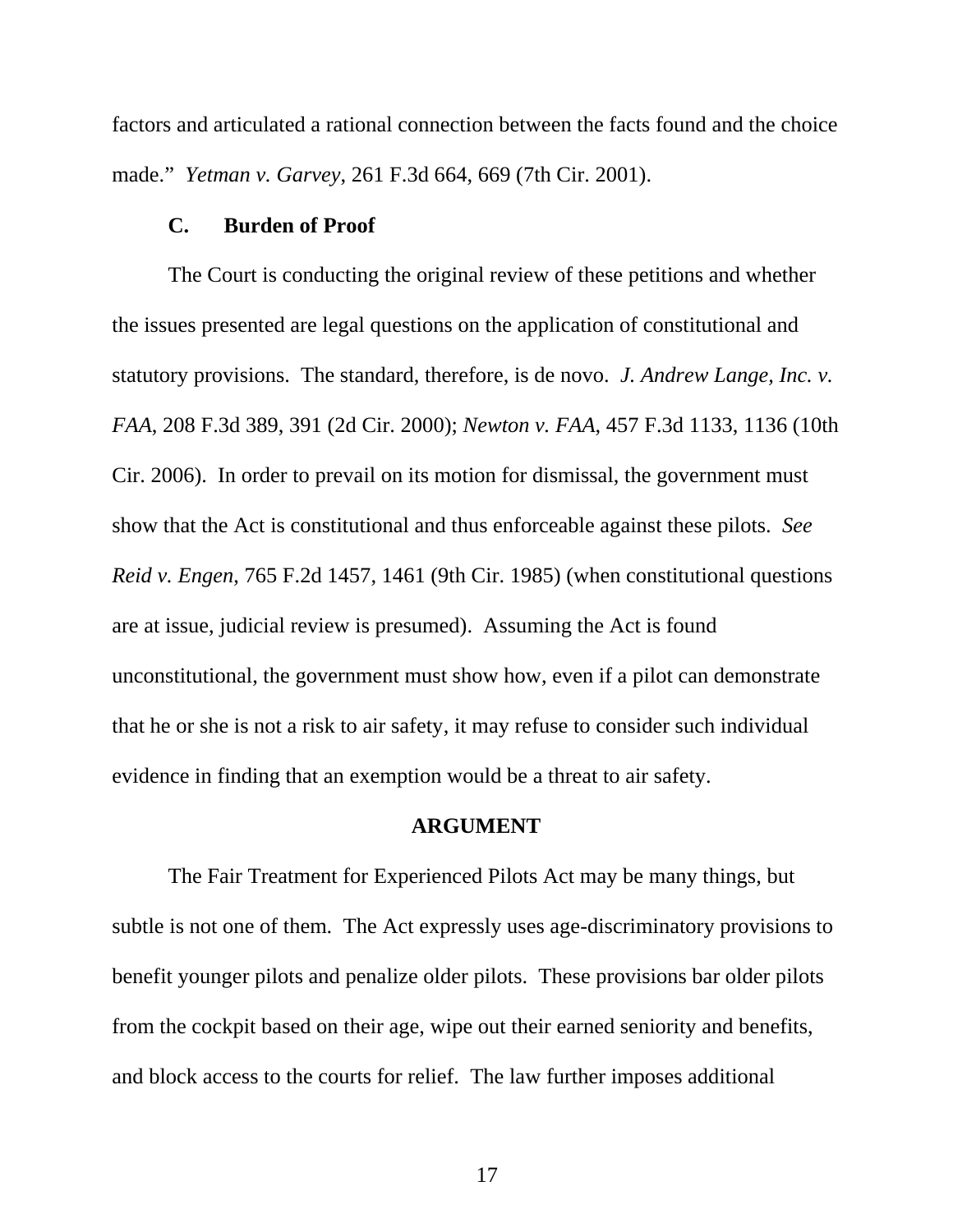factors and articulated a rational connection between the facts found and the choice made." *Yetman v. Garvey*, 261 F.3d 664, 669 (7th Cir. 2001).

### C. Burden of Proof

The Court is conducting the original review of these petitions and whether the issues presented are legal questions on the application of constitutional and statutory provisions. The standard, therefore, is de novo. *J. Andrew Lange, Inc. v. FAA*, 208 F.3d 389, 391 (2d Cir. 2000); *Newton v. FAA*, 457 F.3d 1133, 1136 (10th Cir. 2006). In order to prevail on its motion for dismissal, the government must show that the Act is constitutional and thus enforceable against these pilots. *See Reid v. Engen*, 765 F.2d 1457, 1461 (9th Cir. 1985) (when constitutional questions are at issue, judicial review is presumed). Assuming the Act is found unconstitutional, the government must show how, even if a pilot can demonstrate that he or she is not a risk to air safety, it may refuse to consider such individual evidence in finding that an exemption would be a threat to air safety.

## ARGUMENT

The Fair Treatment for Experienced Pilots Act may be many things, but subtle is not one of them. The Act expressly uses age-discriminatory provisions to benefit younger pilots and penalize older pilots. These provisions bar older pilots from the cockpit based on their age, wipe out their earned seniority and benefits, and block access to the courts for relief. The law further imposes additional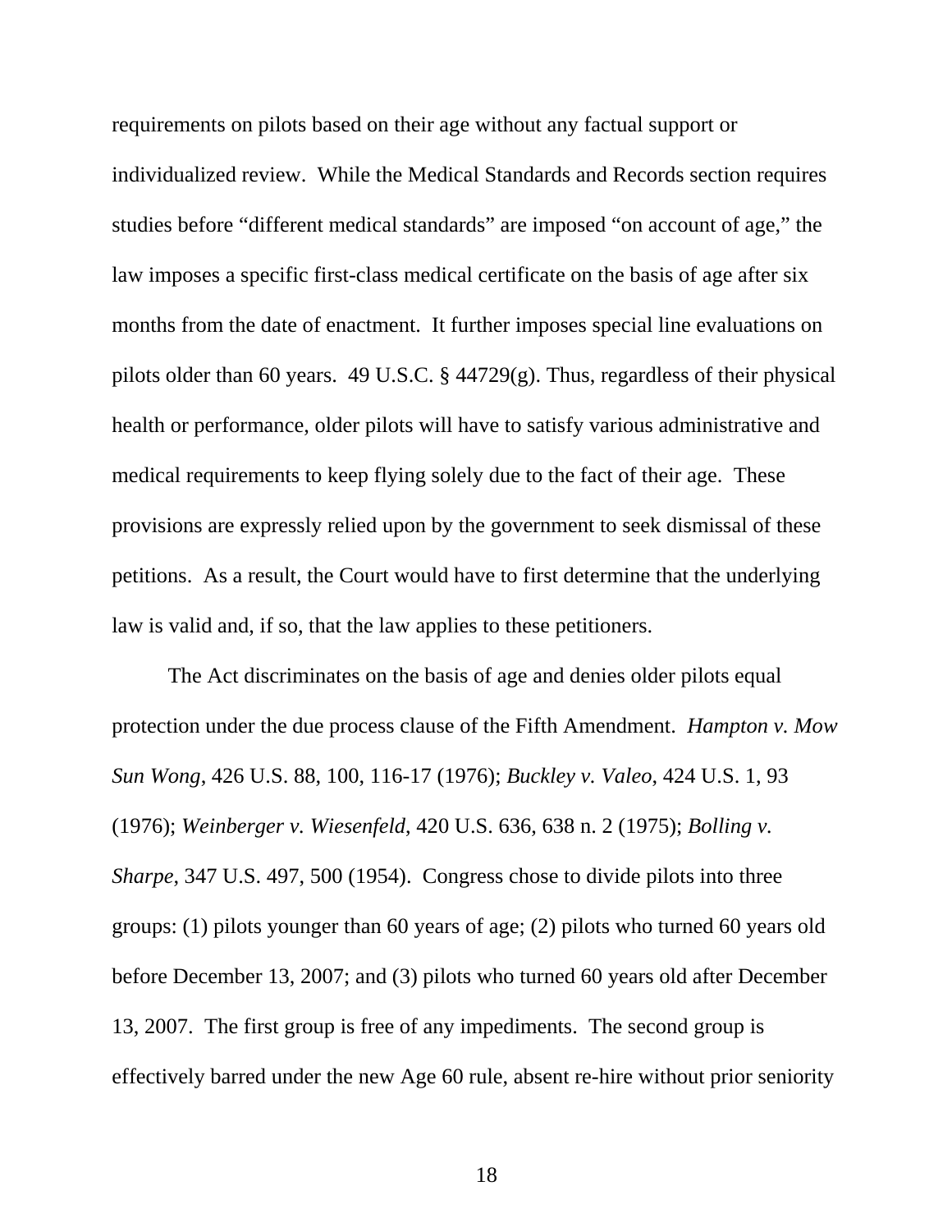requirements on pilots based on their age without any factual support or individualized review. While the Medical Standards and Records section requires studies before "different medical standards" are imposed "on account of age," the law imposes a specific first-class medical certificate on the basis of age after six months from the date of enactment. It further imposes special line evaluations on pilots older than 60 years. 49 U.S.C. § 44729(g). Thus, regardless of their physical health or performance, older pilots will have to satisfy various administrative and medical requirements to keep flying solely due to the fact of their age. These provisions are expressly relied upon by the government to seek dismissal of these petitions. As a result, the Court would have to first determine that the underlying law is valid and, if so, that the law applies to these petitioners.

The Act discriminates on the basis of age and denies older pilots equal protection under the due process clause of the Fifth Amendment. *Hampton v. Mow Sun Wong*, 426 U.S. 88, 100, 116-17 (1976); *Buckley v. Valeo*, 424 U.S. 1, 93 (1976); *Weinberger v. Wiesenfeld*, 420 U.S. 636, 638 n. 2 (1975); *Bolling v. Sharpe*, 347 U.S. 497, 500 (1954). Congress chose to divide pilots into three groups: (1) pilots younger than 60 years of age; (2) pilots who turned 60 years old before December 13, 2007; and (3) pilots who turned 60 years old after December 13, 2007. The first group is free of any impediments. The second group is effectively barred under the new Age 60 rule, absent re-hire without prior seniority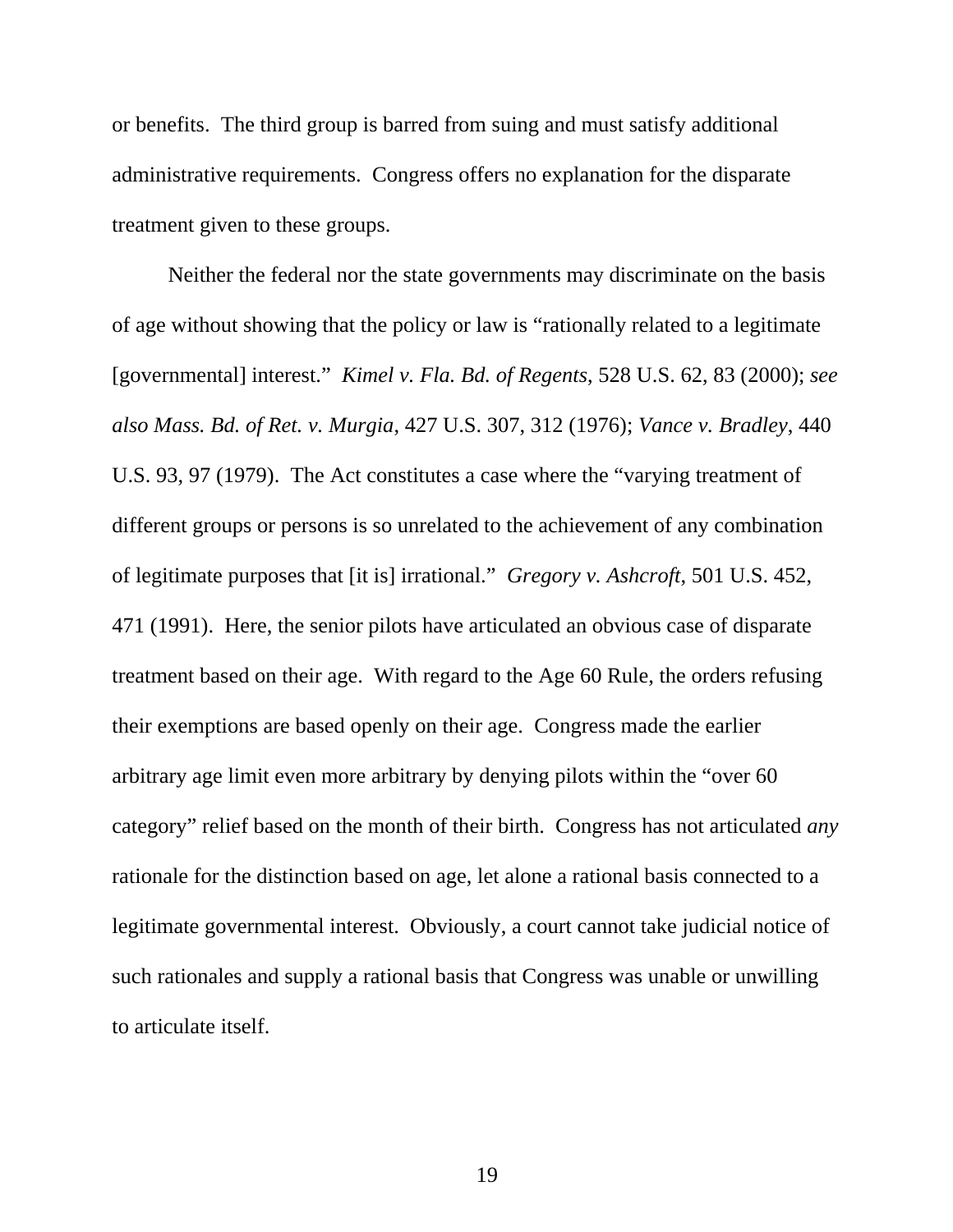or benefits. The third group is barred from suing and must satisfy additional administrative requirements. Congress offers no explanation for the disparate treatment given to these groups.

Neither the federal nor the state governments may discriminate on the basis of age without showing that the policy or law is "rationally related to a legitimate [governmental] interest." *Kimel v. Fla. Bd. of Regents*, 528 U.S. 62, 83 (2000); *see also Mass. Bd. of Ret. v. Murgia*, 427 U.S. 307, 312 (1976); *Vance v. Bradley*, 440 U.S. 93, 97 (1979). The Act constitutes a case where the "varying treatment of different groups or persons is so unrelated to the achievement of any combination of legitimate purposes that [it is] irrational." *Gregory v. Ashcroft*, 501 U.S. 452, 471 (1991). Here, the senior pilots have articulated an obvious case of disparate treatment based on their age. With regard to the Age 60 Rule, the orders refusing their exemptions are based openly on their age. Congress made the earlier arbitrary age limit even more arbitrary by denying pilots within the "over 60 category" relief based on the month of their birth. Congress has not articulated *any* rationale for the distinction based on age, let alone a rational basis connected to a legitimate governmental interest. Obviously, a court cannot take judicial notice of such rationales and supply a rational basis that Congress was unable or unwilling to articulate itself.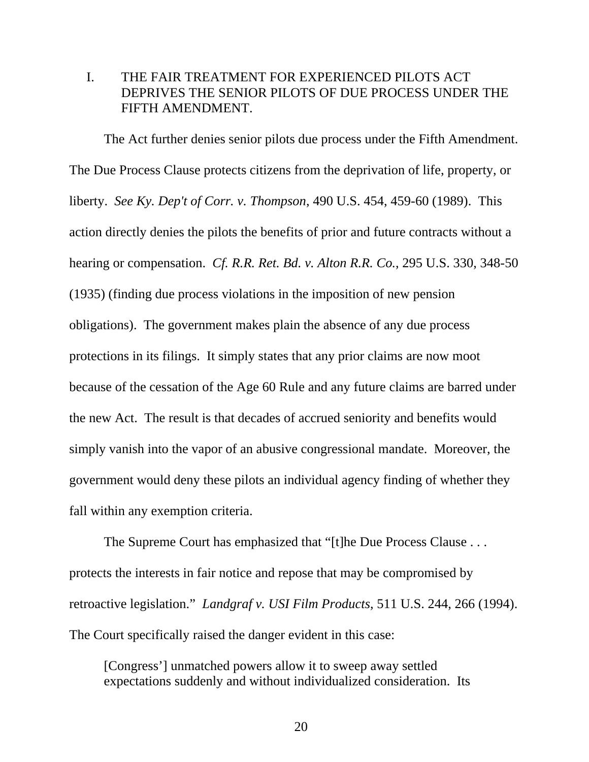## I. THE FAIR TREATMENT FOR EXPERIENCED PILOTS ACT DEPRIVES THE SENIOR PILOTS OF DUE PROCESS UNDER THE FIFTH AMENDMENT.

The Act further denies senior pilots due process under the Fifth Amendment. The Due Process Clause protects citizens from the deprivation of life, property, or liberty. *See Ky. Dep't of Corr. v. Thompson*, 490 U.S. 454, 459-60 (1989). This action directly denies the pilots the benefits of prior and future contracts without a hearing or compensation. *Cf. R.R. Ret. Bd. v. Alton R.R. Co.*, 295 U.S. 330, 348-50 (1935) (finding due process violations in the imposition of new pension obligations). The government makes plain the absence of any due process protections in its filings. It simply states that any prior claims are now moot because of the cessation of the Age 60 Rule and any future claims are barred under the new Act. The result is that decades of accrued seniority and benefits would simply vanish into the vapor of an abusive congressional mandate. Moreover, the government would deny these pilots an individual agency finding of whether they fall within any exemption criteria.

The Supreme Court has emphasized that "[t]he Due Process Clause . . . protects the interests in fair notice and repose that may be compromised by retroactive legislation." *Landgraf v. USI Film Products*, 511 U.S. 244, 266 (1994). The Court specifically raised the danger evident in this case:

> [Congress'] unmatched powers allow it to sweep away settled expectations suddenly and without individualized consideration. Its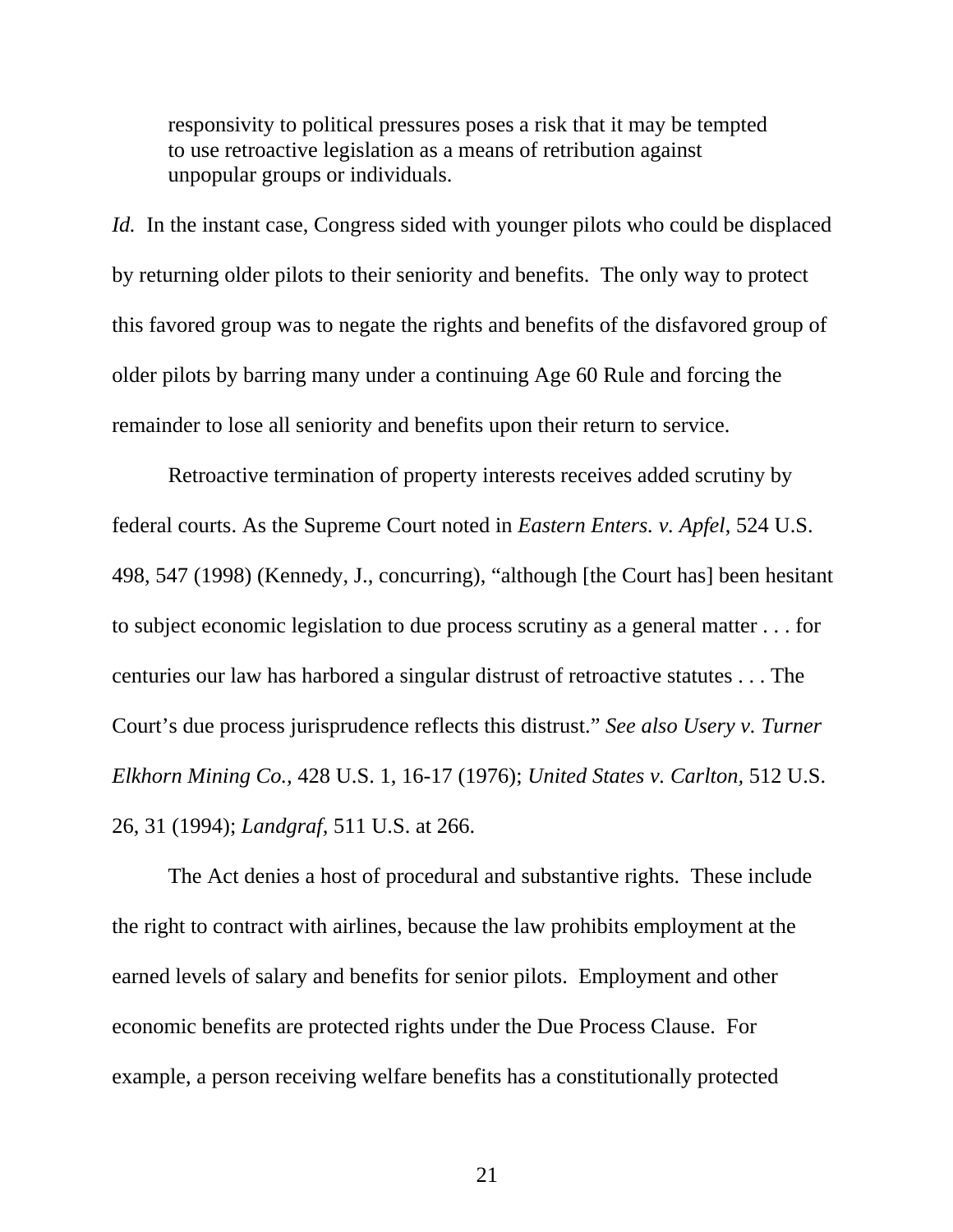> responsivity to political pressures poses a risk that it may be tempted to use retroactive legislation as a means of retribution against unpopular groups or individuals.

*Id.* In the instant case, Congress sided with younger pilots who could be displaced by returning older pilots to their seniority and benefits. The only way to protect this favored group was to negate the rights and benefits of the disfavored group of older pilots by barring many under a continuing Age 60 Rule and forcing the remainder to lose all seniority and benefits upon their return to service.

Retroactive termination of property interests receives added scrutiny by federal courts. As the Supreme Court noted in *Eastern Enters. v. Apfel*, 524 U.S. 498, 547 (1998) (Kennedy, J., concurring), "although [the Court has] been hesitant to subject economic legislation to due process scrutiny as a general matter . . . for centuries our law has harbored a singular distrust of retroactive statutes . . . The Court's due process jurisprudence reflects this distrust." *See also Usery v. Turner Elkhorn Mining Co.,* 428 U.S. 1, 16-17 (1976); *United States v. Carlton,* 512 U.S. 26, 31 (1994); *Landgraf,* 511 U.S. at 266.

The Act denies a host of procedural and substantive rights. These include the right to contract with airlines, because the law prohibits employment at the earned levels of salary and benefits for senior pilots. Employment and other economic benefits are protected rights under the Due Process Clause. For example, a person receiving welfare benefits has a constitutionally protected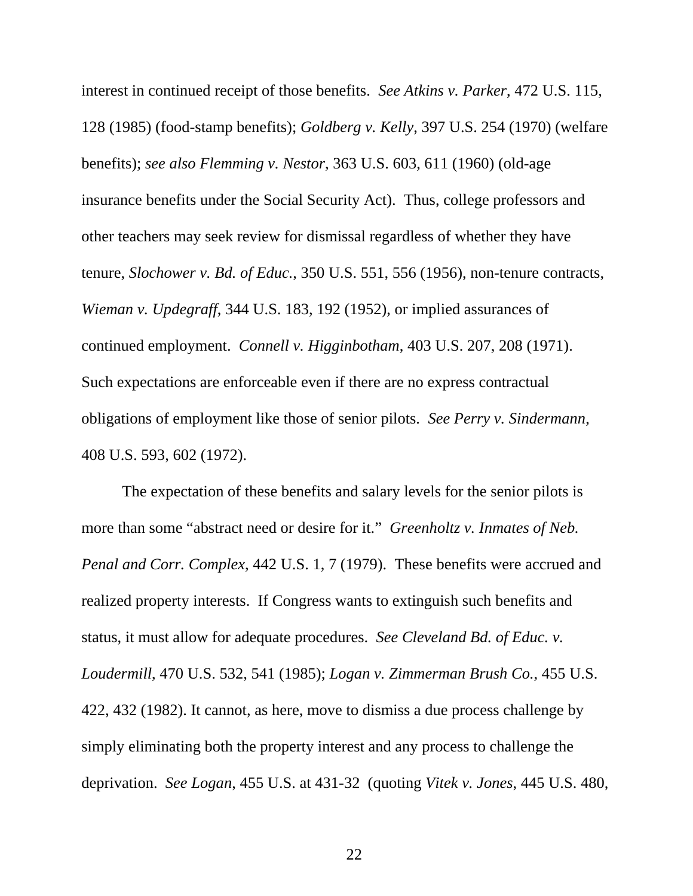interest in continued receipt of those benefits. *See Atkins v. Parker*, 472 U.S. 115, 128 (1985) (food-stamp benefits); *Goldberg v. Kelly*, 397 U.S. 254 (1970) (welfare benefits); *see also Flemming v. Nestor*, 363 U.S. 603, 611 (1960) (old-age insurance benefits under the Social Security Act). Thus, college professors and other teachers may seek review for dismissal regardless of whether they have tenure, *Slochower v. Bd. of Educ.*, 350 U.S. 551, 556 (1956), non-tenure contracts, *Wieman v. Updegraff*, 344 U.S. 183, 192 (1952), or implied assurances of continued employment. *Connell v. Higginbotham*, 403 U.S. 207, 208 (1971). Such expectations are enforceable even if there are no express contractual obligations of employment like those of senior pilots. *See Perry v. Sindermann*, 408 U.S. 593, 602 (1972).

The expectation of these benefits and salary levels for the senior pilots is more than some "abstract need or desire for it." *Greenholtz v. Inmates of Neb. Penal and Corr. Complex,* 442 U.S. 1, 7 (1979). These benefits were accrued and realized property interests. If Congress wants to extinguish such benefits and status, it must allow for adequate procedures. *See Cleveland Bd. of Educ. v. Loudermill*, 470 U.S. 532, 541 (1985); *Logan v. Zimmerman Brush Co.*, 455 U.S. 422, 432 (1982). It cannot, as here, move to dismiss a due process challenge by simply eliminating both the property interest and any process to challenge the deprivation. *See Logan*, 455 U.S. at 431-32 (quoting *Vitek v. Jones*, 445 U.S. 480,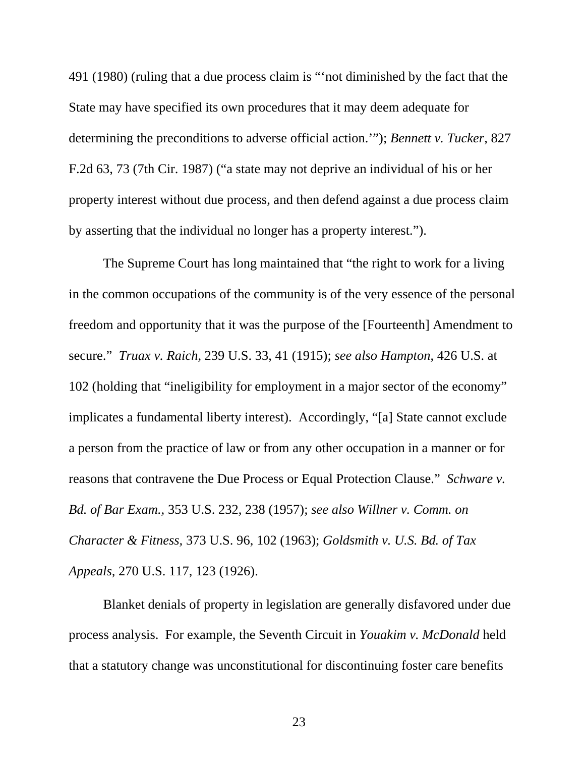491 (1980) (ruling that a due process claim is "'not diminished by the fact that the State may have specified its own procedures that it may deem adequate for determining the preconditions to adverse official action.'"); *Bennett v. Tucker*, 827 F.2d 63, 73 (7th Cir. 1987) ("a state may not deprive an individual of his or her property interest without due process, and then defend against a due process claim by asserting that the individual no longer has a property interest.").

The Supreme Court has long maintained that "the right to work for a living in the common occupations of the community is of the very essence of the personal freedom and opportunity that it was the purpose of the [Fourteenth] Amendment to secure." *Truax v. Raich*, 239 U.S. 33, 41 (1915); *see also Hampton*, 426 U.S. at 102 (holding that "ineligibility for employment in a major sector of the economy" implicates a fundamental liberty interest). Accordingly, "[a] State cannot exclude a person from the practice of law or from any other occupation in a manner or for reasons that contravene the Due Process or Equal Protection Clause." *Schware v. Bd. of Bar Exam.*, 353 U.S. 232, 238 (1957); *see also Willner v. Comm. on Character & Fitness*, 373 U.S. 96, 102 (1963); *Goldsmith v. U.S. Bd. of Tax Appeals*, 270 U.S. 117, 123 (1926).

Blanket denials of property in legislation are generally disfavored under due process analysis. For example, the Seventh Circuit in *Youakim v. McDonald* held that a statutory change was unconstitutional for discontinuing foster care benefits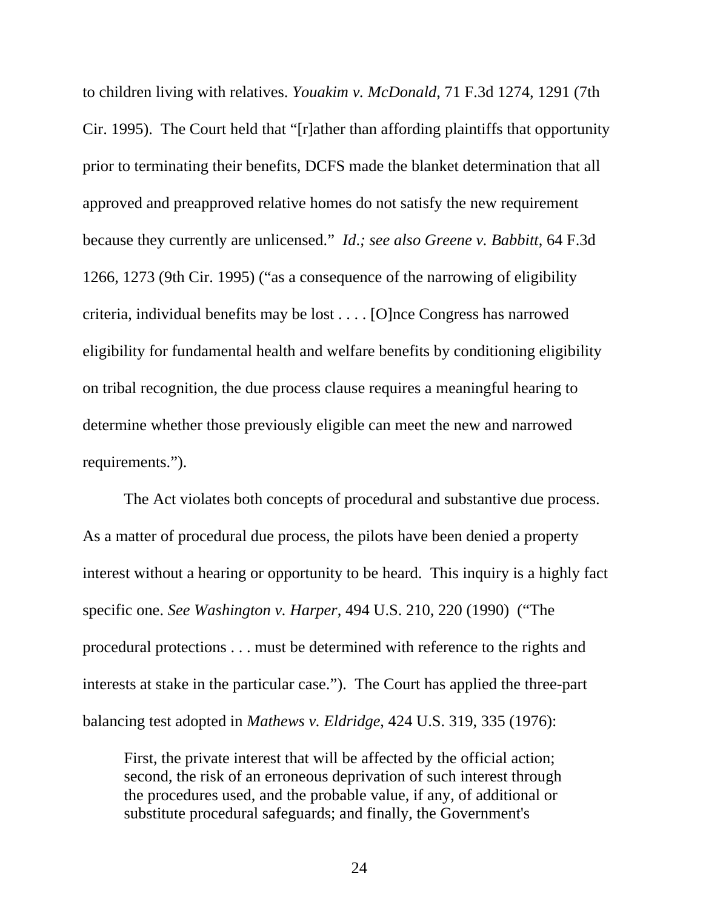to children living with relatives. *Youakim v. McDonald*, 71 F.3d 1274, 1291 (7th Cir. 1995). The Court held that "[r]ather than affording plaintiffs that opportunity prior to terminating their benefits, DCFS made the blanket determination that all approved and preapproved relative homes do not satisfy the new requirement because they currently are unlicensed." *Id.; see also Greene v. Babbitt*, 64 F.3d 1266, 1273 (9th Cir. 1995) ("as a consequence of the narrowing of eligibility criteria, individual benefits may be lost . . . . [O]nce Congress has narrowed eligibility for fundamental health and welfare benefits by conditioning eligibility on tribal recognition, the due process clause requires a meaningful hearing to determine whether those previously eligible can meet the new and narrowed requirements.").

The Act violates both concepts of procedural and substantive due process. As a matter of procedural due process, the pilots have been denied a property interest without a hearing or opportunity to be heard. This inquiry is a highly fact specific one. *See Washington v. Harper*, 494 U.S. 210, 220 (1990) ("The procedural protections . . . must be determined with reference to the rights and interests at stake in the particular case."). The Court has applied the three-part balancing test adopted in *Mathews v. Eldridge*, 424 U.S. 319, 335 (1976):

> First, the private interest that will be affected by the official action; second, the risk of an erroneous deprivation of such interest through the procedures used, and the probable value, if any, of additional or substitute procedural safeguards; and finally, the Government's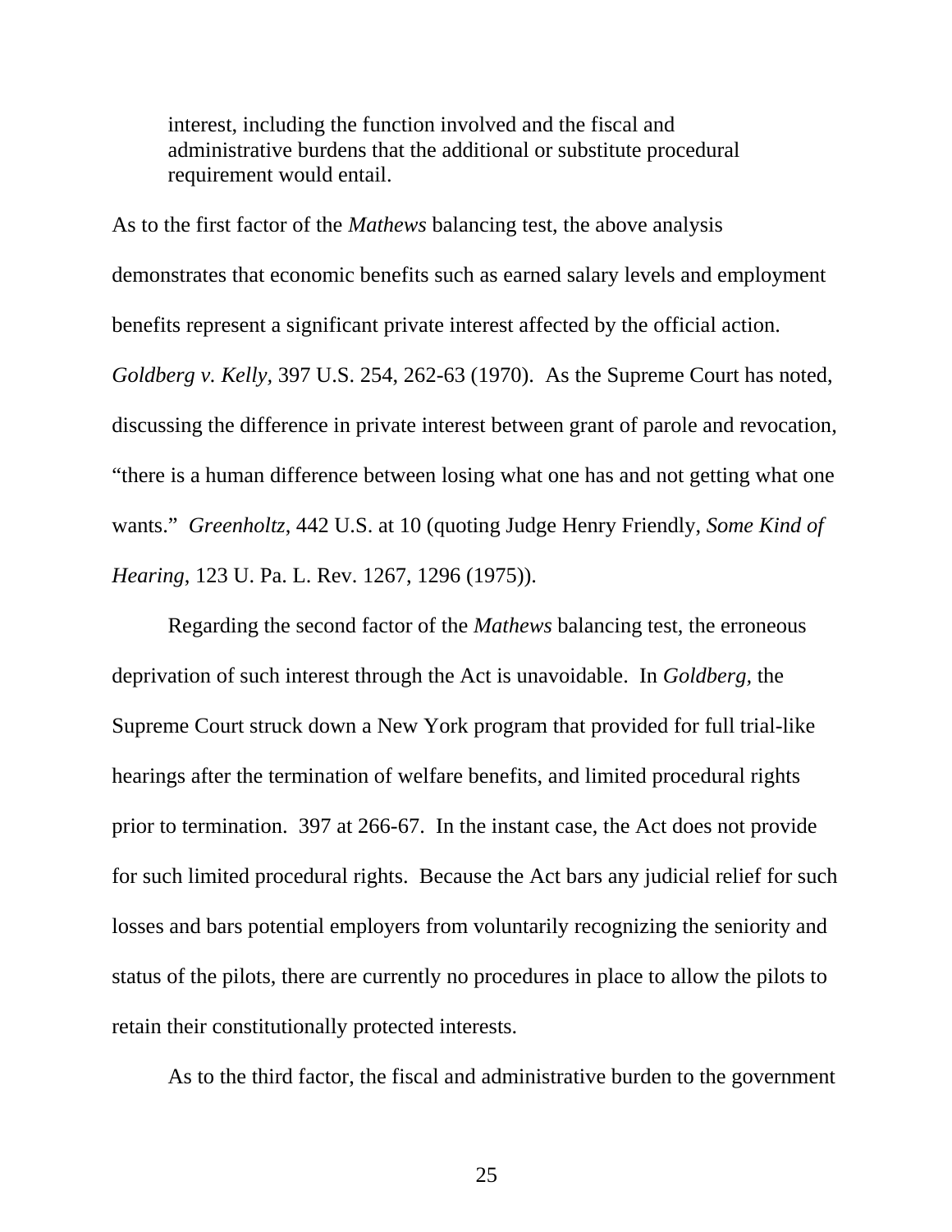> interest, including the function involved and the fiscal and administrative burdens that the additional or substitute procedural requirement would entail.

As to the first factor of the *Mathews* balancing test, the above analysis demonstrates that economic benefits such as earned salary levels and employment benefits represent a significant private interest affected by the official action. *Goldberg v. Kelly,* 397 U.S. 254, 262-63 (1970). As the Supreme Court has noted, discussing the difference in private interest between grant of parole and revocation, "there is a human difference between losing what one has and not getting what one wants." *Greenholtz*, 442 U.S. at 10 (quoting Judge Henry Friendly, *Some Kind of Hearing*, 123 U. Pa. L. Rev. 1267, 1296 (1975)).

Regarding the second factor of the *Mathews* balancing test, the erroneous deprivation of such interest through the Act is unavoidable. In *Goldberg,* the Supreme Court struck down a New York program that provided for full trial-like hearings after the termination of welfare benefits, and limited procedural rights prior to termination. 397 at 266-67. In the instant case, the Act does not provide for such limited procedural rights. Because the Act bars any judicial relief for such losses and bars potential employers from voluntarily recognizing the seniority and status of the pilots, there are currently no procedures in place to allow the pilots to retain their constitutionally protected interests.

As to the third factor, the fiscal and administrative burden to the government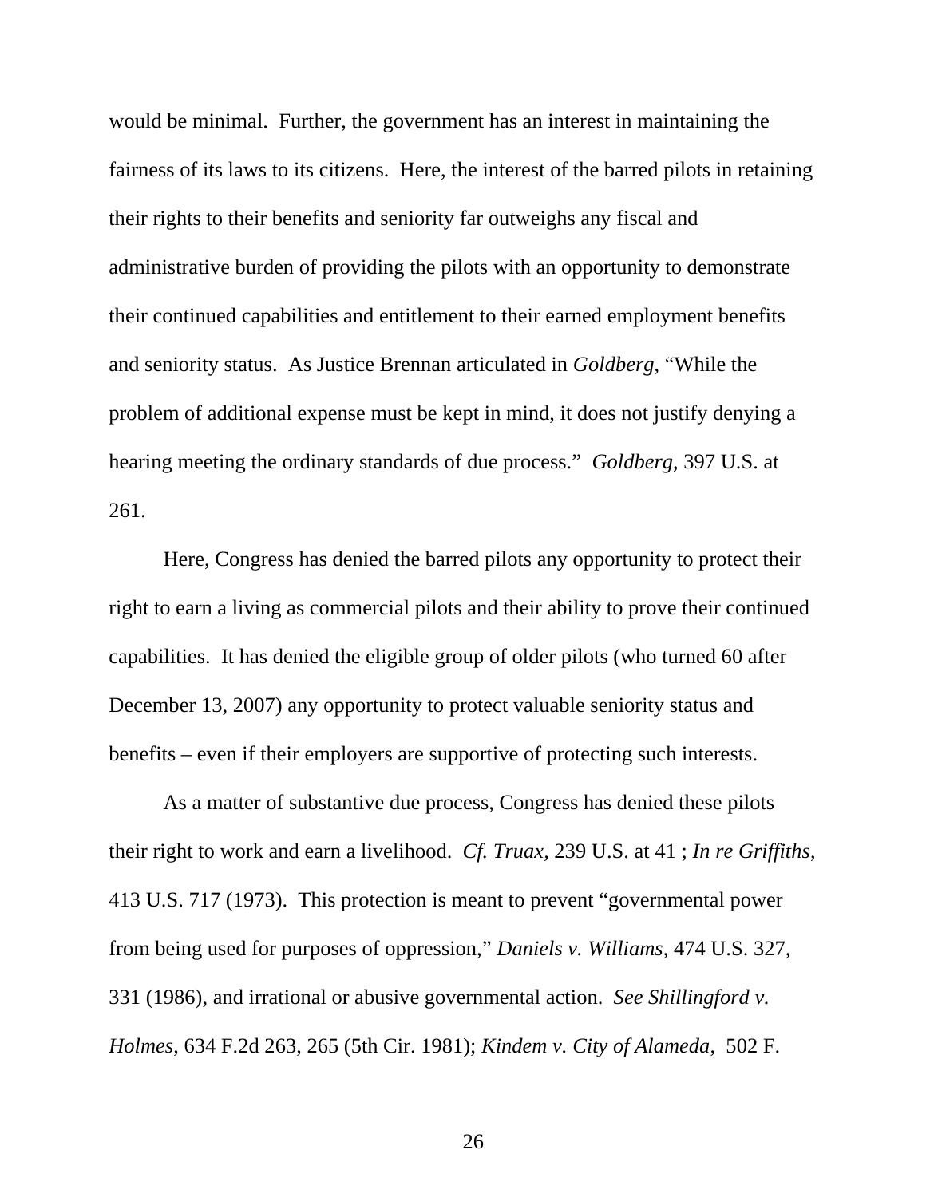would be minimal. Further, the government has an interest in maintaining the fairness of its laws to its citizens. Here, the interest of the barred pilots in retaining their rights to their benefits and seniority far outweighs any fiscal and administrative burden of providing the pilots with an opportunity to demonstrate their continued capabilities and entitlement to their earned employment benefits and seniority status. As Justice Brennan articulated in *Goldberg*, "While the problem of additional expense must be kept in mind, it does not justify denying a hearing meeting the ordinary standards of due process." *Goldberg*, 397 U.S. at 261.

Here, Congress has denied the barred pilots any opportunity to protect their right to earn a living as commercial pilots and their ability to prove their continued capabilities. It has denied the eligible group of older pilots (who turned 60 after December 13, 2007) any opportunity to protect valuable seniority status and benefits – even if their employers are supportive of protecting such interests.

As a matter of substantive due process, Congress has denied these pilots their right to work and earn a livelihood. *Cf. Truax,* 239 U.S. at 41 ; *In re Griffiths*, 413 U.S. 717 (1973). This protection is meant to prevent "governmental power from being used for purposes of oppression," *Daniels v. Williams*, 474 U.S. 327, 331 (1986), and irrational or abusive governmental action. *See Shillingford v. Holmes*, 634 F.2d 263, 265 (5th Cir. 1981); *Kindem v. City of Alameda*, 502 F.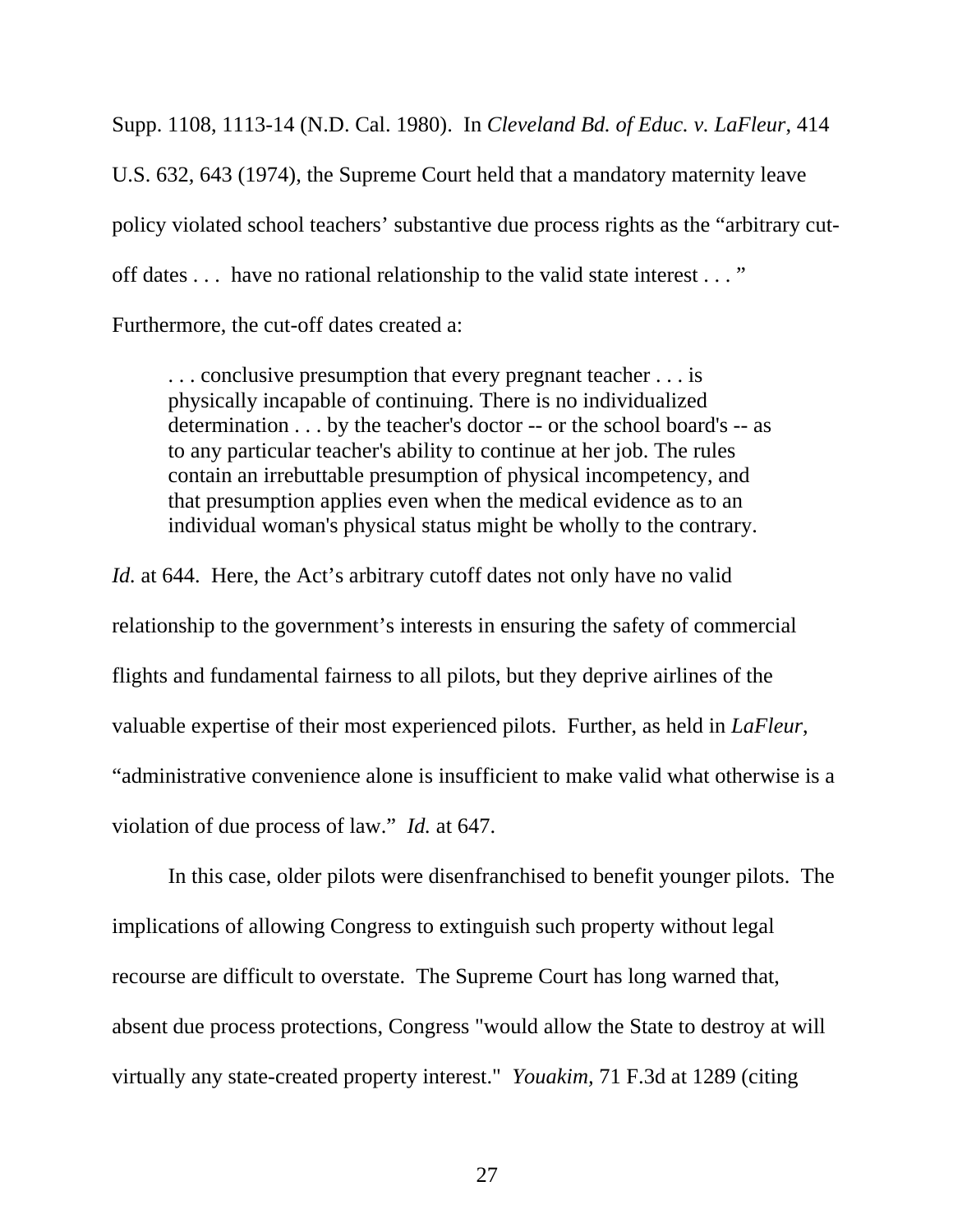Supp. 1108, 1113-14 (N.D. Cal. 1980). In *Cleveland Bd. of Educ. v. LaFleur*, 414 U.S. 632, 643 (1974), the Supreme Court held that a mandatory maternity leave policy violated school teachers' substantive due process rights as the "arbitrary cut-off dates . . . have no rational relationship to the valid state interest . . . " Furthermore, the cut-off dates created a:

> . . . conclusive presumption that every pregnant teacher . . . is physically incapable of continuing. There is no individualized determination . . . by the teacher's doctor -- or the school board's -- as to any particular teacher's ability to continue at her job. The rules contain an irrebuttable presumption of physical incompetency, and that presumption applies even when the medical evidence as to an individual woman's physical status might be wholly to the contrary.

*Id.* at 644. Here, the Act's arbitrary cutoff dates not only have no valid relationship to the government's interests in ensuring the safety of commercial flights and fundamental fairness to all pilots, but they deprive airlines of the valuable expertise of their most experienced pilots. Further, as held in *LaFleur*, "administrative convenience alone is insufficient to make valid what otherwise is a violation of due process of law." *Id.* at 647.

In this case, older pilots were disenfranchised to benefit younger pilots. The implications of allowing Congress to extinguish such property without legal recourse are difficult to overstate. The Supreme Court has long warned that, absent due process protections, Congress "would allow the State to destroy at will virtually any state-created property interest." *Youakim*, 71 F.3d at 1289 (citing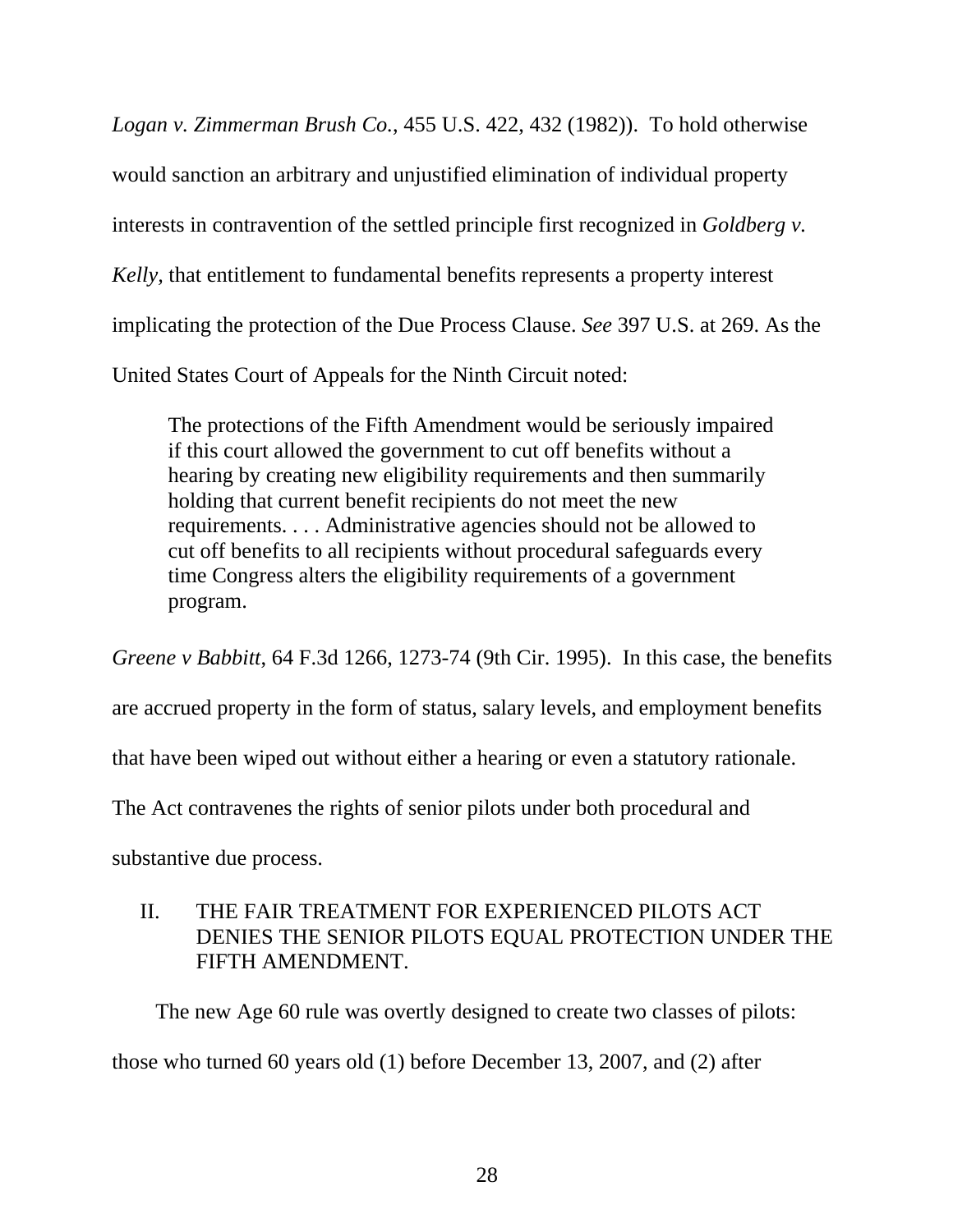*Logan v. Zimmerman Brush Co.*, 455 U.S. 422, 432 (1982)). To hold otherwise would sanction an arbitrary and unjustified elimination of individual property interests in contravention of the settled principle first recognized in *Goldberg v. Kelly,* that entitlement to fundamental benefits represents a property interest implicating the protection of the Due Process Clause. *See* 397 U.S. at 269. As the United States Court of Appeals for the Ninth Circuit noted:

> The protections of the Fifth Amendment would be seriously impaired if this court allowed the government to cut off benefits without a hearing by creating new eligibility requirements and then summarily holding that current benefit recipients do not meet the new requirements. . . . Administrative agencies should not be allowed to cut off benefits to all recipients without procedural safeguards every time Congress alters the eligibility requirements of a government program.

*Greene v Babbitt*, 64 F.3d 1266, 1273-74 (9th Cir. 1995). In this case, the benefits are accrued property in the form of status, salary levels, and employment benefits that have been wiped out without either a hearing or even a statutory rationale. The Act contravenes the rights of senior pilots under both procedural and substantive due process.

## II. THE FAIR TREATMENT FOR EXPERIENCED PILOTS ACT DENIES THE SENIOR PILOTS EQUAL PROTECTION UNDER THE FIFTH AMENDMENT.

The new Age 60 rule was overtly designed to create two classes of pilots: those who turned 60 years old (1) before December 13, 2007, and (2) after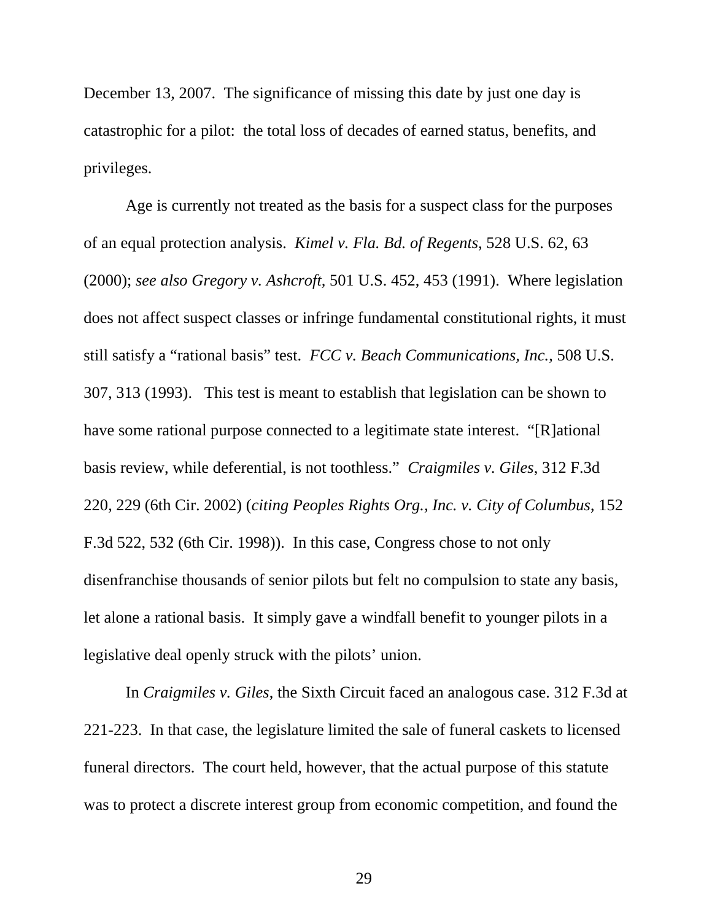December 13, 2007. The significance of missing this date by just one day is catastrophic for a pilot: the total loss of decades of earned status, benefits, and privileges.

Age is currently not treated as the basis for a suspect class for the purposes of an equal protection analysis. *Kimel v. Fla. Bd. of Regents*, 528 U.S. 62, 63 (2000); *see also Gregory v. Ashcroft,* 501 U.S. 452, 453 (1991). Where legislation does not affect suspect classes or infringe fundamental constitutional rights, it must still satisfy a "rational basis" test. *FCC v. Beach Communications, Inc.*, 508 U.S. 307, 313 (1993). This test is meant to establish that legislation can be shown to have some rational purpose connected to a legitimate state interest. "[R]ational basis review, while deferential, is not toothless." *Craigmiles v. Giles*, 312 F.3d 220, 229 (6th Cir. 2002) (*citing Peoples Rights Org., Inc. v. City of Columbus*, 152 F.3d 522, 532 (6th Cir. 1998)). In this case, Congress chose to not only disenfranchise thousands of senior pilots but felt no compulsion to state any basis, let alone a rational basis. It simply gave a windfall benefit to younger pilots in a legislative deal openly struck with the pilots' union.

In *Craigmiles v. Giles*, the Sixth Circuit faced an analogous case. 312 F.3d at 221-223. In that case, the legislature limited the sale of funeral caskets to licensed funeral directors. The court held, however, that the actual purpose of this statute was to protect a discrete interest group from economic competition, and found the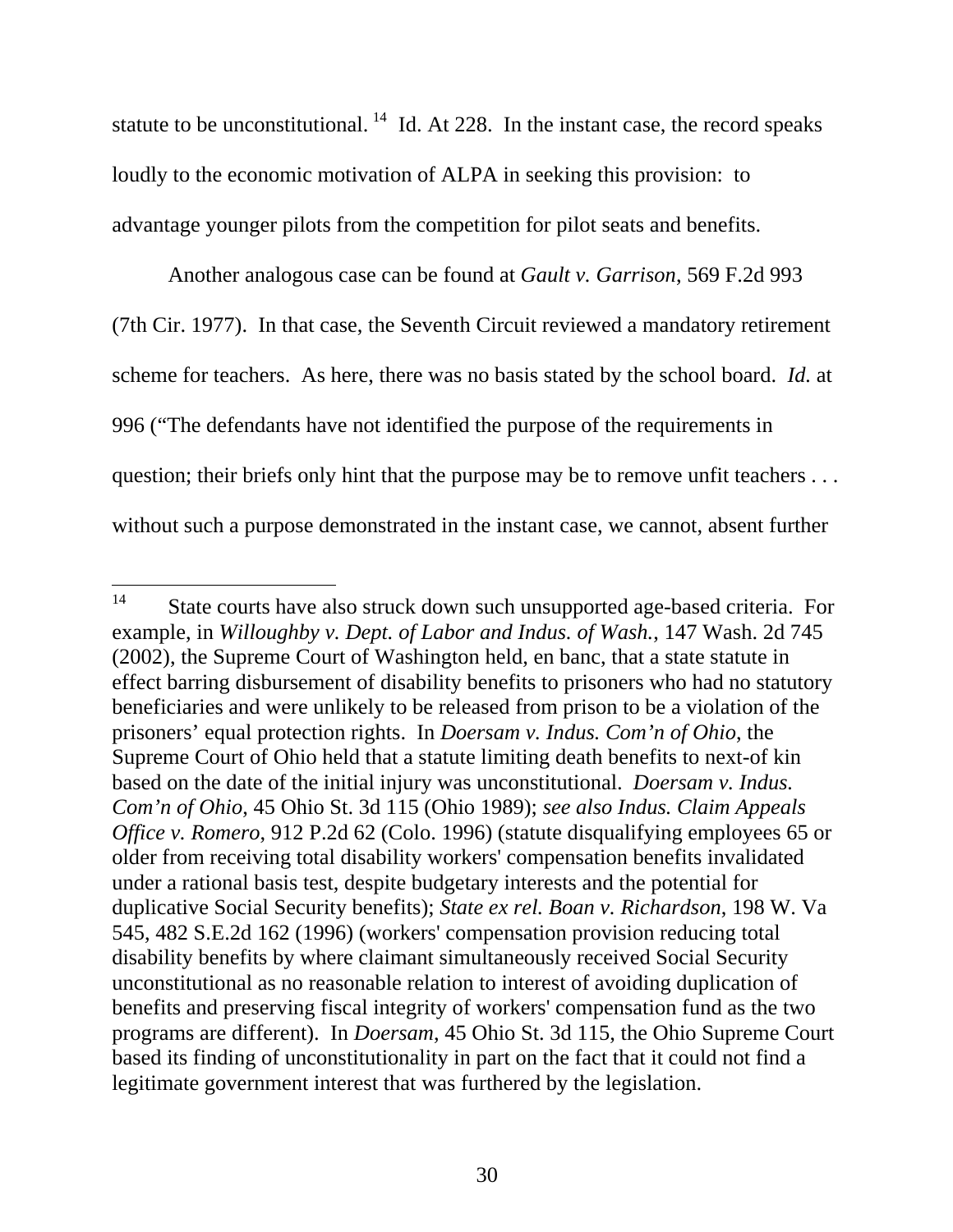statute to be unconstitutional.[14] Id. At 228. In the instant case, the record speaks loudly to the economic motivation of ALPA in seeking this provision: to advantage younger pilots from the competition for pilot seats and benefits.

Another analogous case can be found at *Gault v. Garrison*, 569 F.2d 993 (7th Cir. 1977). In that case, the Seventh Circuit reviewed a mandatory retirement scheme for teachers. As here, there was no basis stated by the school board. *Id.* at 996 ("The defendants have not identified the purpose of the requirements in question; their briefs only hint that the purpose may be to remove unfit teachers . . . without such a purpose demonstrated in the instant case, we cannot, absent further

---

[14] State courts have also struck down such unsupported age-based criteria. For example, in *Willoughby v. Dept. of Labor and Indus. of Wash.*, 147 Wash. 2d 745 (2002), the Supreme Court of Washington held, en banc, that a state statute in effect barring disbursement of disability benefits to prisoners who had no statutory beneficiaries and were unlikely to be released from prison to be a violation of the prisoners' equal protection rights. In *Doersam v. Indus. Com'n of Ohio*, the Supreme Court of Ohio held that a statute limiting death benefits to next-of kin based on the date of the initial injury was unconstitutional. *Doersam v. Indus. Com'n of Ohio*, 45 Ohio St. 3d 115 (Ohio 1989); *see also Indus. Claim Appeals Office v. Romero*, 912 P.2d 62 (Colo. 1996) (statute disqualifying employees 65 or older from receiving total disability workers' compensation benefits invalidated under a rational basis test, despite budgetary interests and the potential for duplicative Social Security benefits); *State ex rel. Boan v. Richardson*, 198 W. Va 545, 482 S.E.2d 162 (1996) (workers' compensation provision reducing total disability benefits by where claimant simultaneously received Social Security unconstitutional as no reasonable relation to interest of avoiding duplication of benefits and preserving fiscal integrity of workers' compensation fund as the two programs are different). In *Doersam*, 45 Ohio St. 3d 115, the Ohio Supreme Court based its finding of unconstitutionality in part on the fact that it could not find a legitimate government interest that was furthered by the legislation.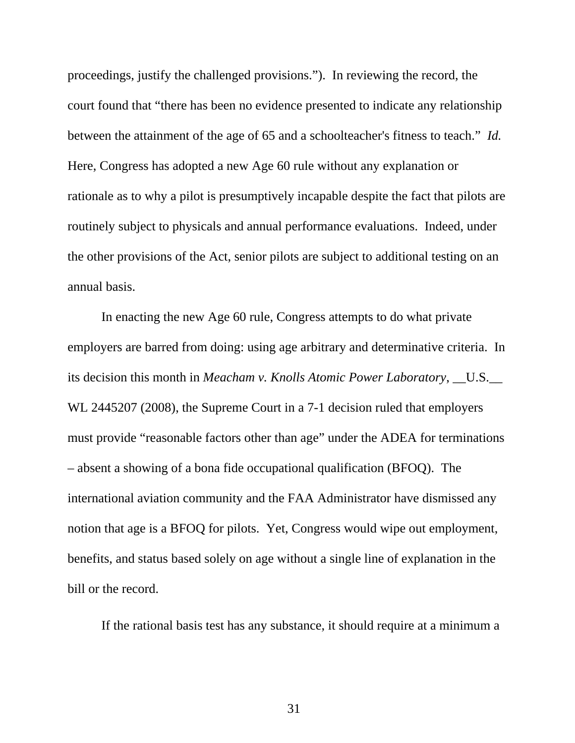proceedings, justify the challenged provisions."). In reviewing the record, the court found that "there has been no evidence presented to indicate any relationship between the attainment of the age of 65 and a schoolteacher's fitness to teach." *Id.* Here, Congress has adopted a new Age 60 rule without any explanation or rationale as to why a pilot is presumptively incapable despite the fact that pilots are routinely subject to physicals and annual performance evaluations. Indeed, under the other provisions of the Act, senior pilots are subject to additional testing on an annual basis.

In enacting the new Age 60 rule, Congress attempts to do what private employers are barred from doing: using age arbitrary and determinative criteria. In its decision this month in *Meacham v. Knolls Atomic Power Laboratory*, __U.S.__ WL 2445207 (2008), the Supreme Court in a 7-1 decision ruled that employers must provide "reasonable factors other than age" under the ADEA for terminations – absent a showing of a bona fide occupational qualification (BFOQ). The international aviation community and the FAA Administrator have dismissed any notion that age is a BFOQ for pilots. Yet, Congress would wipe out employment, benefits, and status based solely on age without a single line of explanation in the bill or the record.

If the rational basis test has any substance, it should require at a minimum a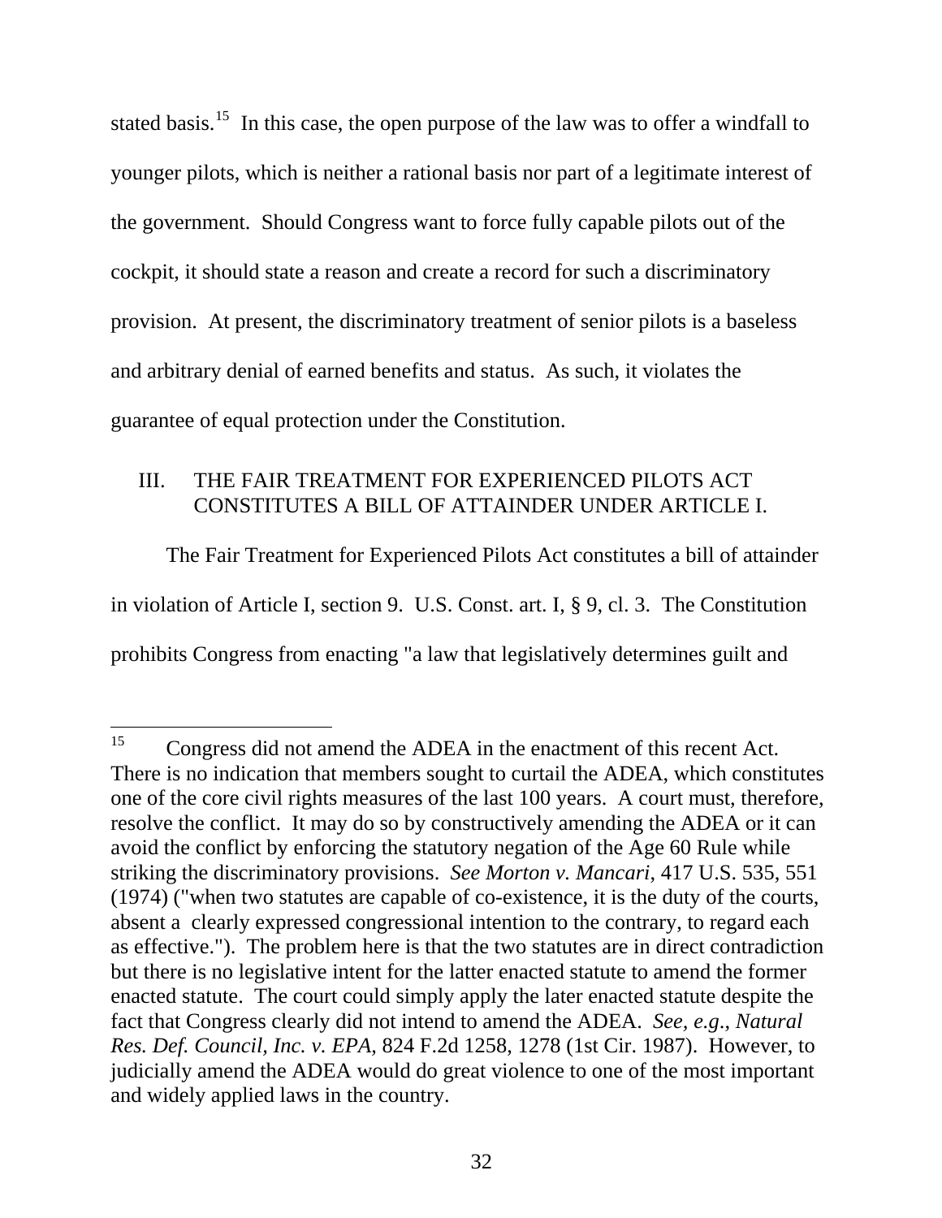stated basis.[15] In this case, the open purpose of the law was to offer a windfall to younger pilots, which is neither a rational basis nor part of a legitimate interest of the government. Should Congress want to force fully capable pilots out of the cockpit, it should state a reason and create a record for such a discriminatory provision. At present, the discriminatory treatment of senior pilots is a baseless and arbitrary denial of earned benefits and status. As such, it violates the guarantee of equal protection under the Constitution.

## III. THE FAIR TREATMENT FOR EXPERIENCED PILOTS ACT CONSTITUTES A BILL OF ATTAINDER UNDER ARTICLE I.

The Fair Treatment for Experienced Pilots Act constitutes a bill of attainder in violation of Article I, section 9. U.S. Const. art. I, § 9, cl. 3. The Constitution prohibits Congress from enacting "a law that legislatively determines guilt and

---

[15] Congress did not amend the ADEA in the enactment of this recent Act. There is no indication that members sought to curtail the ADEA, which constitutes one of the core civil rights measures of the last 100 years. A court must, therefore, resolve the conflict. It may do so by constructively amending the ADEA or it can avoid the conflict by enforcing the statutory negation of the Age 60 Rule while striking the discriminatory provisions. *See Morton v. Mancari*, 417 U.S. 535, 551 (1974) ("when two statutes are capable of co-existence, it is the duty of the courts, absent a clearly expressed congressional intention to the contrary, to regard each as effective."). The problem here is that the two statutes are in direct contradiction but there is no legislative intent for the latter enacted statute to amend the former enacted statute. The court could simply apply the later enacted statute despite the fact that Congress clearly did not intend to amend the ADEA. *See, e.g., Natural Res. Def. Council, Inc. v. EPA*, 824 F.2d 1258, 1278 (1st Cir. 1987). However, to judicially amend the ADEA would do great violence to one of the most important and widely applied laws in the country.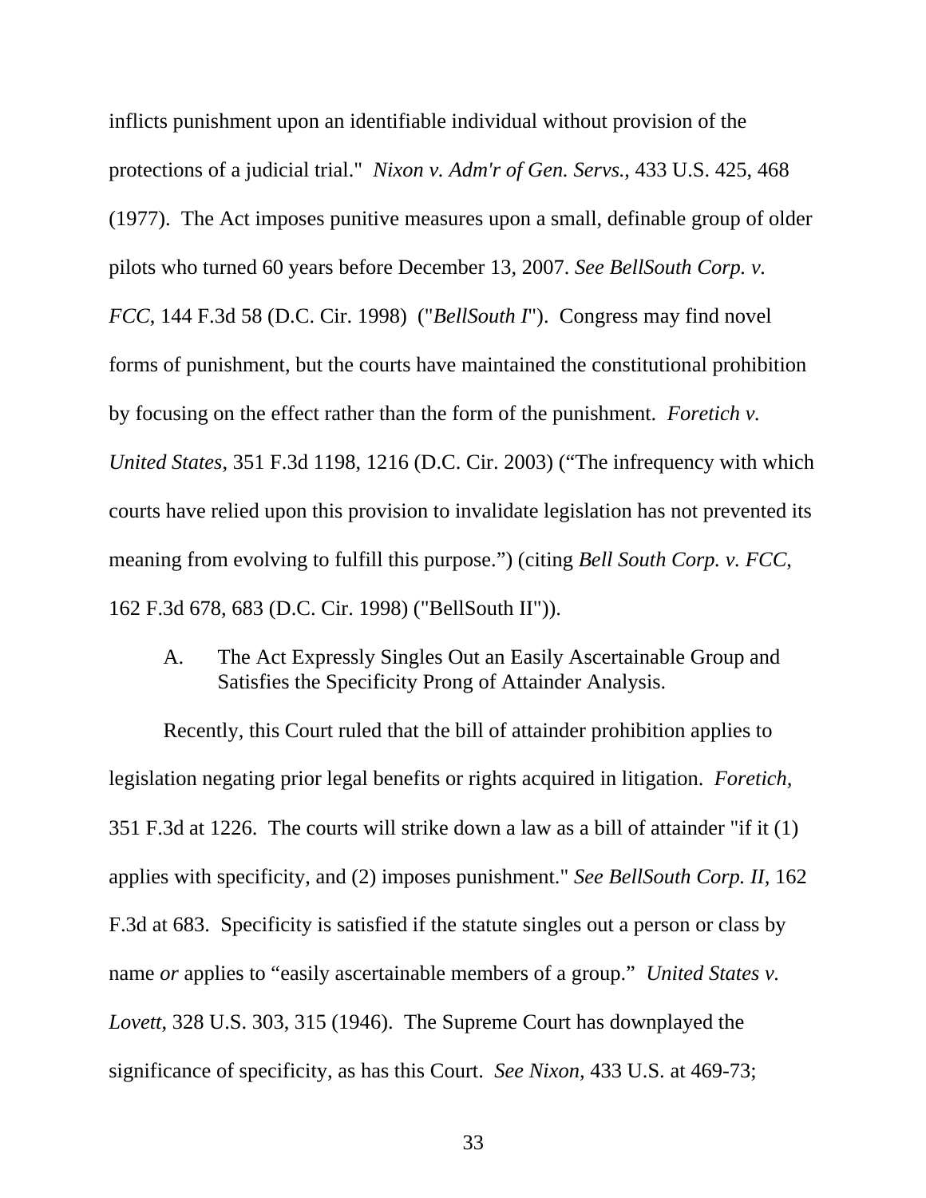inflicts punishment upon an identifiable individual without provision of the protections of a judicial trial." *Nixon v. Adm'r of Gen. Servs.*, 433 U.S. 425, 468 (1977). The Act imposes punitive measures upon a small, definable group of older pilots who turned 60 years before December 13, 2007. *See BellSouth Corp. v. FCC*, 144 F.3d 58 (D.C. Cir. 1998) ("*BellSouth I*"). Congress may find novel forms of punishment, but the courts have maintained the constitutional prohibition by focusing on the effect rather than the form of the punishment. *Foretich v. United States*, 351 F.3d 1198, 1216 (D.C. Cir. 2003) ("The infrequency with which courts have relied upon this provision to invalidate legislation has not prevented its meaning from evolving to fulfill this purpose.") (citing *Bell South Corp. v. FCC*, 162 F.3d 678, 683 (D.C. Cir. 1998) ("BellSouth II")).

### A. The Act Expressly Singles Out an Easily Ascertainable Group and Satisfies the Specificity Prong of Attainder Analysis.

Recently, this Court ruled that the bill of attainder prohibition applies to legislation negating prior legal benefits or rights acquired in litigation. *Foretich*, 351 F.3d at 1226. The courts will strike down a law as a bill of attainder "if it (1) applies with specificity, and (2) imposes punishment." *See BellSouth Corp. II*, 162 F.3d at 683. Specificity is satisfied if the statute singles out a person or class by name *or* applies to "easily ascertainable members of a group." *United States v. Lovett*, 328 U.S. 303, 315 (1946). The Supreme Court has downplayed the significance of specificity, as has this Court. *See Nixon*, 433 U.S. at 469-73;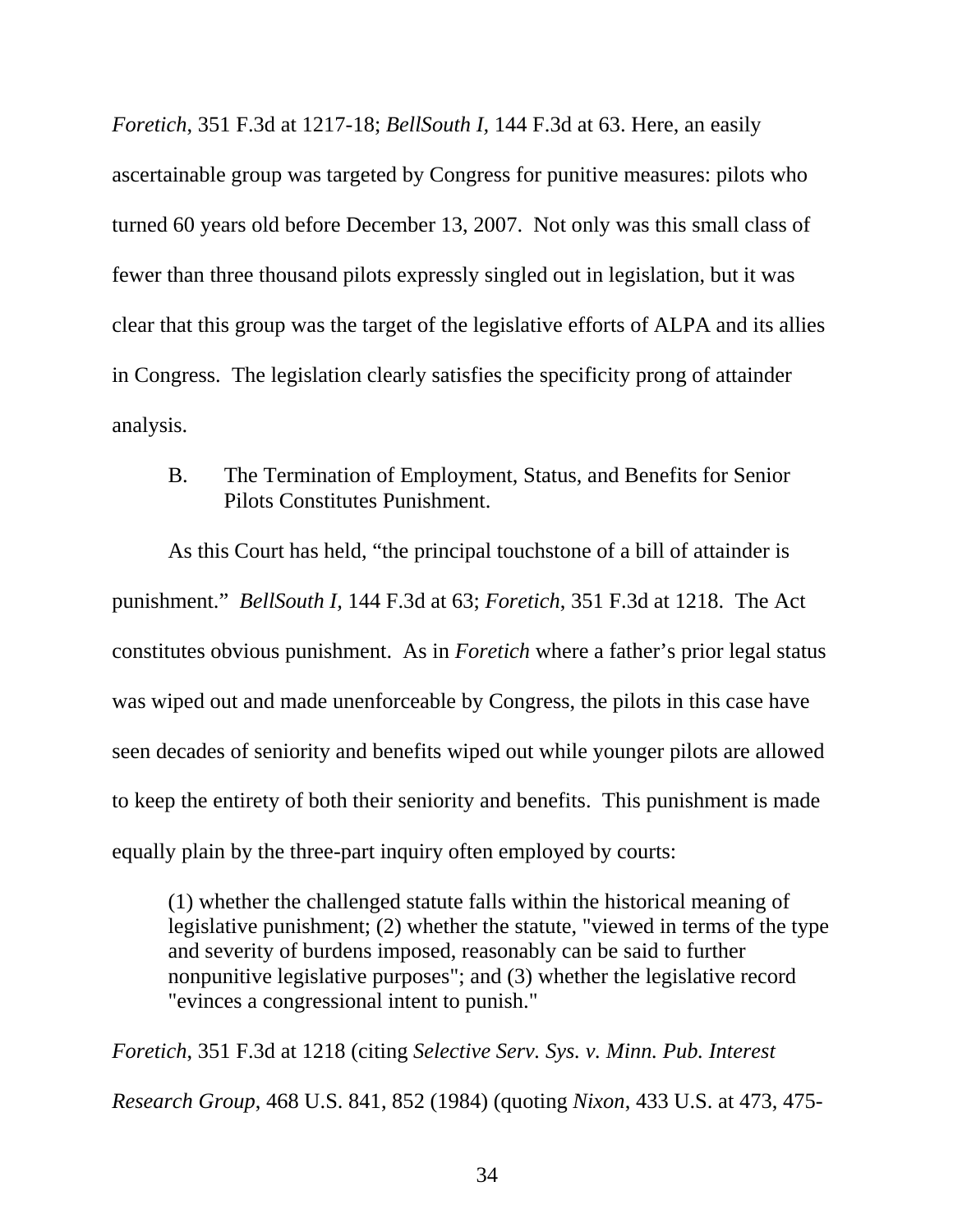*Foretich*, 351 F.3d at 1217-18; *BellSouth I*, 144 F.3d at 63. Here, an easily ascertainable group was targeted by Congress for punitive measures: pilots who turned 60 years old before December 13, 2007. Not only was this small class of fewer than three thousand pilots expressly singled out in legislation, but it was clear that this group was the target of the legislative efforts of ALPA and its allies in Congress. The legislation clearly satisfies the specificity prong of attainder analysis.

### B. The Termination of Employment, Status, and Benefits for Senior Pilots Constitutes Punishment.

As this Court has held, "the principal touchstone of a bill of attainder is punishment." *BellSouth I*, 144 F.3d at 63; *Foretich*, 351 F.3d at 1218. The Act constitutes obvious punishment. As in *Foretich* where a father's prior legal status was wiped out and made unenforceable by Congress, the pilots in this case have seen decades of seniority and benefits wiped out while younger pilots are allowed to keep the entirety of both their seniority and benefits. This punishment is made equally plain by the three-part inquiry often employed by courts:

> (1) whether the challenged statute falls within the historical meaning of legislative punishment; (2) whether the statute, "viewed in terms of the type and severity of burdens imposed, reasonably can be said to further nonpunitive legislative purposes"; and (3) whether the legislative record "evinces a congressional intent to punish."

*Foretich*, 351 F.3d at 1218 (citing *Selective Serv. Sys. v. Minn. Pub. Interest Research Group*, 468 U.S. 841, 852 (1984) (quoting *Nixon*, 433 U.S. at 473, 475-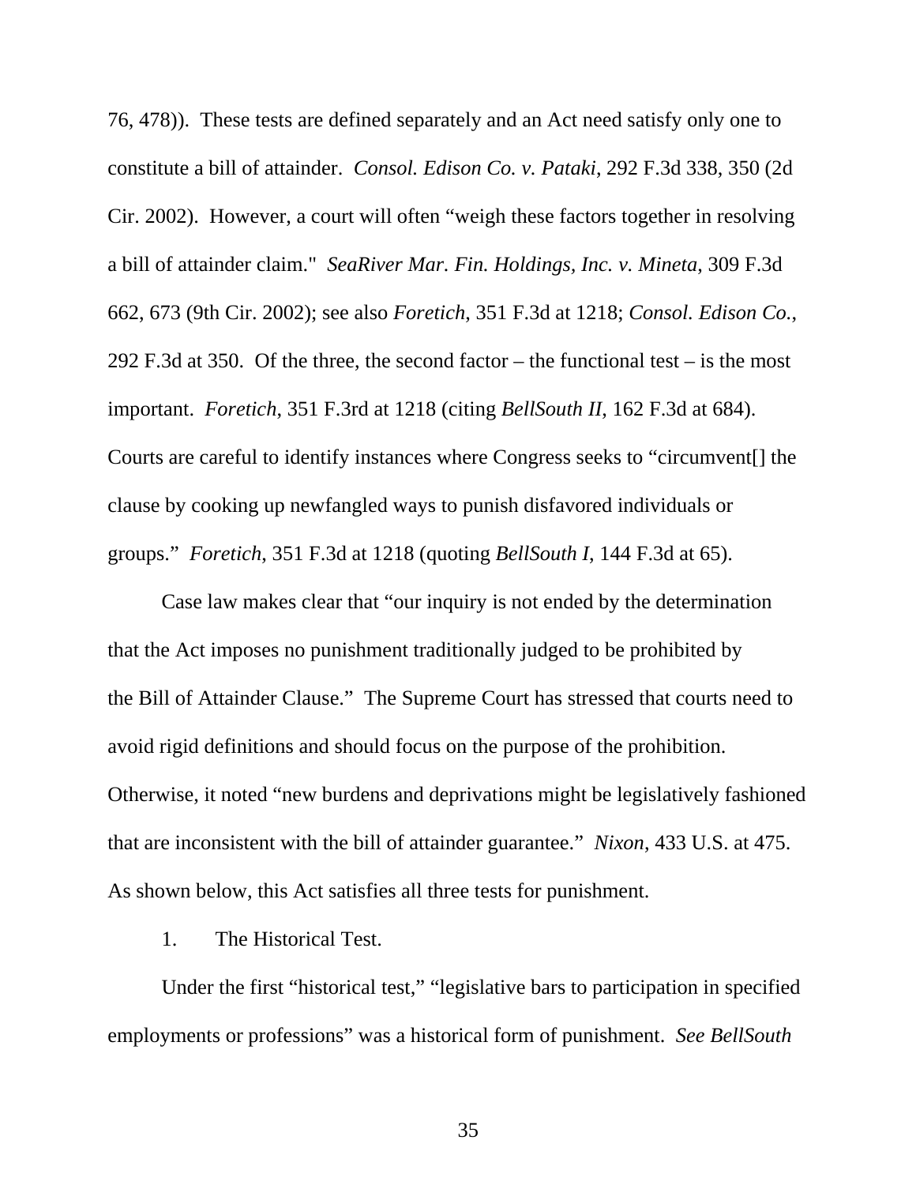76, 478)). These tests are defined separately and an Act need satisfy only one to constitute a bill of attainder. *Consol. Edison Co. v. Pataki*, 292 F.3d 338, 350 (2d Cir. 2002). However, a court will often "weigh these factors together in resolving a bill of attainder claim." *SeaRiver Mar. Fin. Holdings, Inc. v. Mineta*, 309 F.3d 662, 673 (9th Cir. 2002); see also *Foretich*, 351 F.3d at 1218; *Consol. Edison Co.*, 292 F.3d at 350. Of the three, the second factor – the functional test – is the most important. *Foretich*, 351 F.3rd at 1218 (citing *BellSouth II*, 162 F.3d at 684). Courts are careful to identify instances where Congress seeks to "circumvent[] the clause by cooking up newfangled ways to punish disfavored individuals or groups." *Foretich*, 351 F.3d at 1218 (quoting *BellSouth I*, 144 F.3d at 65).

Case law makes clear that "our inquiry is not ended by the determination that the Act imposes no punishment traditionally judged to be prohibited by the Bill of Attainder Clause." The Supreme Court has stressed that courts need to avoid rigid definitions and should focus on the purpose of the prohibition. Otherwise, it noted "new burdens and deprivations might be legislatively fashioned that are inconsistent with the bill of attainder guarantee." *Nixon*, 433 U.S. at 475. As shown below, this Act satisfies all three tests for punishment.

1. The Historical Test.

Under the first "historical test," "legislative bars to participation in specified employments or professions" was a historical form of punishment. *See BellSouth*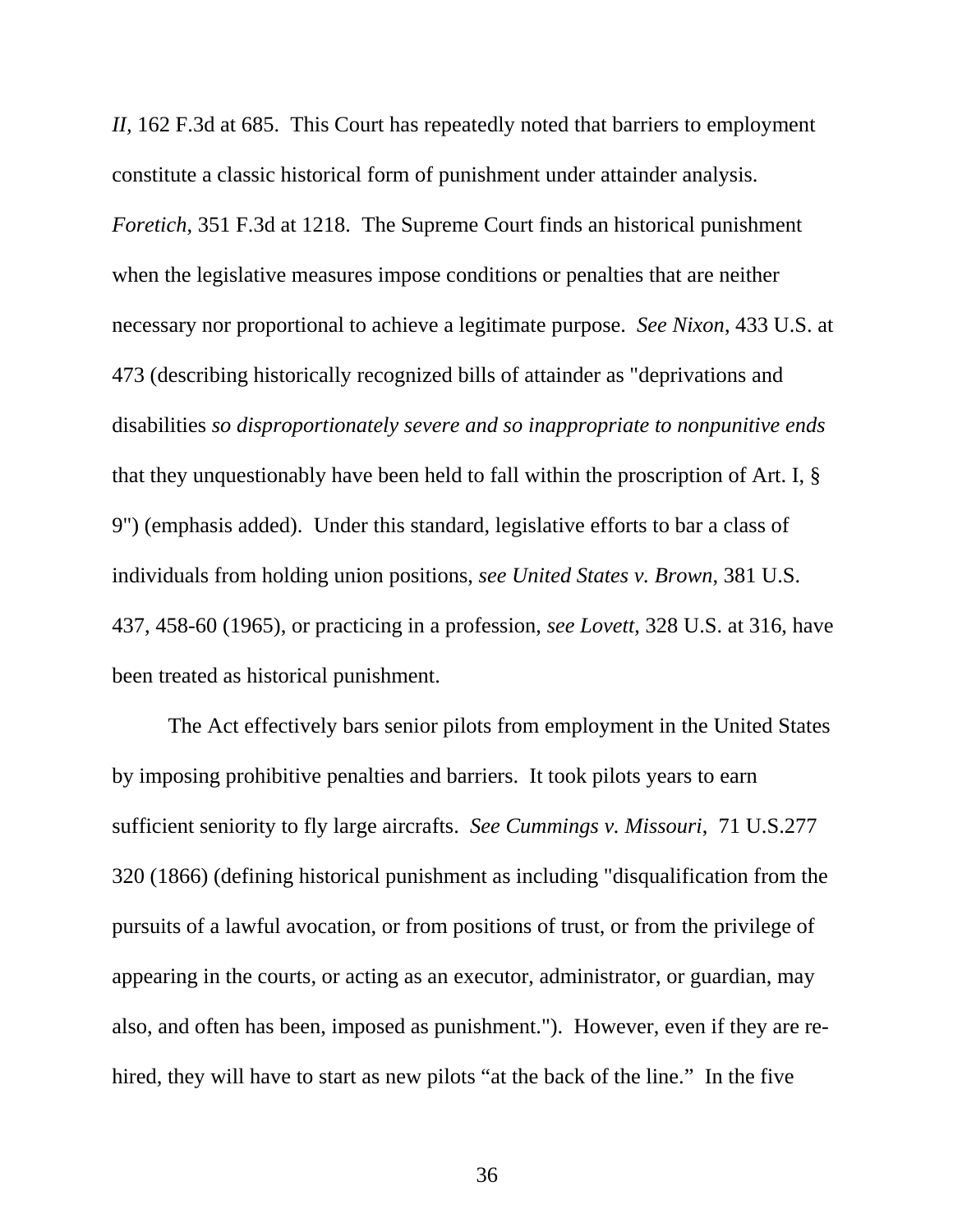*II*, 162 F.3d at 685. This Court has repeatedly noted that barriers to employment constitute a classic historical form of punishment under attainder analysis. *Foretich*, 351 F.3d at 1218. The Supreme Court finds an historical punishment when the legislative measures impose conditions or penalties that are neither necessary nor proportional to achieve a legitimate purpose. *See Nixon*, 433 U.S. at 473 (describing historically recognized bills of attainder as "deprivations and disabilities *so disproportionately severe and so inappropriate to nonpunitive ends* that they unquestionably have been held to fall within the proscription of Art. I, § 9") (emphasis added). Under this standard, legislative efforts to bar a class of individuals from holding union positions, *see United States v. Brown*, 381 U.S. 437, 458-60 (1965), or practicing in a profession, *see Lovett*, 328 U.S. at 316, have been treated as historical punishment.

The Act effectively bars senior pilots from employment in the United States by imposing prohibitive penalties and barriers. It took pilots years to earn sufficient seniority to fly large aircrafts. *See Cummings v. Missouri*, 71 U.S.277 320 (1866) (defining historical punishment as including "disqualification from the pursuits of a lawful avocation, or from positions of trust, or from the privilege of appearing in the courts, or acting as an executor, administrator, or guardian, may also, and often has been, imposed as punishment."). However, even if they are re-hired, they will have to start as new pilots "at the back of the line." In the five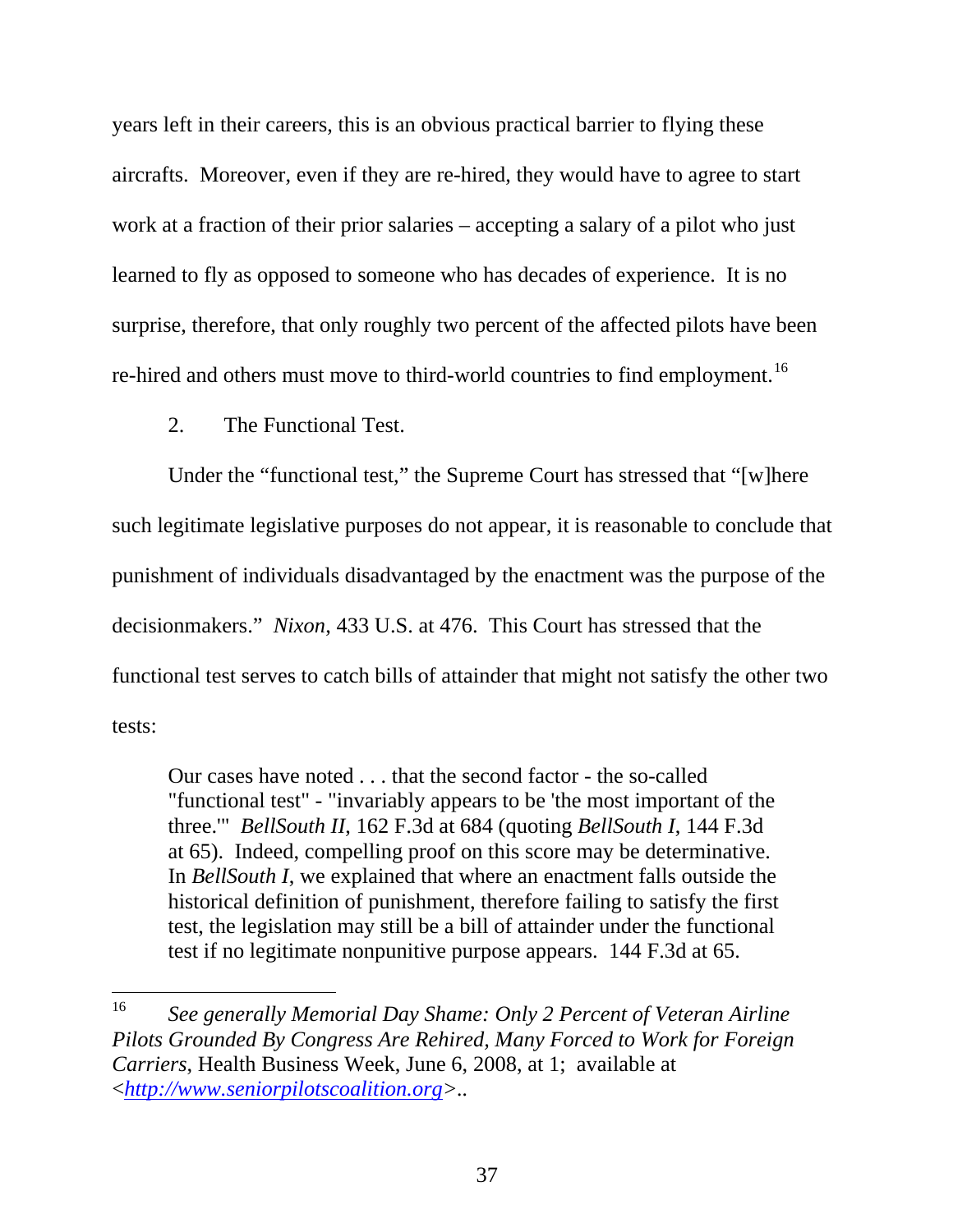years left in their careers, this is an obvious practical barrier to flying these aircrafts. Moreover, even if they are re-hired, they would have to agree to start work at a fraction of their prior salaries – accepting a salary of a pilot who just learned to fly as opposed to someone who has decades of experience. It is no surprise, therefore, that only roughly two percent of the affected pilots have been re-hired and others must move to third-world countries to find employment.[16]

2. The Functional Test.

Under the "functional test," the Supreme Court has stressed that "[w]here such legitimate legislative purposes do not appear, it is reasonable to conclude that punishment of individuals disadvantaged by the enactment was the purpose of the decisionmakers." *Nixon*, 433 U.S. at 476. This Court has stressed that the functional test serves to catch bills of attainder that might not satisfy the other two tests:

> Our cases have noted . . . that the second factor - the so-called "functional test" - "invariably appears to be 'the most important of the three.'" *BellSouth II*, 162 F.3d at 684 (quoting *BellSouth I*, 144 F.3d at 65). Indeed, compelling proof on this score may be determinative. In *BellSouth I*, we explained that where an enactment falls outside the historical definition of punishment, therefore failing to satisfy the first test, the legislation may still be a bill of attainder under the functional test if no legitimate nonpunitive purpose appears. 144 F.3d at 65.

---

[16] *See generally Memorial Day Shame: Only 2 Percent of Veteran Airline Pilots Grounded By Congress Are Rehired, Many Forced to Work for Foreign Carriers*, Health Business Week, June 6, 2008, at 1; available at <http://www.seniorpilotscoalition.org>..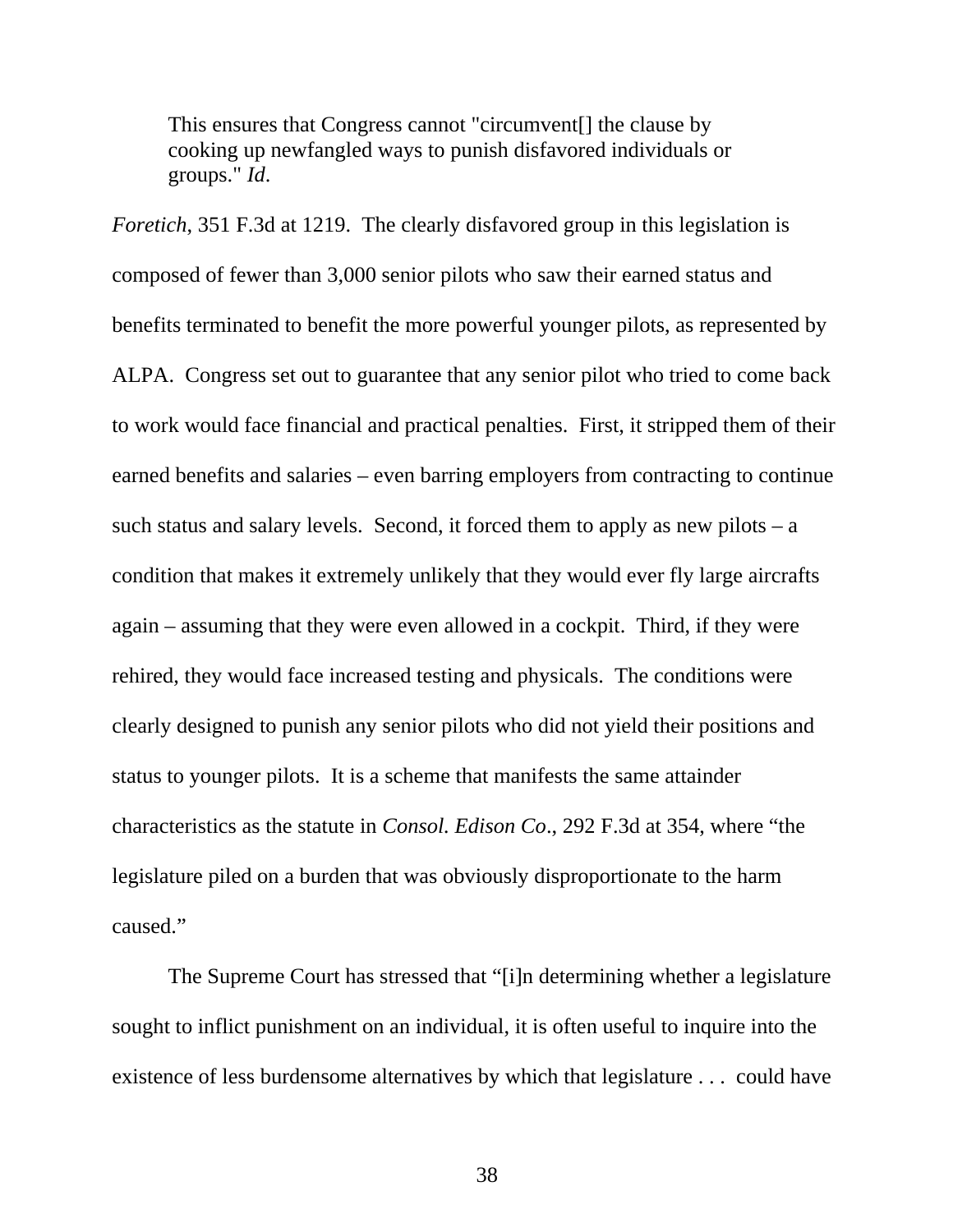> This ensures that Congress cannot "circumvent[] the clause by cooking up newfangled ways to punish disfavored individuals or groups." *Id*.

*Foretich*, 351 F.3d at 1219. The clearly disfavored group in this legislation is composed of fewer than 3,000 senior pilots who saw their earned status and benefits terminated to benefit the more powerful younger pilots, as represented by ALPA. Congress set out to guarantee that any senior pilot who tried to come back to work would face financial and practical penalties. First, it stripped them of their earned benefits and salaries – even barring employers from contracting to continue such status and salary levels. Second, it forced them to apply as new pilots – a condition that makes it extremely unlikely that they would ever fly large aircrafts again – assuming that they were even allowed in a cockpit. Third, if they were rehired, they would face increased testing and physicals. The conditions were clearly designed to punish any senior pilots who did not yield their positions and status to younger pilots. It is a scheme that manifests the same attainder characteristics as the statute in *Consol. Edison Co*., 292 F.3d at 354, where "the legislature piled on a burden that was obviously disproportionate to the harm caused."

The Supreme Court has stressed that "[i]n determining whether a legislature sought to inflict punishment on an individual, it is often useful to inquire into the existence of less burdensome alternatives by which that legislature . . . could have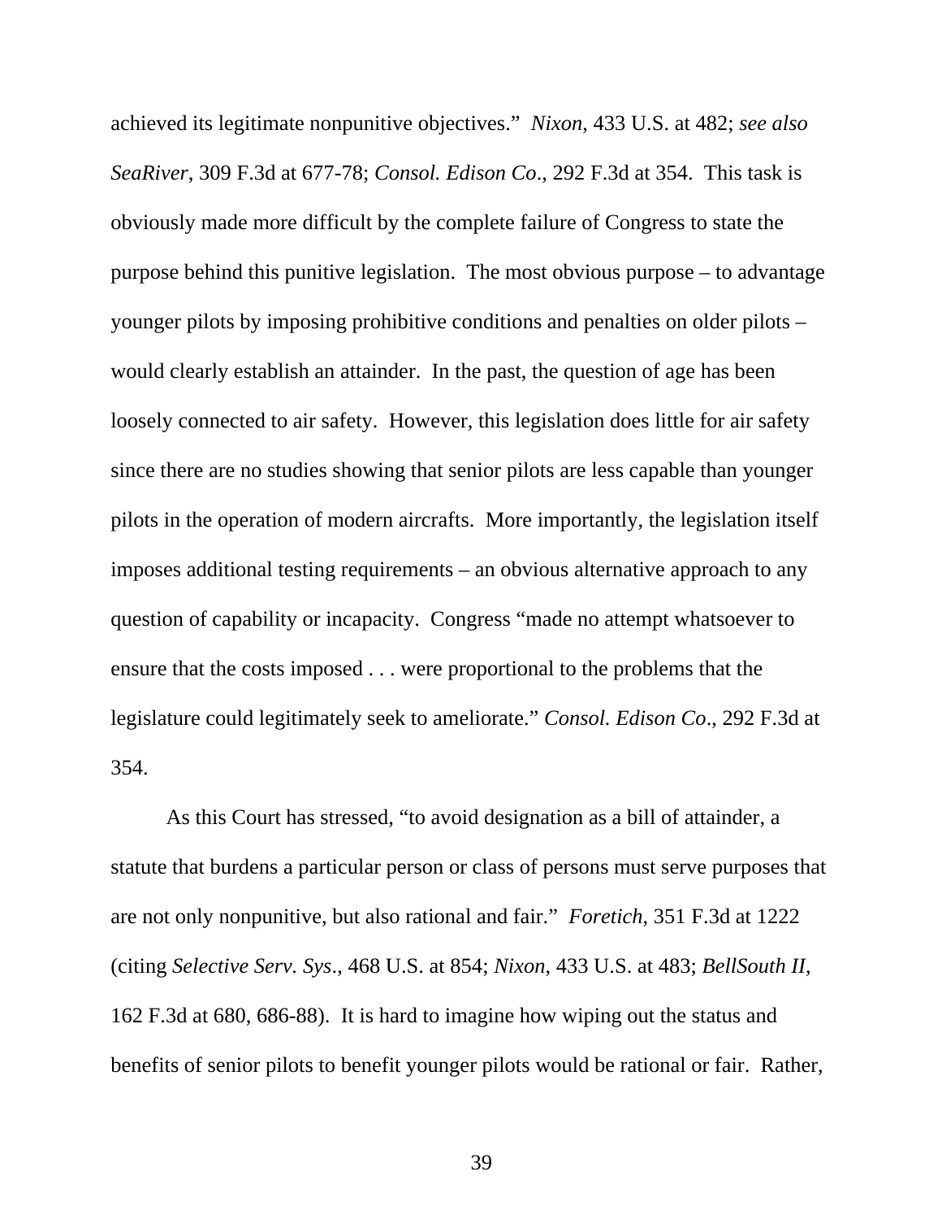achieved its legitimate nonpunitive objectives." *Nixon*, 433 U.S. at 482; *see also SeaRiver*, 309 F.3d at 677-78; *Consol. Edison Co*., 292 F.3d at 354. This task is obviously made more difficult by the complete failure of Congress to state the purpose behind this punitive legislation. The most obvious purpose – to advantage younger pilots by imposing prohibitive conditions and penalties on older pilots – would clearly establish an attainder. In the past, the question of age has been loosely connected to air safety. However, this legislation does little for air safety since there are no studies showing that senior pilots are less capable than younger pilots in the operation of modern aircrafts. More importantly, the legislation itself imposes additional testing requirements – an obvious alternative approach to any question of capability or incapacity. Congress "made no attempt whatsoever to ensure that the costs imposed . . . were proportional to the problems that the legislature could legitimately seek to ameliorate." *Consol. Edison Co*., 292 F.3d at 354.

As this Court has stressed, "to avoid designation as a bill of attainder, a statute that burdens a particular person or class of persons must serve purposes that are not only nonpunitive, but also rational and fair." *Foretich*, 351 F.3d at 1222 (citing *Selective Serv. Sys*., 468 U.S. at 854; *Nixon*, 433 U.S. at 483; *BellSouth II*, 162 F.3d at 680, 686-88). It is hard to imagine how wiping out the status and benefits of senior pilots to benefit younger pilots would be rational or fair. Rather,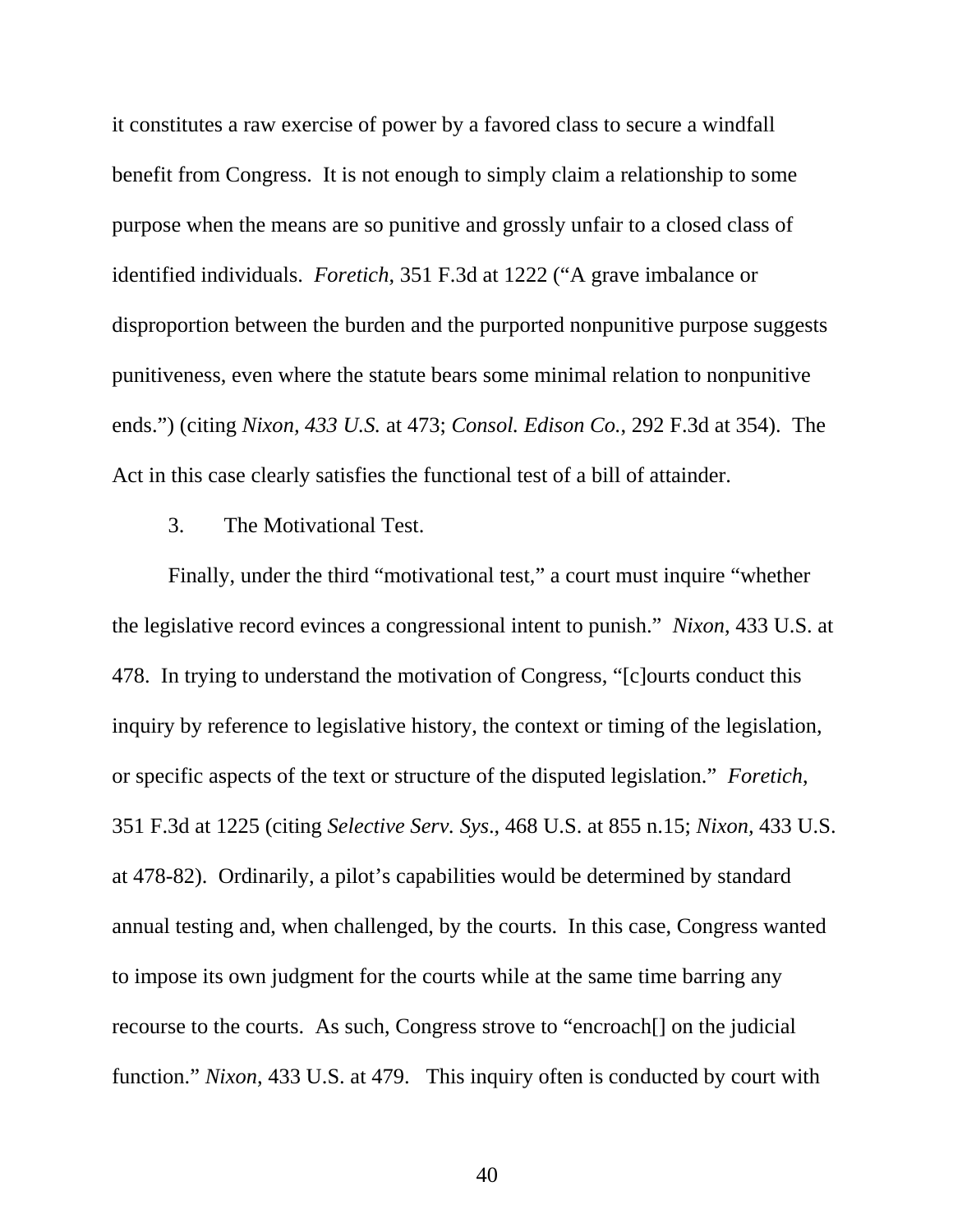it constitutes a raw exercise of power by a favored class to secure a windfall benefit from Congress. It is not enough to simply claim a relationship to some purpose when the means are so punitive and grossly unfair to a closed class of identified individuals. *Foretich*, 351 F.3d at 1222 ("A grave imbalance or disproportion between the burden and the purported nonpunitive purpose suggests punitiveness, even where the statute bears some minimal relation to nonpunitive ends.") (citing *Nixon, 433 U.S.* at 473; *Consol. Edison Co.*, 292 F.3d at 354). The Act in this case clearly satisfies the functional test of a bill of attainder.

3. The Motivational Test.

Finally, under the third "motivational test," a court must inquire "whether the legislative record evinces a congressional intent to punish." *Nixon*, 433 U.S. at 478. In trying to understand the motivation of Congress, "[c]ourts conduct this inquiry by reference to legislative history, the context or timing of the legislation, or specific aspects of the text or structure of the disputed legislation." *Foretich*, 351 F.3d at 1225 (citing *Selective Serv. Sys.*, 468 U.S. at 855 n.15; *Nixon*, 433 U.S. at 478-82). Ordinarily, a pilot's capabilities would be determined by standard annual testing and, when challenged, by the courts. In this case, Congress wanted to impose its own judgment for the courts while at the same time barring any recourse to the courts. As such, Congress strove to "encroach[] on the judicial function." *Nixon*, 433 U.S. at 479. This inquiry often is conducted by court with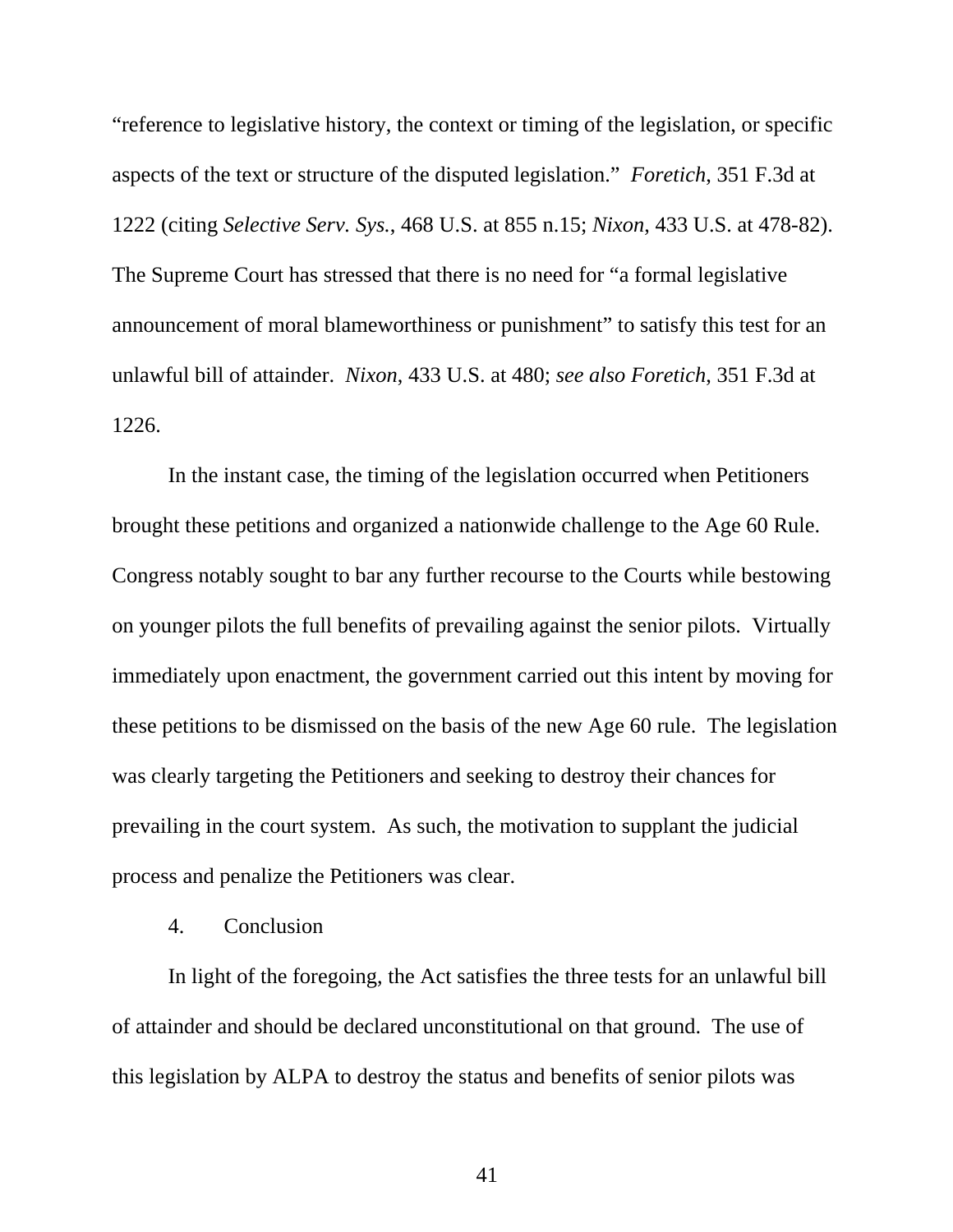"reference to legislative history, the context or timing of the legislation, or specific aspects of the text or structure of the disputed legislation." *Foretich*, 351 F.3d at 1222 (citing *Selective Serv. Sys.*, 468 U.S. at 855 n.15; *Nixon*, 433 U.S. at 478-82). The Supreme Court has stressed that there is no need for "a formal legislative announcement of moral blameworthiness or punishment" to satisfy this test for an unlawful bill of attainder. *Nixon*, 433 U.S. at 480; *see also Foretich*, 351 F.3d at 1226.

In the instant case, the timing of the legislation occurred when Petitioners brought these petitions and organized a nationwide challenge to the Age 60 Rule. Congress notably sought to bar any further recourse to the Courts while bestowing on younger pilots the full benefits of prevailing against the senior pilots. Virtually immediately upon enactment, the government carried out this intent by moving for these petitions to be dismissed on the basis of the new Age 60 rule. The legislation was clearly targeting the Petitioners and seeking to destroy their chances for prevailing in the court system. As such, the motivation to supplant the judicial process and penalize the Petitioners was clear.

4. Conclusion

In light of the foregoing, the Act satisfies the three tests for an unlawful bill of attainder and should be declared unconstitutional on that ground. The use of this legislation by ALPA to destroy the status and benefits of senior pilots was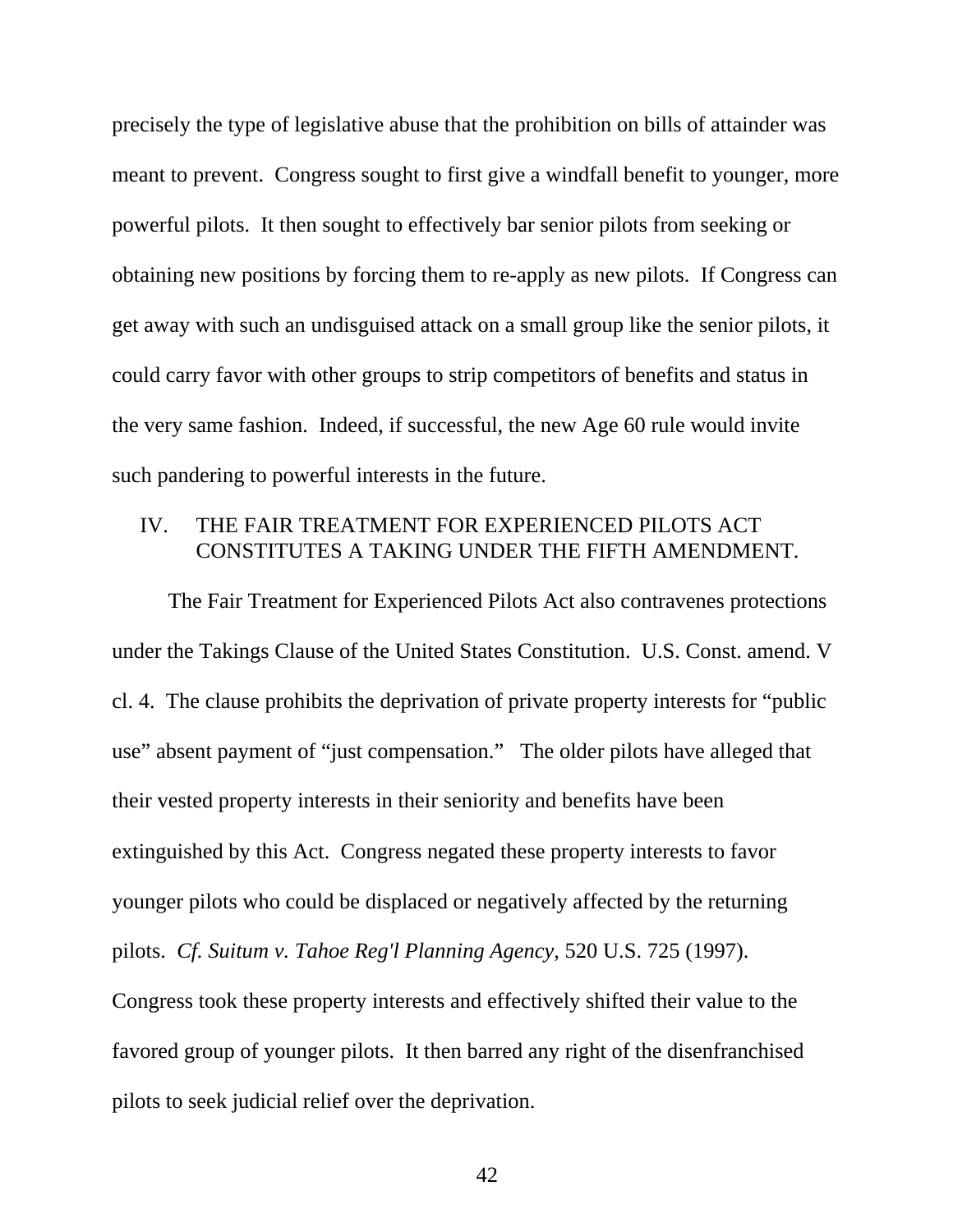precisely the type of legislative abuse that the prohibition on bills of attainder was meant to prevent. Congress sought to first give a windfall benefit to younger, more powerful pilots. It then sought to effectively bar senior pilots from seeking or obtaining new positions by forcing them to re-apply as new pilots. If Congress can get away with such an undisguised attack on a small group like the senior pilots, it could carry favor with other groups to strip competitors of benefits and status in the very same fashion. Indeed, if successful, the new Age 60 rule would invite such pandering to powerful interests in the future.

## IV. THE FAIR TREATMENT FOR EXPERIENCED PILOTS ACT CONSTITUTES A TAKING UNDER THE FIFTH AMENDMENT.

The Fair Treatment for Experienced Pilots Act also contravenes protections under the Takings Clause of the United States Constitution. U.S. Const. amend. V cl. 4. The clause prohibits the deprivation of private property interests for "public use" absent payment of "just compensation." The older pilots have alleged that their vested property interests in their seniority and benefits have been extinguished by this Act. Congress negated these property interests to favor younger pilots who could be displaced or negatively affected by the returning pilots. *Cf. Suitum v. Tahoe Reg'l Planning Agency*, 520 U.S. 725 (1997). Congress took these property interests and effectively shifted their value to the favored group of younger pilots. It then barred any right of the disenfranchised pilots to seek judicial relief over the deprivation.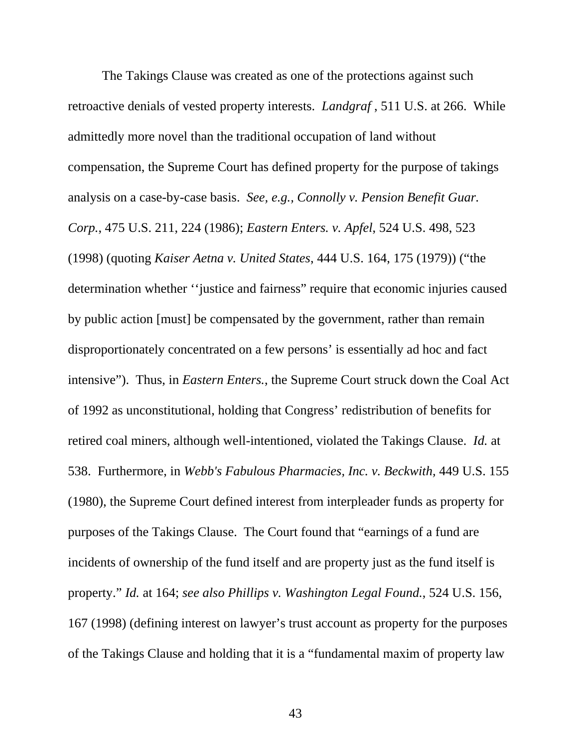The Takings Clause was created as one of the protections against such retroactive denials of vested property interests. *Landgraf* , 511 U.S. at 266. While admittedly more novel than the traditional occupation of land without compensation, the Supreme Court has defined property for the purpose of takings analysis on a case-by-case basis. *See, e.g., Connolly v. Pension Benefit Guar. Corp.*, 475 U.S. 211, 224 (1986); *Eastern Enters. v. Apfel*, 524 U.S. 498, 523 (1998) (quoting *Kaiser Aetna v. United States*, 444 U.S. 164, 175 (1979)) ("the determination whether ''justice and fairness" require that economic injuries caused by public action [must] be compensated by the government, rather than remain disproportionately concentrated on a few persons' is essentially ad hoc and fact intensive"). Thus, in *Eastern Enters.*, the Supreme Court struck down the Coal Act of 1992 as unconstitutional, holding that Congress' redistribution of benefits for retired coal miners, although well-intentioned, violated the Takings Clause. *Id.* at 538. Furthermore, in *Webb's Fabulous Pharmacies, Inc. v. Beckwith,* 449 U.S. 155 (1980), the Supreme Court defined interest from interpleader funds as property for purposes of the Takings Clause. The Court found that "earnings of a fund are incidents of ownership of the fund itself and are property just as the fund itself is property." *Id.* at 164; *see also Phillips v. Washington Legal Found.*, 524 U.S. 156, 167 (1998) (defining interest on lawyer's trust account as property for the purposes of the Takings Clause and holding that it is a "fundamental maxim of property law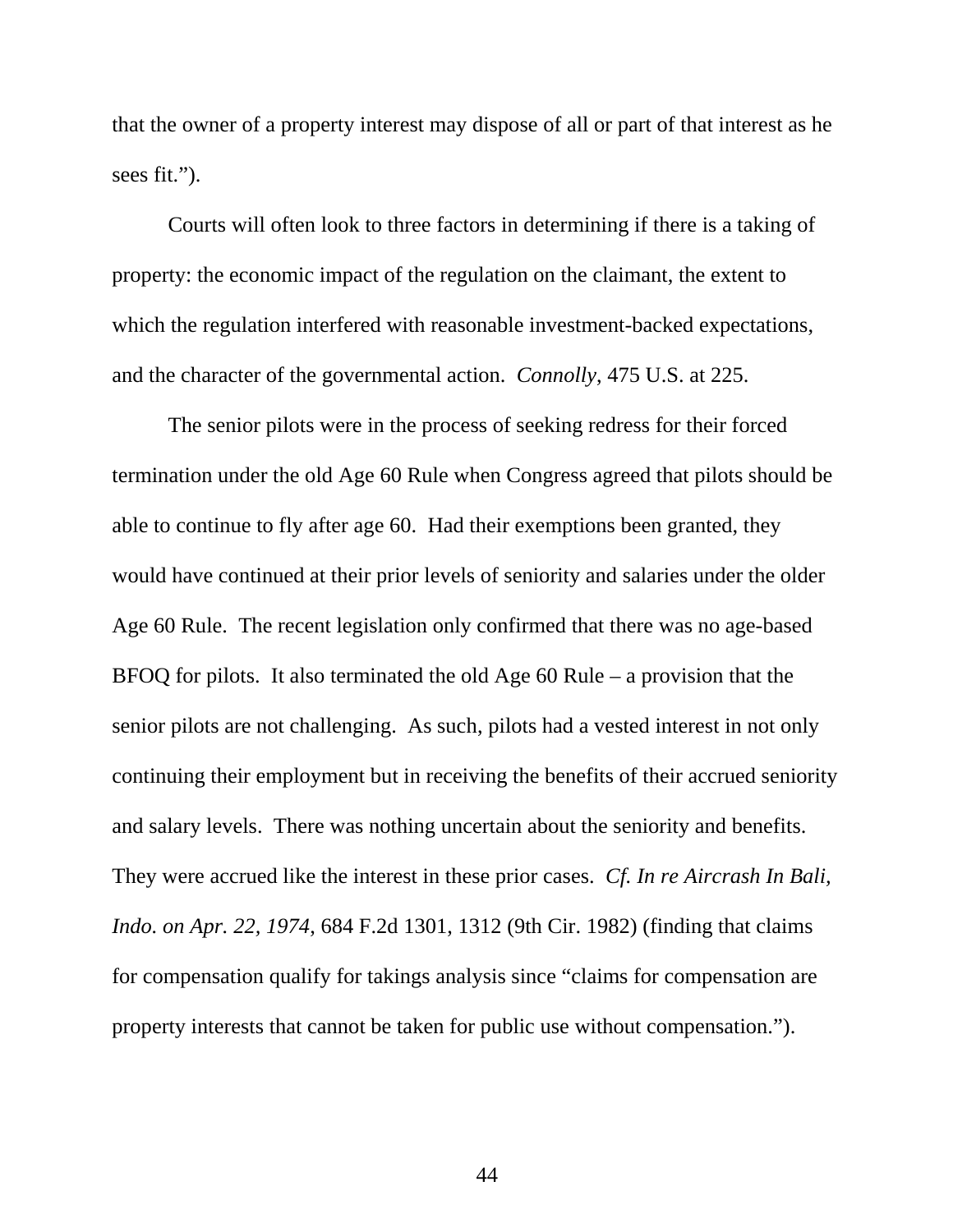that the owner of a property interest may dispose of all or part of that interest as he sees fit.").

Courts will often look to three factors in determining if there is a taking of property: the economic impact of the regulation on the claimant, the extent to which the regulation interfered with reasonable investment-backed expectations, and the character of the governmental action. *Connolly*, 475 U.S. at 225.

The senior pilots were in the process of seeking redress for their forced termination under the old Age 60 Rule when Congress agreed that pilots should be able to continue to fly after age 60. Had their exemptions been granted, they would have continued at their prior levels of seniority and salaries under the older Age 60 Rule. The recent legislation only confirmed that there was no age-based BFOQ for pilots. It also terminated the old Age 60 Rule – a provision that the senior pilots are not challenging. As such, pilots had a vested interest in not only continuing their employment but in receiving the benefits of their accrued seniority and salary levels. There was nothing uncertain about the seniority and benefits. They were accrued like the interest in these prior cases. *Cf. In re Aircrash In Bali, Indo. on Apr. 22, 1974*, 684 F.2d 1301, 1312 (9th Cir. 1982) (finding that claims for compensation qualify for takings analysis since "claims for compensation are property interests that cannot be taken for public use without compensation.").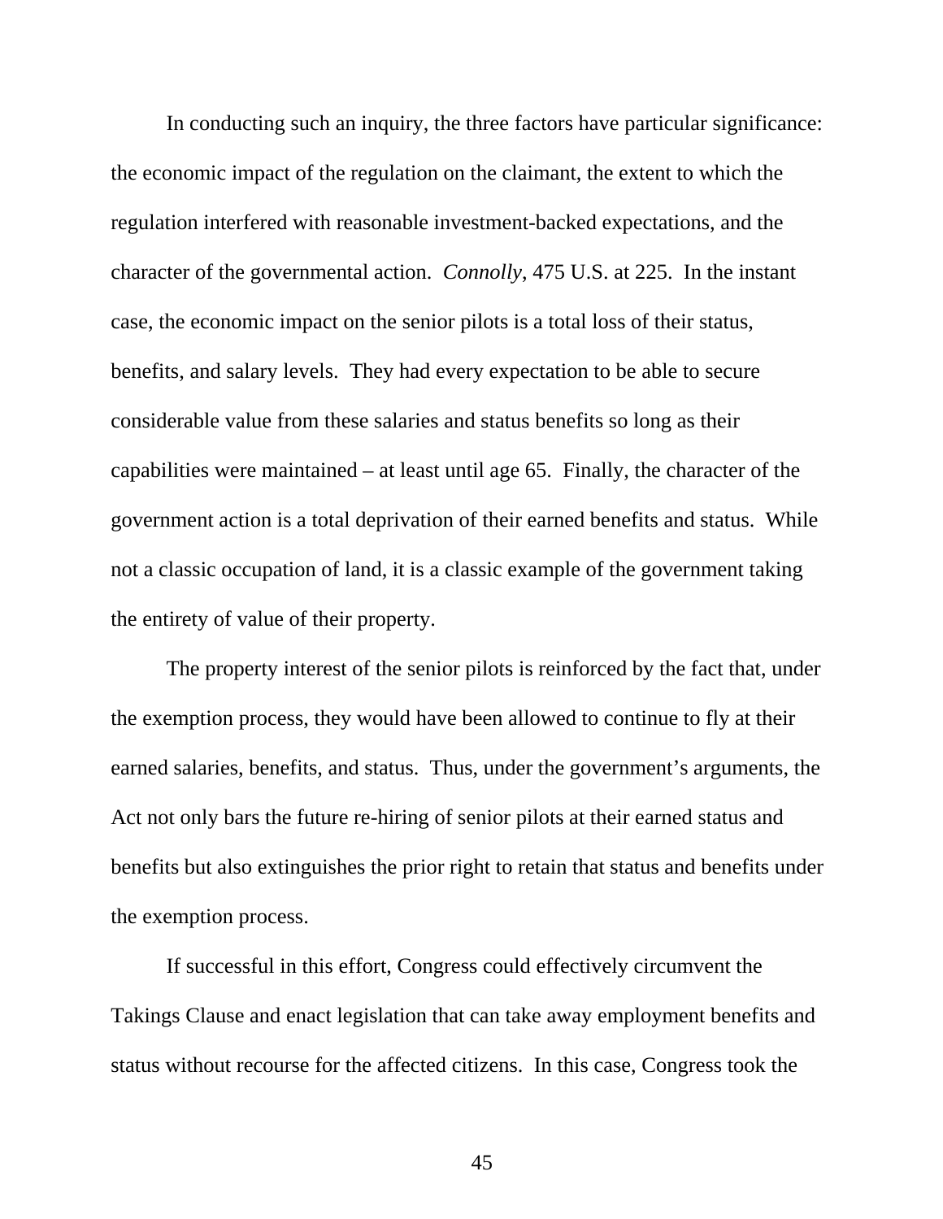In conducting such an inquiry, the three factors have particular significance: the economic impact of the regulation on the claimant, the extent to which the regulation interfered with reasonable investment-backed expectations, and the character of the governmental action. *Connolly*, 475 U.S. at 225. In the instant case, the economic impact on the senior pilots is a total loss of their status, benefits, and salary levels. They had every expectation to be able to secure considerable value from these salaries and status benefits so long as their capabilities were maintained – at least until age 65. Finally, the character of the government action is a total deprivation of their earned benefits and status. While not a classic occupation of land, it is a classic example of the government taking the entirety of value of their property.

The property interest of the senior pilots is reinforced by the fact that, under the exemption process, they would have been allowed to continue to fly at their earned salaries, benefits, and status. Thus, under the government's arguments, the Act not only bars the future re-hiring of senior pilots at their earned status and benefits but also extinguishes the prior right to retain that status and benefits under the exemption process.

If successful in this effort, Congress could effectively circumvent the Takings Clause and enact legislation that can take away employment benefits and status without recourse for the affected citizens. In this case, Congress took the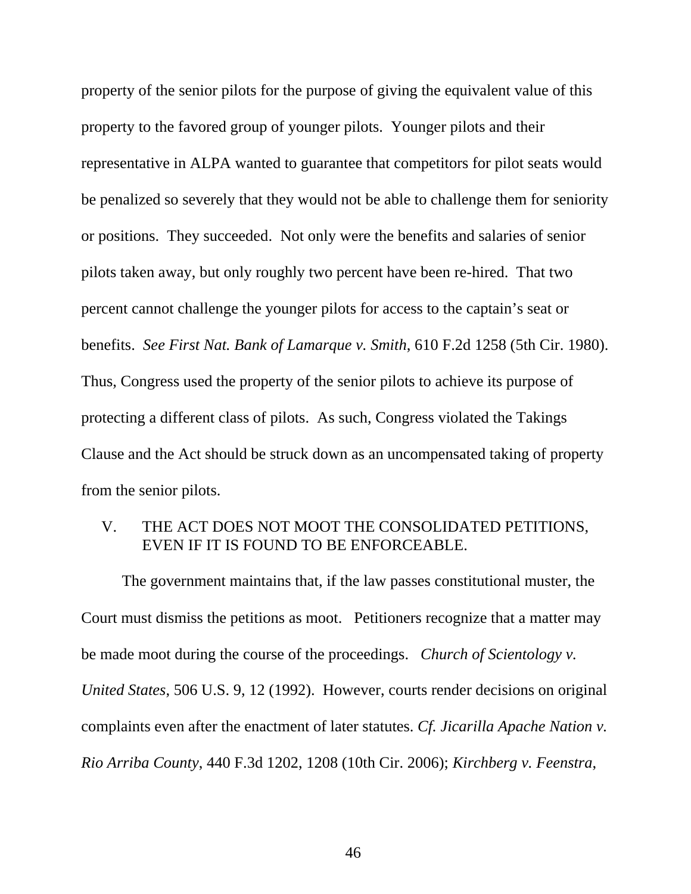property of the senior pilots for the purpose of giving the equivalent value of this property to the favored group of younger pilots. Younger pilots and their representative in ALPA wanted to guarantee that competitors for pilot seats would be penalized so severely that they would not be able to challenge them for seniority or positions. They succeeded. Not only were the benefits and salaries of senior pilots taken away, but only roughly two percent have been re-hired. That two percent cannot challenge the younger pilots for access to the captain's seat or benefits. *See First Nat. Bank of Lamarque v. Smith*, 610 F.2d 1258 (5th Cir. 1980). Thus, Congress used the property of the senior pilots to achieve its purpose of protecting a different class of pilots. As such, Congress violated the Takings Clause and the Act should be struck down as an uncompensated taking of property from the senior pilots.

## V. THE ACT DOES NOT MOOT THE CONSOLIDATED PETITIONS, EVEN IF IT IS FOUND TO BE ENFORCEABLE.

The government maintains that, if the law passes constitutional muster, the Court must dismiss the petitions as moot. Petitioners recognize that a matter may be made moot during the course of the proceedings. *Church of Scientology v. United States*, 506 U.S. 9, 12 (1992). However, courts render decisions on original complaints even after the enactment of later statutes. *Cf. Jicarilla Apache Nation v. Rio Arriba County*, 440 F.3d 1202, 1208 (10th Cir. 2006); *Kirchberg v. Feenstra*,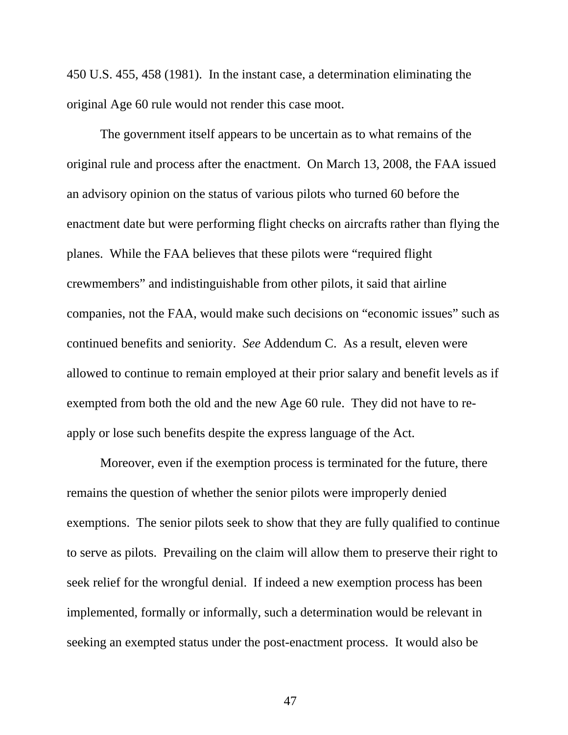450 U.S. 455, 458 (1981). In the instant case, a determination eliminating the original Age 60 rule would not render this case moot.

The government itself appears to be uncertain as to what remains of the original rule and process after the enactment. On March 13, 2008, the FAA issued an advisory opinion on the status of various pilots who turned 60 before the enactment date but were performing flight checks on aircrafts rather than flying the planes. While the FAA believes that these pilots were "required flight crewmembers" and indistinguishable from other pilots, it said that airline companies, not the FAA, would make such decisions on "economic issues" such as continued benefits and seniority. *See* Addendum C. As a result, eleven were allowed to continue to remain employed at their prior salary and benefit levels as if exempted from both the old and the new Age 60 rule. They did not have to re-apply or lose such benefits despite the express language of the Act.

Moreover, even if the exemption process is terminated for the future, there remains the question of whether the senior pilots were improperly denied exemptions. The senior pilots seek to show that they are fully qualified to continue to serve as pilots. Prevailing on the claim will allow them to preserve their right to seek relief for the wrongful denial. If indeed a new exemption process has been implemented, formally or informally, such a determination would be relevant in seeking an exempted status under the post-enactment process. It would also be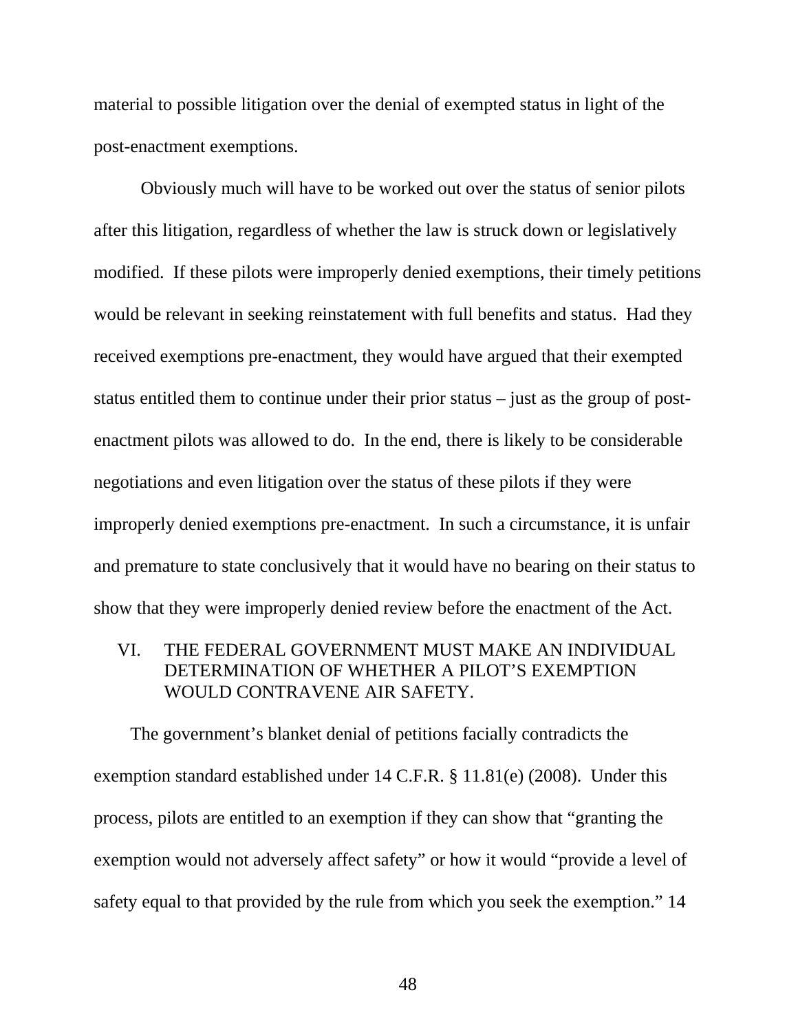material to possible litigation over the denial of exempted status in light of the post-enactment exemptions.

Obviously much will have to be worked out over the status of senior pilots after this litigation, regardless of whether the law is struck down or legislatively modified. If these pilots were improperly denied exemptions, their timely petitions would be relevant in seeking reinstatement with full benefits and status. Had they received exemptions pre-enactment, they would have argued that their exempted status entitled them to continue under their prior status – just as the group of post-enactment pilots was allowed to do. In the end, there is likely to be considerable negotiations and even litigation over the status of these pilots if they were improperly denied exemptions pre-enactment. In such a circumstance, it is unfair and premature to state conclusively that it would have no bearing on their status to show that they were improperly denied review before the enactment of the Act.

## VI. THE FEDERAL GOVERNMENT MUST MAKE AN INDIVIDUAL DETERMINATION OF WHETHER A PILOT'S EXEMPTION WOULD CONTRAVENE AIR SAFETY.

The government's blanket denial of petitions facially contradicts the exemption standard established under 14 C.F.R. § 11.81(e) (2008). Under this process, pilots are entitled to an exemption if they can show that "granting the exemption would not adversely affect safety" or how it would "provide a level of safety equal to that provided by the rule from which you seek the exemption." 14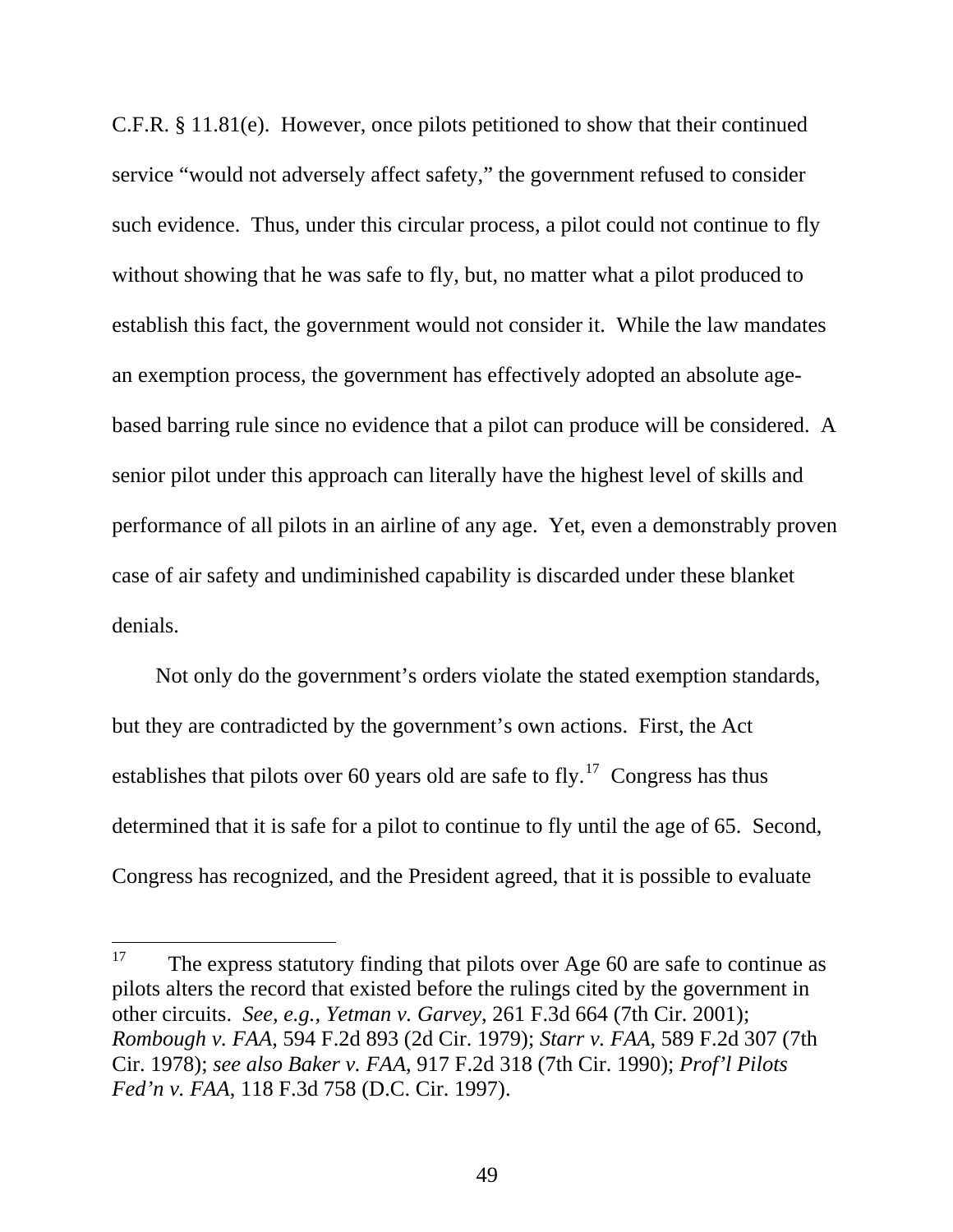C.F.R. § 11.81(e). However, once pilots petitioned to show that their continued service "would not adversely affect safety," the government refused to consider such evidence. Thus, under this circular process, a pilot could not continue to fly without showing that he was safe to fly, but, no matter what a pilot produced to establish this fact, the government would not consider it. While the law mandates an exemption process, the government has effectively adopted an absolute age-based barring rule since no evidence that a pilot can produce will be considered. A senior pilot under this approach can literally have the highest level of skills and performance of all pilots in an airline of any age. Yet, even a demonstrably proven case of air safety and undiminished capability is discarded under these blanket denials.

Not only do the government's orders violate the stated exemption standards, but they are contradicted by the government's own actions. First, the Act establishes that pilots over 60 years old are safe to fly.[17] Congress has thus determined that it is safe for a pilot to continue to fly until the age of 65. Second, Congress has recognized, and the President agreed, that it is possible to evaluate

---

[17] The express statutory finding that pilots over Age 60 are safe to continue as pilots alters the record that existed before the rulings cited by the government in other circuits. *See, e.g., Yetman v. Garvey*, 261 F.3d 664 (7th Cir. 2001); *Rombough v. FAA*, 594 F.2d 893 (2d Cir. 1979); *Starr v. FAA*, 589 F.2d 307 (7th Cir. 1978); *see also Baker v. FAA*, 917 F.2d 318 (7th Cir. 1990); *Prof'l Pilots Fed'n v. FAA*, 118 F.3d 758 (D.C. Cir. 1997).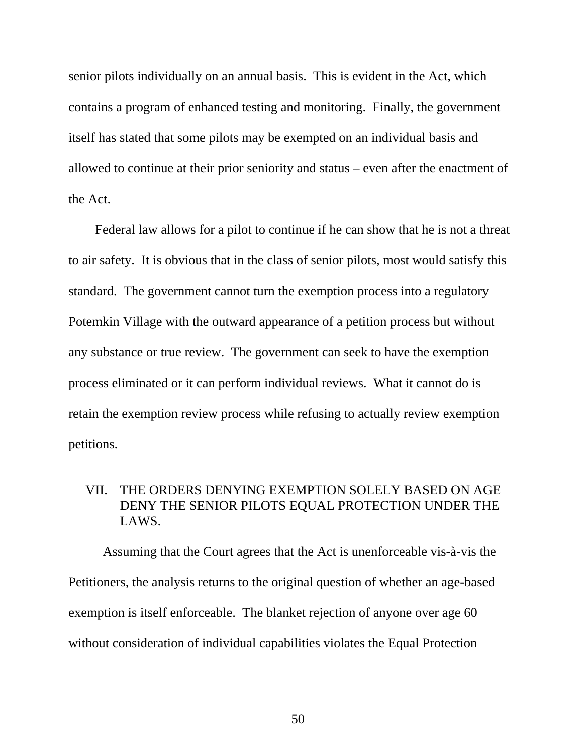senior pilots individually on an annual basis. This is evident in the Act, which contains a program of enhanced testing and monitoring. Finally, the government itself has stated that some pilots may be exempted on an individual basis and allowed to continue at their prior seniority and status – even after the enactment of the Act.

Federal law allows for a pilot to continue if he can show that he is not a threat to air safety. It is obvious that in the class of senior pilots, most would satisfy this standard. The government cannot turn the exemption process into a regulatory Potemkin Village with the outward appearance of a petition process but without any substance or true review. The government can seek to have the exemption process eliminated or it can perform individual reviews. What it cannot do is retain the exemption review process while refusing to actually review exemption petitions.

## VII. THE ORDERS DENYING EXEMPTION SOLELY BASED ON AGE DENY THE SENIOR PILOTS EQUAL PROTECTION UNDER THE LAWS.

Assuming that the Court agrees that the Act is unenforceable vis-à-vis the Petitioners, the analysis returns to the original question of whether an age-based exemption is itself enforceable. The blanket rejection of anyone over age 60 without consideration of individual capabilities violates the Equal Protection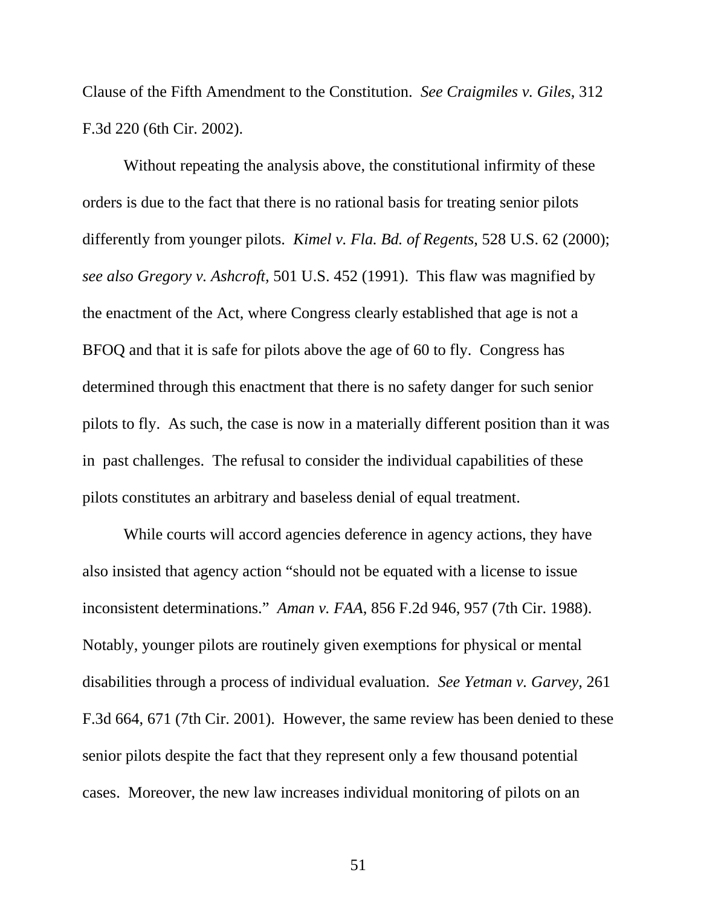Clause of the Fifth Amendment to the Constitution. *See Craigmiles v. Giles*, 312 F.3d 220 (6th Cir. 2002).

Without repeating the analysis above, the constitutional infirmity of these orders is due to the fact that there is no rational basis for treating senior pilots differently from younger pilots. *Kimel v. Fla. Bd. of Regents*, 528 U.S. 62 (2000); *see also Gregory v. Ashcroft,* 501 U.S. 452 (1991). This flaw was magnified by the enactment of the Act, where Congress clearly established that age is not a BFOQ and that it is safe for pilots above the age of 60 to fly. Congress has determined through this enactment that there is no safety danger for such senior pilots to fly. As such, the case is now in a materially different position than it was in past challenges. The refusal to consider the individual capabilities of these pilots constitutes an arbitrary and baseless denial of equal treatment.

While courts will accord agencies deference in agency actions, they have also insisted that agency action "should not be equated with a license to issue inconsistent determinations." *Aman v. FAA*, 856 F.2d 946, 957 (7th Cir. 1988). Notably, younger pilots are routinely given exemptions for physical or mental disabilities through a process of individual evaluation. *See Yetman v. Garvey*, 261 F.3d 664, 671 (7th Cir. 2001). However, the same review has been denied to these senior pilots despite the fact that they represent only a few thousand potential cases. Moreover, the new law increases individual monitoring of pilots on an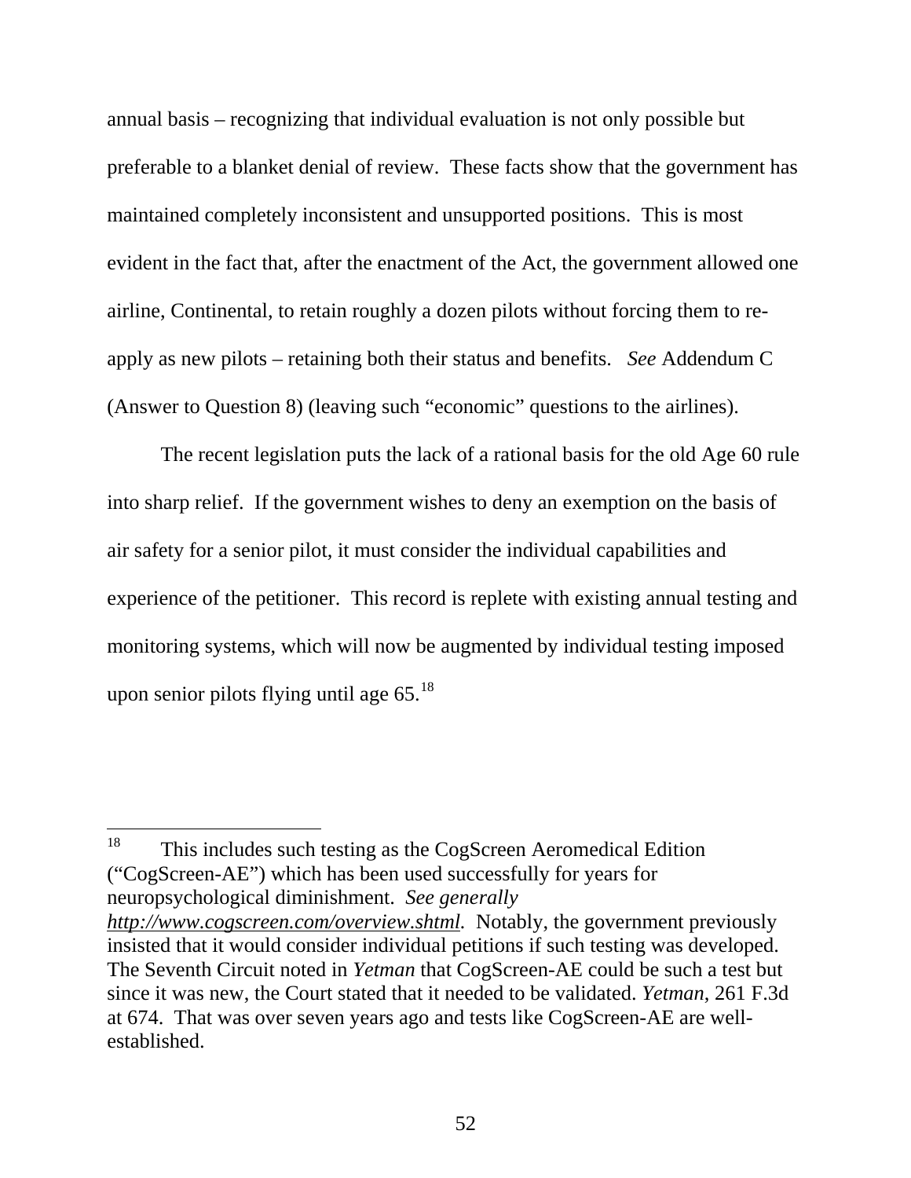annual basis – recognizing that individual evaluation is not only possible but preferable to a blanket denial of review. These facts show that the government has maintained completely inconsistent and unsupported positions. This is most evident in the fact that, after the enactment of the Act, the government allowed one airline, Continental, to retain roughly a dozen pilots without forcing them to re-apply as new pilots – retaining both their status and benefits. *See* Addendum C (Answer to Question 8) (leaving such "economic" questions to the airlines).

The recent legislation puts the lack of a rational basis for the old Age 60 rule into sharp relief. If the government wishes to deny an exemption on the basis of air safety for a senior pilot, it must consider the individual capabilities and experience of the petitioner. This record is replete with existing annual testing and monitoring systems, which will now be augmented by individual testing imposed upon senior pilots flying until age 65.[18]

---

[18] This includes such testing as the CogScreen Aeromedical Edition ("CogScreen-AE") which has been used successfully for years for neuropsychological diminishment. *See generally* *http://www.cogscreen.com/overview.shtml*. Notably, the government previously insisted that it would consider individual petitions if such testing was developed. The Seventh Circuit noted in *Yetman* that CogScreen-AE could be such a test but since it was new, the Court stated that it needed to be validated. *Yetman*, 261 F.3d at 674. That was over seven years ago and tests like CogScreen-AE are well-established.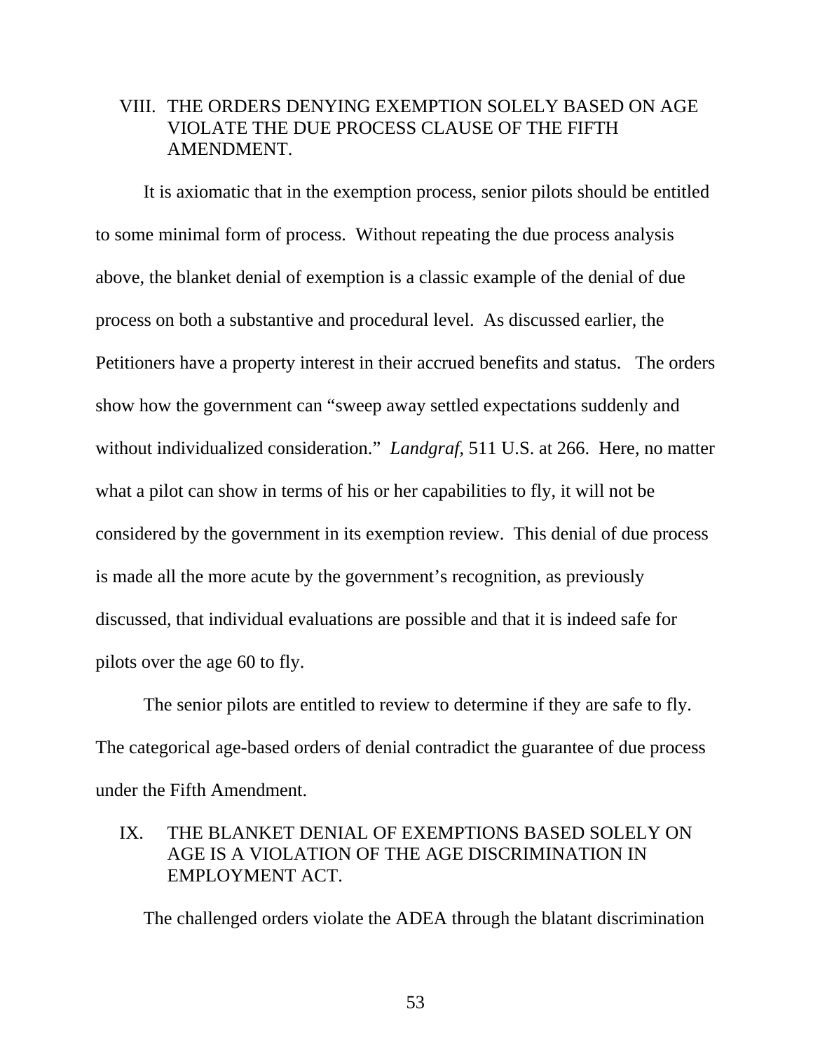## VIII. THE ORDERS DENYING EXEMPTION SOLELY BASED ON AGE VIOLATE THE DUE PROCESS CLAUSE OF THE FIFTH AMENDMENT.

It is axiomatic that in the exemption process, senior pilots should be entitled to some minimal form of process. Without repeating the due process analysis above, the blanket denial of exemption is a classic example of the denial of due process on both a substantive and procedural level. As discussed earlier, the Petitioners have a property interest in their accrued benefits and status. The orders show how the government can "sweep away settled expectations suddenly and without individualized consideration." *Landgraf*, 511 U.S. at 266. Here, no matter what a pilot can show in terms of his or her capabilities to fly, it will not be considered by the government in its exemption review. This denial of due process is made all the more acute by the government's recognition, as previously discussed, that individual evaluations are possible and that it is indeed safe for pilots over the age 60 to fly.

The senior pilots are entitled to review to determine if they are safe to fly. The categorical age-based orders of denial contradict the guarantee of due process under the Fifth Amendment.

## IX. THE BLANKET DENIAL OF EXEMPTIONS BASED SOLELY ON AGE IS A VIOLATION OF THE AGE DISCRIMINATION IN EMPLOYMENT ACT.

The challenged orders violate the ADEA through the blatant discrimination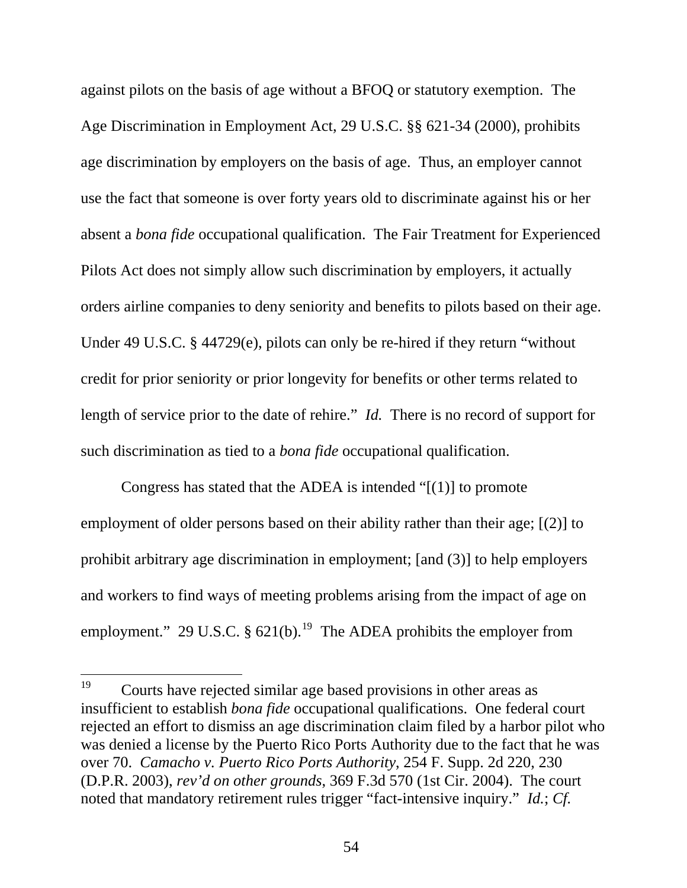against pilots on the basis of age without a BFOQ or statutory exemption. The Age Discrimination in Employment Act, 29 U.S.C. §§ 621-34 (2000), prohibits age discrimination by employers on the basis of age. Thus, an employer cannot use the fact that someone is over forty years old to discriminate against his or her absent a *bona fide* occupational qualification. The Fair Treatment for Experienced Pilots Act does not simply allow such discrimination by employers, it actually orders airline companies to deny seniority and benefits to pilots based on their age. Under 49 U.S.C. § 44729(e), pilots can only be re-hired if they return "without credit for prior seniority or prior longevity for benefits or other terms related to length of service prior to the date of rehire." *Id.* There is no record of support for such discrimination as tied to a *bona fide* occupational qualification.

Congress has stated that the ADEA is intended "[(1)] to promote employment of older persons based on their ability rather than their age; [(2)] to prohibit arbitrary age discrimination in employment; [and (3)] to help employers and workers to find ways of meeting problems arising from the impact of age on employment." 29 U.S.C. § 621(b).[19] The ADEA prohibits the employer from

---

[19] Courts have rejected similar age based provisions in other areas as insufficient to establish *bona fide* occupational qualifications. One federal court rejected an effort to dismiss an age discrimination claim filed by a harbor pilot who was denied a license by the Puerto Rico Ports Authority due to the fact that he was over 70. *Camacho v. Puerto Rico Ports Authority*, 254 F. Supp. 2d 220, 230 (D.P.R. 2003), *rev'd on other grounds*, 369 F.3d 570 (1st Cir. 2004). The court noted that mandatory retirement rules trigger "fact-intensive inquiry." *Id.*; *Cf.*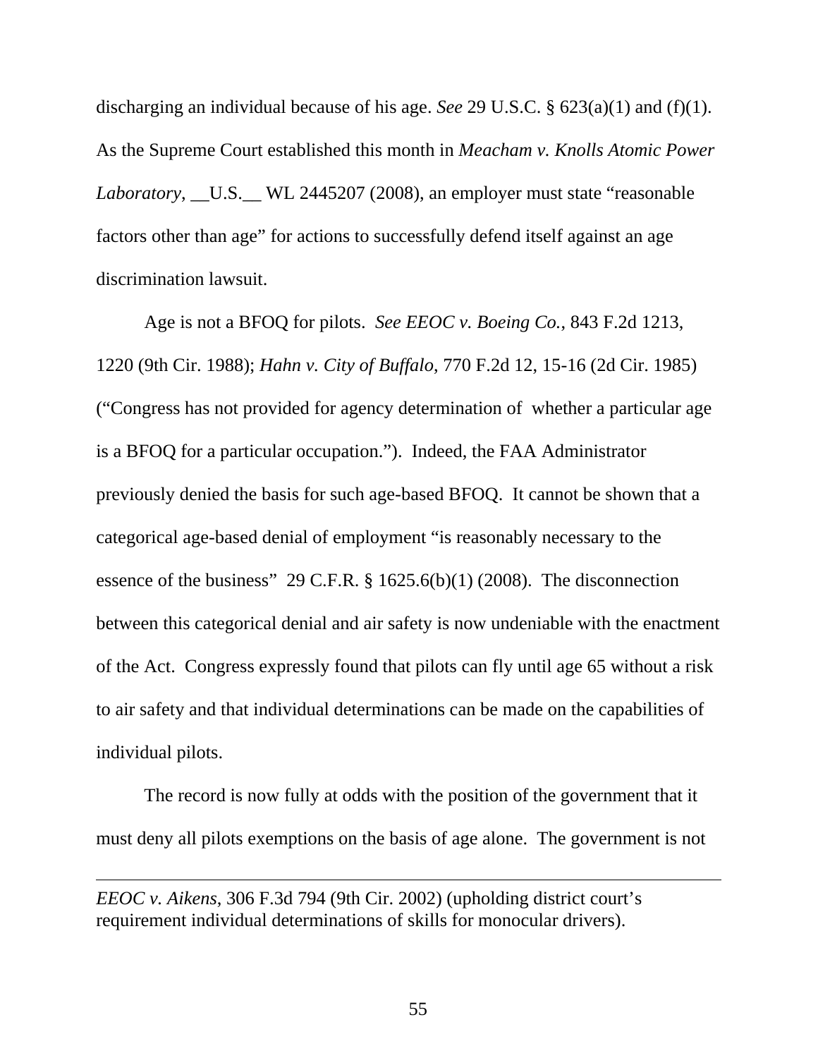discharging an individual because of his age. *See* 29 U.S.C. § 623(a)(1) and (f)(1). As the Supreme Court established this month in *Meacham v. Knolls Atomic Power Laboratory*, __U.S.__ WL 2445207 (2008), an employer must state "reasonable factors other than age" for actions to successfully defend itself against an age discrimination lawsuit.

Age is not a BFOQ for pilots. *See EEOC v. Boeing Co.*, 843 F.2d 1213, 1220 (9th Cir. 1988); *Hahn v. City of Buffalo*, 770 F.2d 12, 15-16 (2d Cir. 1985) ("Congress has not provided for agency determination of whether a particular age is a BFOQ for a particular occupation."). Indeed, the FAA Administrator previously denied the basis for such age-based BFOQ. It cannot be shown that a categorical age-based denial of employment "is reasonably necessary to the essence of the business" 29 C.F.R. § 1625.6(b)(1) (2008). The disconnection between this categorical denial and air safety is now undeniable with the enactment of the Act. Congress expressly found that pilots can fly until age 65 without a risk to air safety and that individual determinations can be made on the capabilities of individual pilots.

The record is now fully at odds with the position of the government that it must deny all pilots exemptions on the basis of age alone. The government is not

---

*EEOC v. Aikens*, 306 F.3d 794 (9th Cir. 2002) (upholding district court's requirement individual determinations of skills for monocular drivers).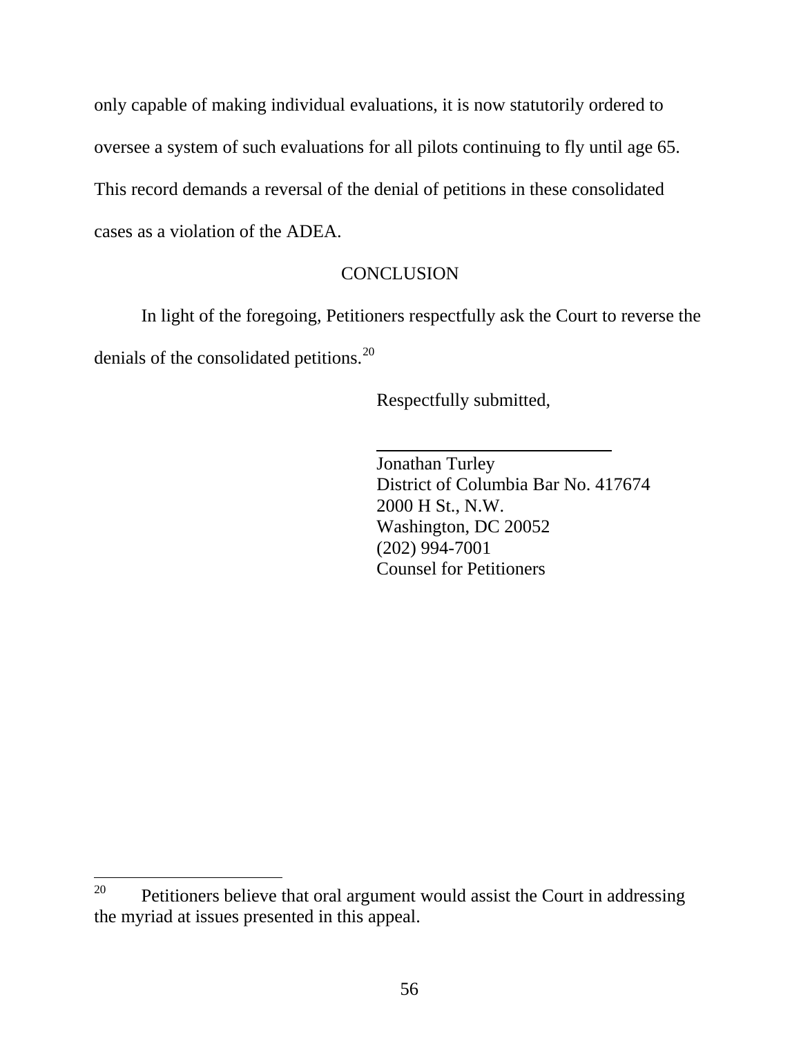only capable of making individual evaluations, it is now statutorily ordered to oversee a system of such evaluations for all pilots continuing to fly until age 65. This record demands a reversal of the denial of petitions in these consolidated cases as a violation of the ADEA.

## CONCLUSION

In light of the foregoing, Petitioners respectfully ask the Court to reverse the denials of the consolidated petitions.[20]

Respectfully submitted,

\_\_\_\_\_\_\_\_\_\_\_\_\_\_\_\_\_\_\_\_\_\_\_\_\_\_\_\_

Jonathan Turley
District of Columbia Bar No. 417674
2000 H St., N.W.
Washington, DC 20052
(202) 994-7001
Counsel for Petitioners

---

[20] Petitioners believe that oral argument would assist the Court in addressing the myriad at issues presented in this appeal.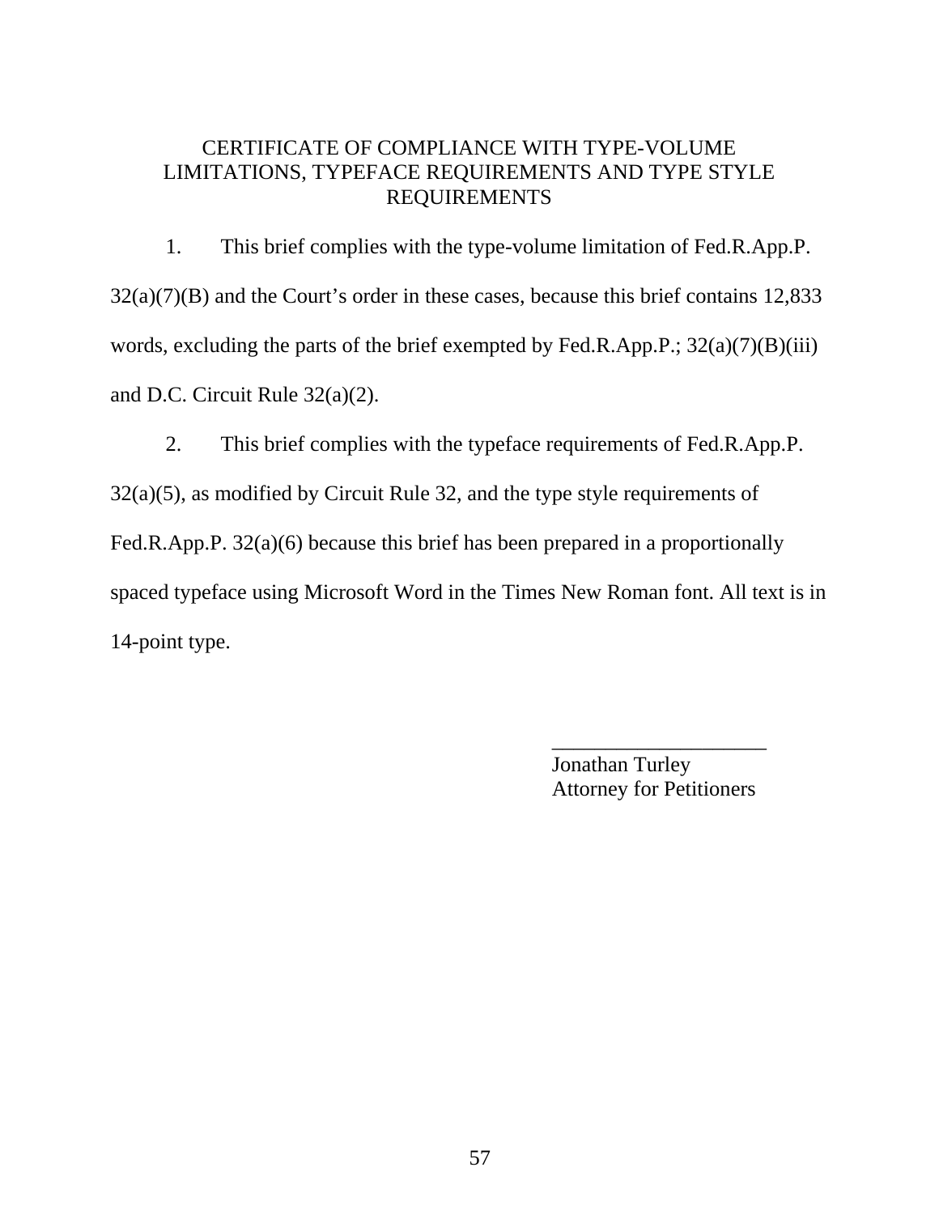# CERTIFICATE OF COMPLIANCE WITH TYPE-VOLUME LIMITATIONS, TYPEFACE REQUIREMENTS AND TYPE STYLE REQUIREMENTS

1. This brief complies with the type-volume limitation of Fed.R.App.P. 32(a)(7)(B) and the Court's order in these cases, because this brief contains 12,833 words, excluding the parts of the brief exempted by Fed.R.App.P.; 32(a)(7)(B)(iii) and D.C. Circuit Rule 32(a)(2).

2. This brief complies with the typeface requirements of Fed.R.App.P. 32(a)(5), as modified by Circuit Rule 32, and the type style requirements of Fed.R.App.P. 32(a)(6) because this brief has been prepared in a proportionally spaced typeface using Microsoft Word in the Times New Roman font. All text is in 14-point type.

____________________
Jonathan Turley
Attorney for Petitioners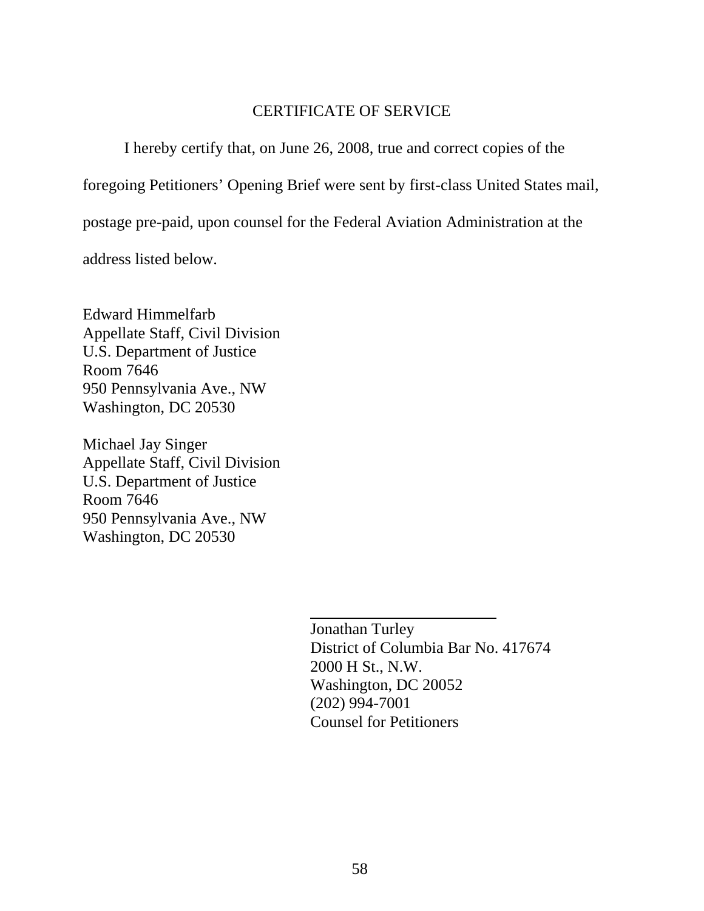## CERTIFICATE OF SERVICE

I hereby certify that, on June 26, 2008, true and correct copies of the foregoing Petitioners' Opening Brief were sent by first-class United States mail, postage pre-paid, upon counsel for the Federal Aviation Administration at the address listed below.

Edward Himmelfarb
Appellate Staff, Civil Division
U.S. Department of Justice
Room 7646
950 Pennsylvania Ave., NW
Washington, DC 20530

Michael Jay Singer
Appellate Staff, Civil Division
U.S. Department of Justice
Room 7646
950 Pennsylvania Ave., NW
Washington, DC 20530

\_\_\_\_\_\_\_\_\_\_\_\_\_\_\_\_\_\_\_\_\_\_\_\_

Jonathan Turley
District of Columbia Bar No. 417674
2000 H St., N.W.
Washington, DC 20052
(202) 994-7001
Counsel for Petitioners